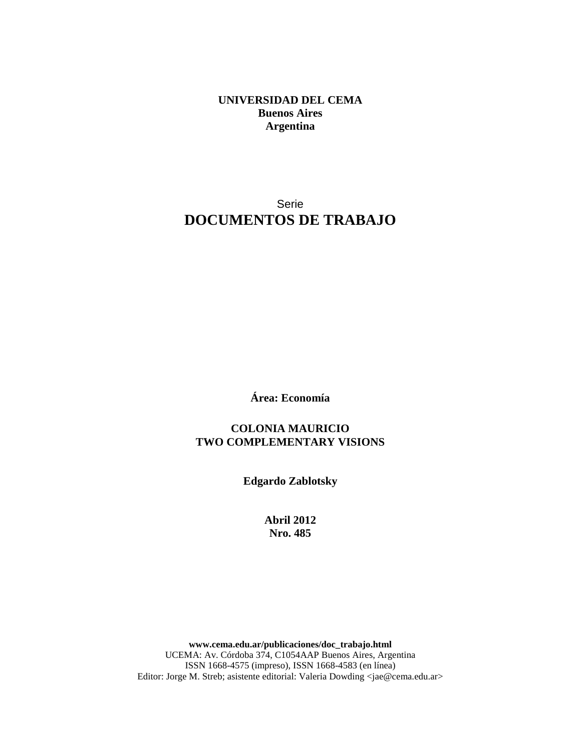**UNIVERSIDAD DEL CEMA**
**Buenos Aires**
**Argentina**

Serie

# DOCUMENTOS DE TRABAJO

**Área: Economía**

**COLONIA MAURICIO**
**TWO COMPLEMENTARY VISIONS**

**Edgardo Zablotsky**

**Abril 2012**
**Nro. 485**

**www.cema.edu.ar/publicaciones/doc_trabajo.html**
UCEMA: Av. Córdoba 374, C1054AAP Buenos Aires, Argentina
ISSN 1668-4575 (impreso), ISSN 1668-4583 (en línea)
Editor: Jorge M. Streb; asistente editorial: Valeria Dowding <jae@cema.edu.ar>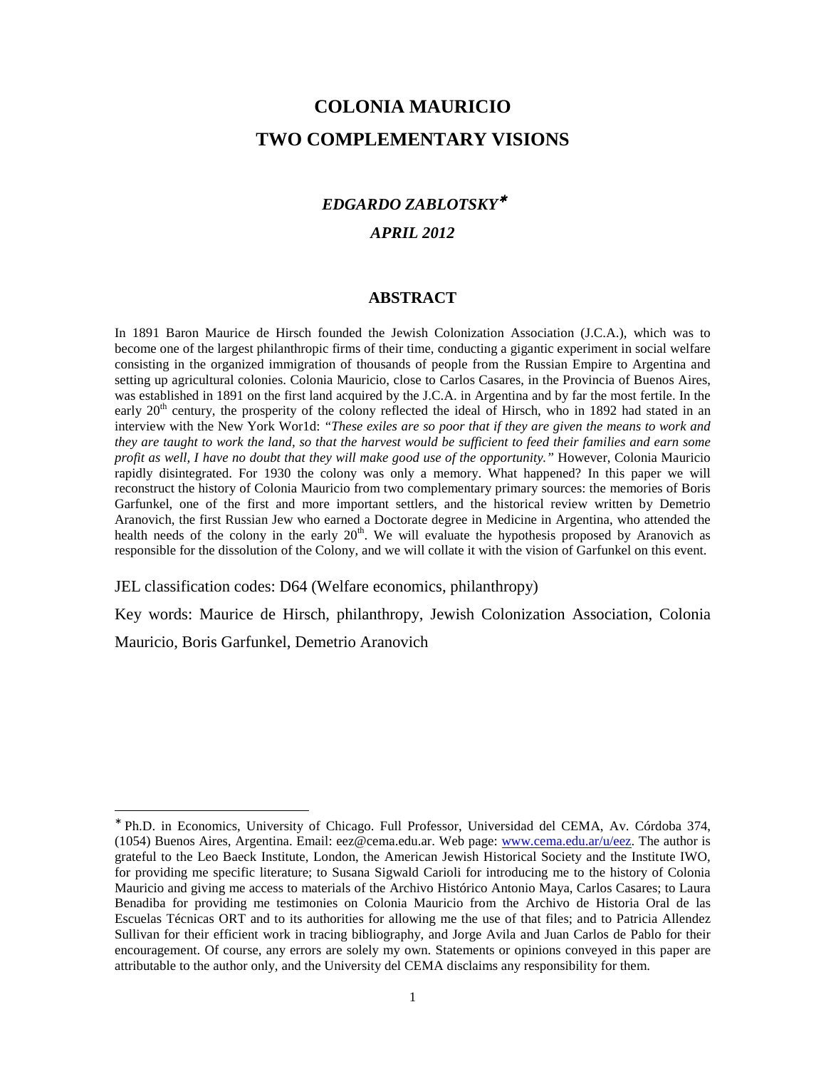# COLONIA MAURICIO
# TWO COMPLEMENTARY VISIONS

### *EDGARDO ZABLOTSKY*[∗]

### *APRIL 2012*

## ABSTRACT

In 1891 Baron Maurice de Hirsch founded the Jewish Colonization Association (J.C.A.), which was to become one of the largest philanthropic firms of their time, conducting a gigantic experiment in social welfare consisting in the organized immigration of thousands of people from the Russian Empire to Argentina and setting up agricultural colonies. Colonia Mauricio, close to Carlos Casares, in the Provincia of Buenos Aires, was established in 1891 on the first land acquired by the J.C.A. in Argentina and by far the most fertile. In the early 20th century, the prosperity of the colony reflected the ideal of Hirsch, who in 1892 had stated in an interview with the New York Wor1d: *"These exiles are so poor that if they are given the means to work and they are taught to work the land, so that the harvest would be sufficient to feed their families and earn some profit as well, I have no doubt that they will make good use of the opportunity."* However, Colonia Mauricio rapidly disintegrated. For 1930 the colony was only a memory. What happened? In this paper we will reconstruct the history of Colonia Mauricio from two complementary primary sources: the memories of Boris Garfunkel, one of the first and more important settlers, and the historical review written by Demetrio Aranovich, the first Russian Jew who earned a Doctorate degree in Medicine in Argentina, who attended the health needs of the colony in the early 20th. We will evaluate the hypothesis proposed by Aranovich as responsible for the dissolution of the Colony, and we will collate it with the vision of Garfunkel on this event.

JEL classification codes: D64 (Welfare economics, philanthropy)

Key words: Maurice de Hirsch, philanthropy, Jewish Colonization Association, Colonia Mauricio, Boris Garfunkel, Demetrio Aranovich

---

[∗] Ph.D. in Economics, University of Chicago. Full Professor, Universidad del CEMA, Av. Córdoba 374, (1054) Buenos Aires, Argentina. Email: eez@cema.edu.ar. Web page: www.cema.edu.ar/u/eez. The author is grateful to the Leo Baeck Institute, London, the American Jewish Historical Society and the Institute IWO, for providing me specific literature; to Susana Sigwald Carioli for introducing me to the history of Colonia Mauricio and giving me access to materials of the Archivo Histórico Antonio Maya, Carlos Casares; to Laura Benadiba for providing me testimonies on Colonia Mauricio from the Archivo de Historia Oral de las Escuelas Técnicas ORT and to its authorities for allowing me the use of that files; and to Patricia Allendez Sullivan for their efficient work in tracing bibliography, and Jorge Avila and Juan Carlos de Pablo for their encouragement. Of course, any errors are solely my own. Statements or opinions conveyed in this paper are attributable to the author only, and the University del CEMA disclaims any responsibility for them.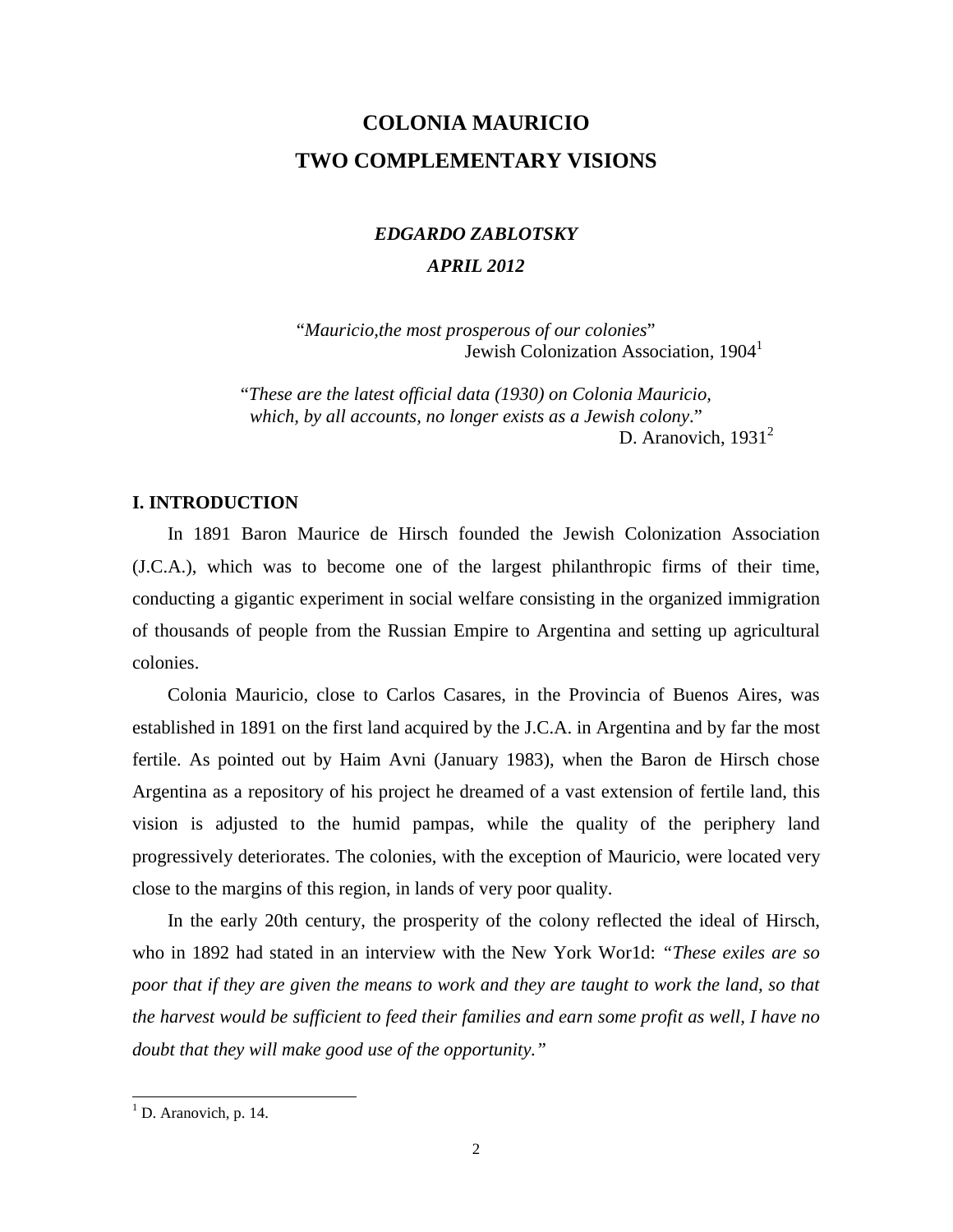# COLONIA MAURICIO
# TWO COMPLEMENTARY VISIONS

***EDGARDO ZABLOTSKY***

***APRIL 2012***

"*Mauricio,the most prosperous of our colonies*"
Jewish Colonization Association, 1904[1]

"*These are the latest official data (1930) on Colonia Mauricio, which, by all accounts, no longer exists as a Jewish colony*."
D. Aranovich, 1931[2]

## I. INTRODUCTION

In 1891 Baron Maurice de Hirsch founded the Jewish Colonization Association (J.C.A.), which was to become one of the largest philanthropic firms of their time, conducting a gigantic experiment in social welfare consisting in the organized immigration of thousands of people from the Russian Empire to Argentina and setting up agricultural colonies.

Colonia Mauricio, close to Carlos Casares, in the Provincia of Buenos Aires, was established in 1891 on the first land acquired by the J.C.A. in Argentina and by far the most fertile. As pointed out by Haim Avni (January 1983), when the Baron de Hirsch chose Argentina as a repository of his project he dreamed of a vast extension of fertile land, this vision is adjusted to the humid pampas, while the quality of the periphery land progressively deteriorates. The colonies, with the exception of Mauricio, were located very close to the margins of this region, in lands of very poor quality.

In the early 20th century, the prosperity of the colony reflected the ideal of Hirsch, who in 1892 had stated in an interview with the New York Wor1d: *"These exiles are so poor that if they are given the means to work and they are taught to work the land, so that the harvest would be sufficient to feed their families and earn some profit as well, I have no doubt that they will make good use of the opportunity."*

[1] D. Aranovich, p. 14.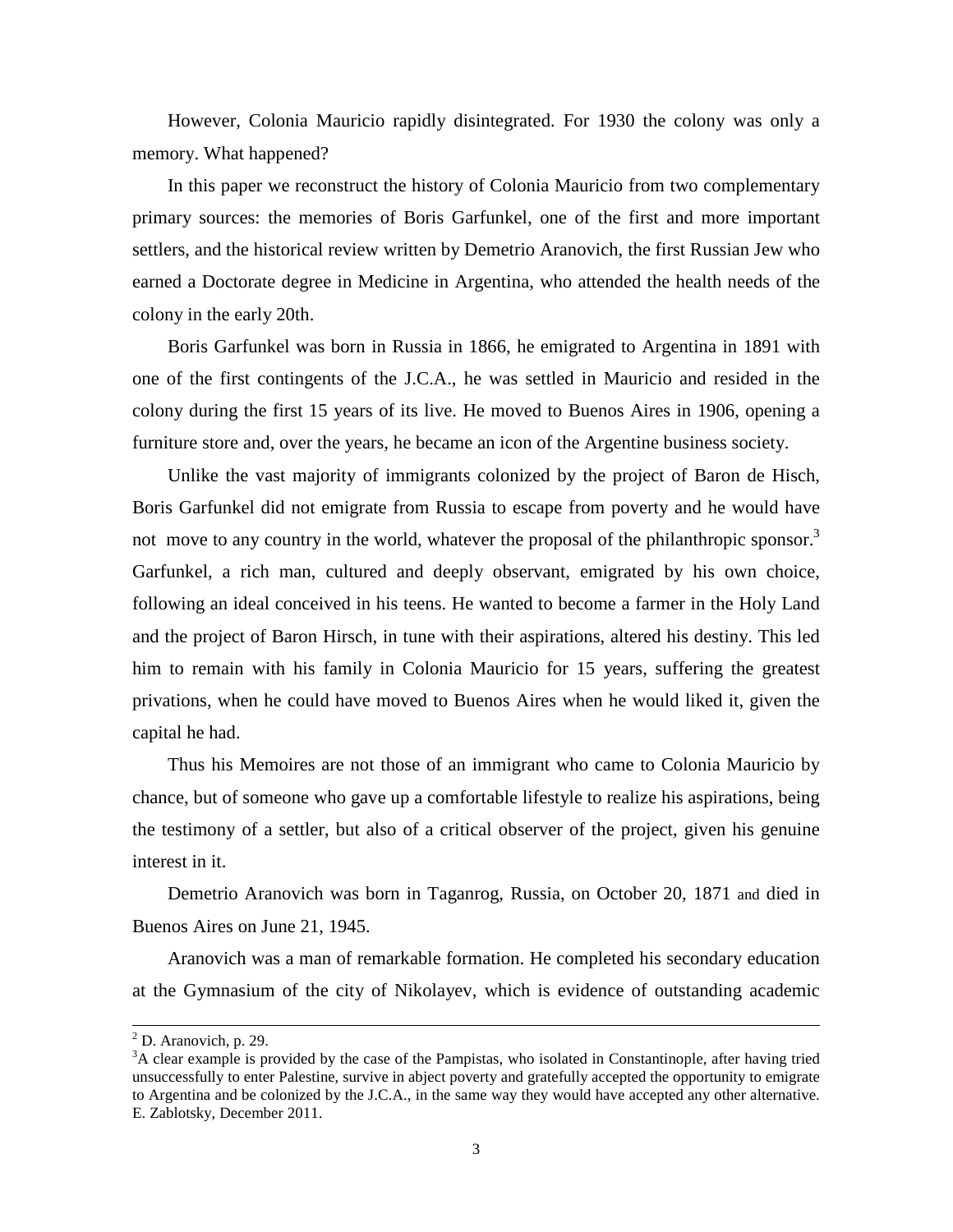However, Colonia Mauricio rapidly disintegrated. For 1930 the colony was only a memory. What happened?

In this paper we reconstruct the history of Colonia Mauricio from two complementary primary sources: the memories of Boris Garfunkel, one of the first and more important settlers, and the historical review written by Demetrio Aranovich, the first Russian Jew who earned a Doctorate degree in Medicine in Argentina, who attended the health needs of the colony in the early 20th.

Boris Garfunkel was born in Russia in 1866, he emigrated to Argentina in 1891 with one of the first contingents of the J.C.A., he was settled in Mauricio and resided in the colony during the first 15 years of its live. He moved to Buenos Aires in 1906, opening a furniture store and, over the years, he became an icon of the Argentine business society.

Unlike the vast majority of immigrants colonized by the project of Baron de Hisch, Boris Garfunkel did not emigrate from Russia to escape from poverty and he would have not move to any country in the world, whatever the proposal of the philanthropic sponsor.[3] Garfunkel, a rich man, cultured and deeply observant, emigrated by his own choice, following an ideal conceived in his teens. He wanted to become a farmer in the Holy Land and the project of Baron Hirsch, in tune with their aspirations, altered his destiny. This led him to remain with his family in Colonia Mauricio for 15 years, suffering the greatest privations, when he could have moved to Buenos Aires when he would liked it, given the capital he had.

Thus his Memoires are not those of an immigrant who came to Colonia Mauricio by chance, but of someone who gave up a comfortable lifestyle to realize his aspirations, being the testimony of a settler, but also of a critical observer of the project, given his genuine interest in it.

Demetrio Aranovich was born in Taganrog, Russia, on October 20, 1871 and died in Buenos Aires on June 21, 1945.

Aranovich was a man of remarkable formation. He completed his secondary education at the Gymnasium of the city of Nikolayev, which is evidence of outstanding academic

---

[2] D. Aranovich, p. 29.

[3] A clear example is provided by the case of the Pampistas, who isolated in Constantinople, after having tried unsuccessfully to enter Palestine, survive in abject poverty and gratefully accepted the opportunity to emigrate to Argentina and be colonized by the J.C.A., in the same way they would have accepted any other alternative. E. Zablotsky, December 2011.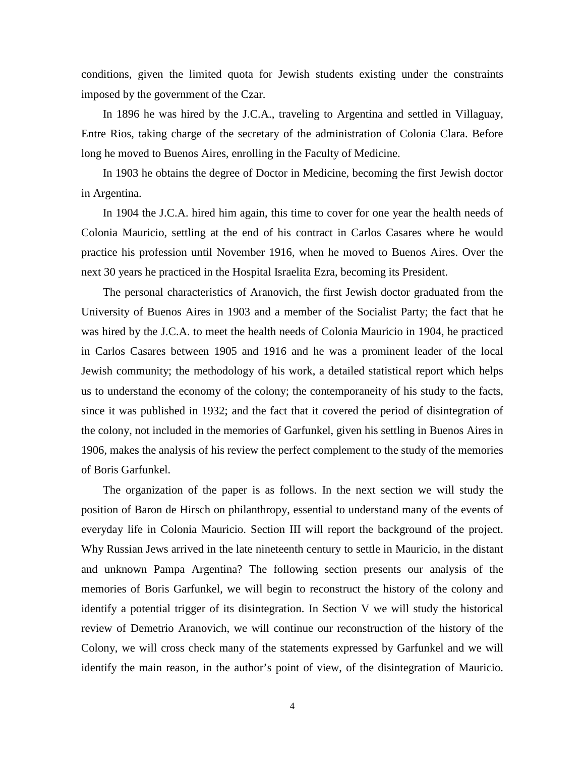conditions, given the limited quota for Jewish students existing under the constraints imposed by the government of the Czar.

In 1896 he was hired by the J.C.A., traveling to Argentina and settled in Villaguay, Entre Rios, taking charge of the secretary of the administration of Colonia Clara. Before long he moved to Buenos Aires, enrolling in the Faculty of Medicine.

In 1903 he obtains the degree of Doctor in Medicine, becoming the first Jewish doctor in Argentina.

In 1904 the J.C.A. hired him again, this time to cover for one year the health needs of Colonia Mauricio, settling at the end of his contract in Carlos Casares where he would practice his profession until November 1916, when he moved to Buenos Aires. Over the next 30 years he practiced in the Hospital Israelita Ezra, becoming its President.

The personal characteristics of Aranovich, the first Jewish doctor graduated from the University of Buenos Aires in 1903 and a member of the Socialist Party; the fact that he was hired by the J.C.A. to meet the health needs of Colonia Mauricio in 1904, he practiced in Carlos Casares between 1905 and 1916 and he was a prominent leader of the local Jewish community; the methodology of his work, a detailed statistical report which helps us to understand the economy of the colony; the contemporaneity of his study to the facts, since it was published in 1932; and the fact that it covered the period of disintegration of the colony, not included in the memories of Garfunkel, given his settling in Buenos Aires in 1906, makes the analysis of his review the perfect complement to the study of the memories of Boris Garfunkel.

The organization of the paper is as follows. In the next section we will study the position of Baron de Hirsch on philanthropy, essential to understand many of the events of everyday life in Colonia Mauricio. Section III will report the background of the project. Why Russian Jews arrived in the late nineteenth century to settle in Mauricio, in the distant and unknown Pampa Argentina? The following section presents our analysis of the memories of Boris Garfunkel, we will begin to reconstruct the history of the colony and identify a potential trigger of its disintegration. In Section V we will study the historical review of Demetrio Aranovich, we will continue our reconstruction of the history of the Colony, we will cross check many of the statements expressed by Garfunkel and we will identify the main reason, in the author's point of view, of the disintegration of Mauricio.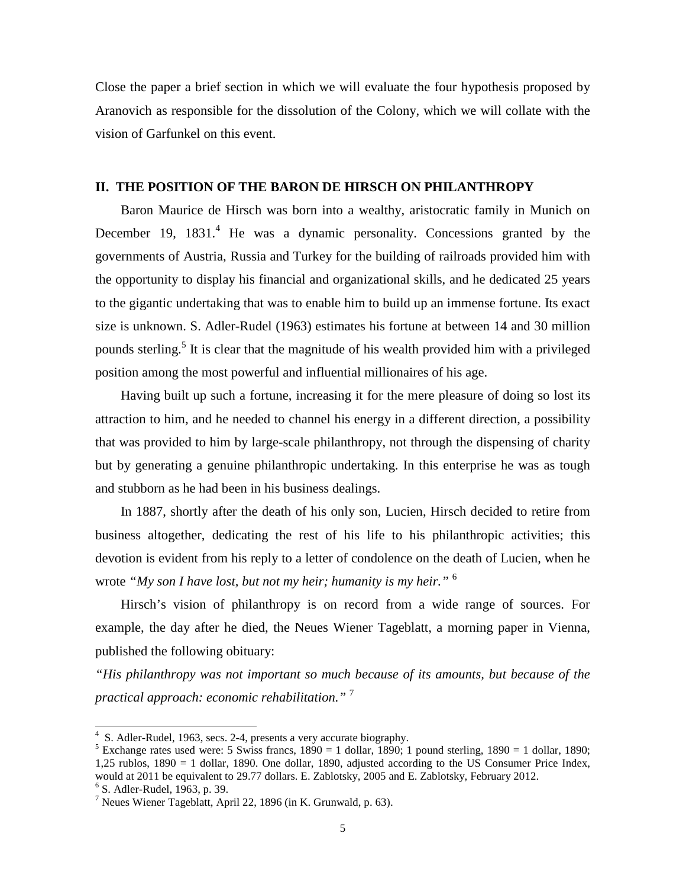Close the paper a brief section in which we will evaluate the four hypothesis proposed by Aranovich as responsible for the dissolution of the Colony, which we will collate with the vision of Garfunkel on this event.

## II. THE POSITION OF THE BARON DE HIRSCH ON PHILANTHROPY

Baron Maurice de Hirsch was born into a wealthy, aristocratic family in Munich on December 19, 1831.[4] He was a dynamic personality. Concessions granted by the governments of Austria, Russia and Turkey for the building of railroads provided him with the opportunity to display his financial and organizational skills, and he dedicated 25 years to the gigantic undertaking that was to enable him to build up an immense fortune. Its exact size is unknown. S. Adler-Rudel (1963) estimates his fortune at between 14 and 30 million pounds sterling.[5] It is clear that the magnitude of his wealth provided him with a privileged position among the most powerful and influential millionaires of his age.

Having built up such a fortune, increasing it for the mere pleasure of doing so lost its attraction to him, and he needed to channel his energy in a different direction, a possibility that was provided to him by large-scale philanthropy, not through the dispensing of charity but by generating a genuine philanthropic undertaking. In this enterprise he was as tough and stubborn as he had been in his business dealings.

In 1887, shortly after the death of his only son, Lucien, Hirsch decided to retire from business altogether, dedicating the rest of his life to his philanthropic activities; this devotion is evident from his reply to a letter of condolence on the death of Lucien, when he wrote *"My son I have lost, but not my heir; humanity is my heir."* [6]

Hirsch's vision of philanthropy is on record from a wide range of sources. For example, the day after he died, the Neues Wiener Tageblatt, a morning paper in Vienna, published the following obituary:

*"His philanthropy was not important so much because of its amounts, but because of the practical approach: economic rehabilitation."* [7]

---

[4] S. Adler-Rudel, 1963, secs. 2-4, presents a very accurate biography.

[5] Exchange rates used were: 5 Swiss francs, 1890 = 1 dollar, 1890; 1 pound sterling, 1890 = 1 dollar, 1890; 1,25 rublos, 1890 = 1 dollar, 1890. One dollar, 1890, adjusted according to the US Consumer Price Index, would at 2011 be equivalent to 29.77 dollars. E. Zablotsky, 2005 and E. Zablotsky, February 2012.

[6] S. Adler-Rudel, 1963, p. 39.

[7] Neues Wiener Tageblatt, April 22, 1896 (in K. Grunwald, p. 63).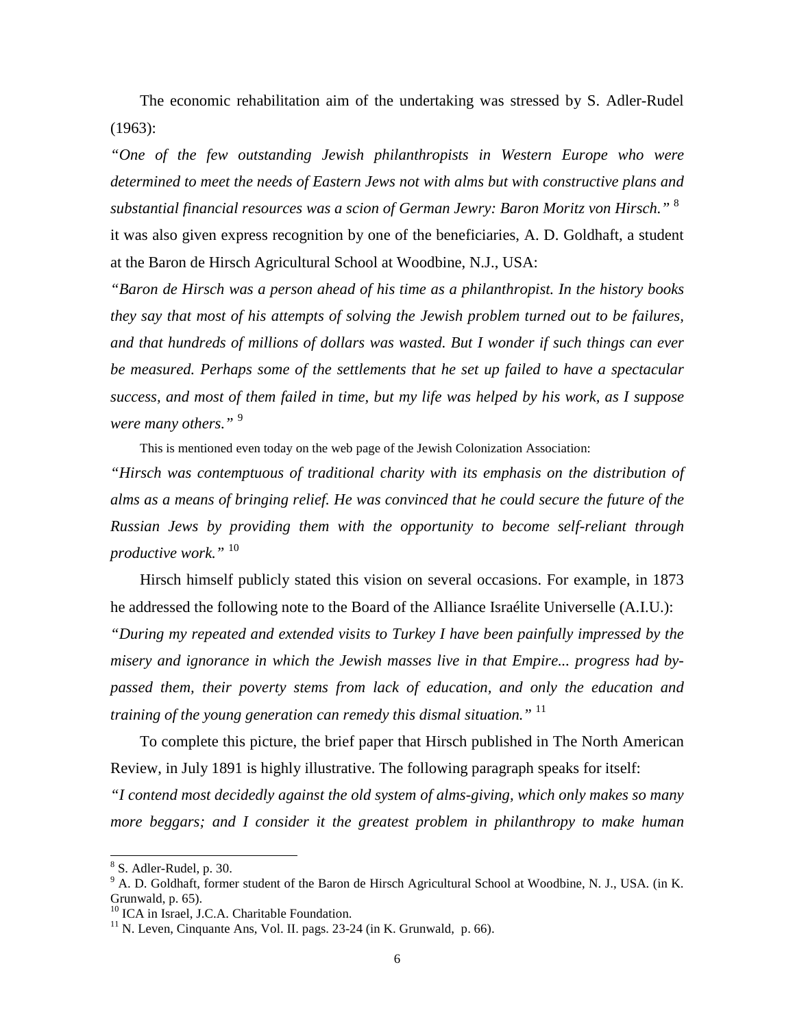The economic rehabilitation aim of the undertaking was stressed by S. Adler-Rudel (1963):

*"One of the few outstanding Jewish philanthropists in Western Europe who were determined to meet the needs of Eastern Jews not with alms but with constructive plans and substantial financial resources was a scion of German Jewry: Baron Moritz von Hirsch."* [8]
it was also given express recognition by one of the beneficiaries, A. D. Goldhaft, a student at the Baron de Hirsch Agricultural School at Woodbine, N.J., USA:

*"Baron de Hirsch was a person ahead of his time as a philanthropist. In the history books they say that most of his attempts of solving the Jewish problem turned out to be failures, and that hundreds of millions of dollars was wasted. But I wonder if such things can ever be measured. Perhaps some of the settlements that he set up failed to have a spectacular success, and most of them failed in time, but my life was helped by his work, as I suppose were many others."* [9]

This is mentioned even today on the web page of the Jewish Colonization Association:

*"Hirsch was contemptuous of traditional charity with its emphasis on the distribution of alms as a means of bringing relief. He was convinced that he could secure the future of the Russian Jews by providing them with the opportunity to become self-reliant through productive work."* [10]

Hirsch himself publicly stated this vision on several occasions. For example, in 1873 he addressed the following note to the Board of the Alliance Israélite Universelle (A.I.U.):

*"During my repeated and extended visits to Turkey I have been painfully impressed by the misery and ignorance in which the Jewish masses live in that Empire... progress had by-passed them, their poverty stems from lack of education, and only the education and training of the young generation can remedy this dismal situation."* [11]

To complete this picture, the brief paper that Hirsch published in The North American Review, in July 1891 is highly illustrative. The following paragraph speaks for itself:

*"I contend most decidedly against the old system of alms-giving, which only makes so many more beggars; and I consider it the greatest problem in philanthropy to make human*

---

[8] S. Adler-Rudel, p. 30.

[9] A. D. Goldhaft, former student of the Baron de Hirsch Agricultural School at Woodbine, N. J., USA. (in K. Grunwald, p. 65).

[10] ICA in Israel, J.C.A. Charitable Foundation.

[11] N. Leven, Cinquante Ans, Vol. II. pags. 23-24 (in K. Grunwald, p. 66).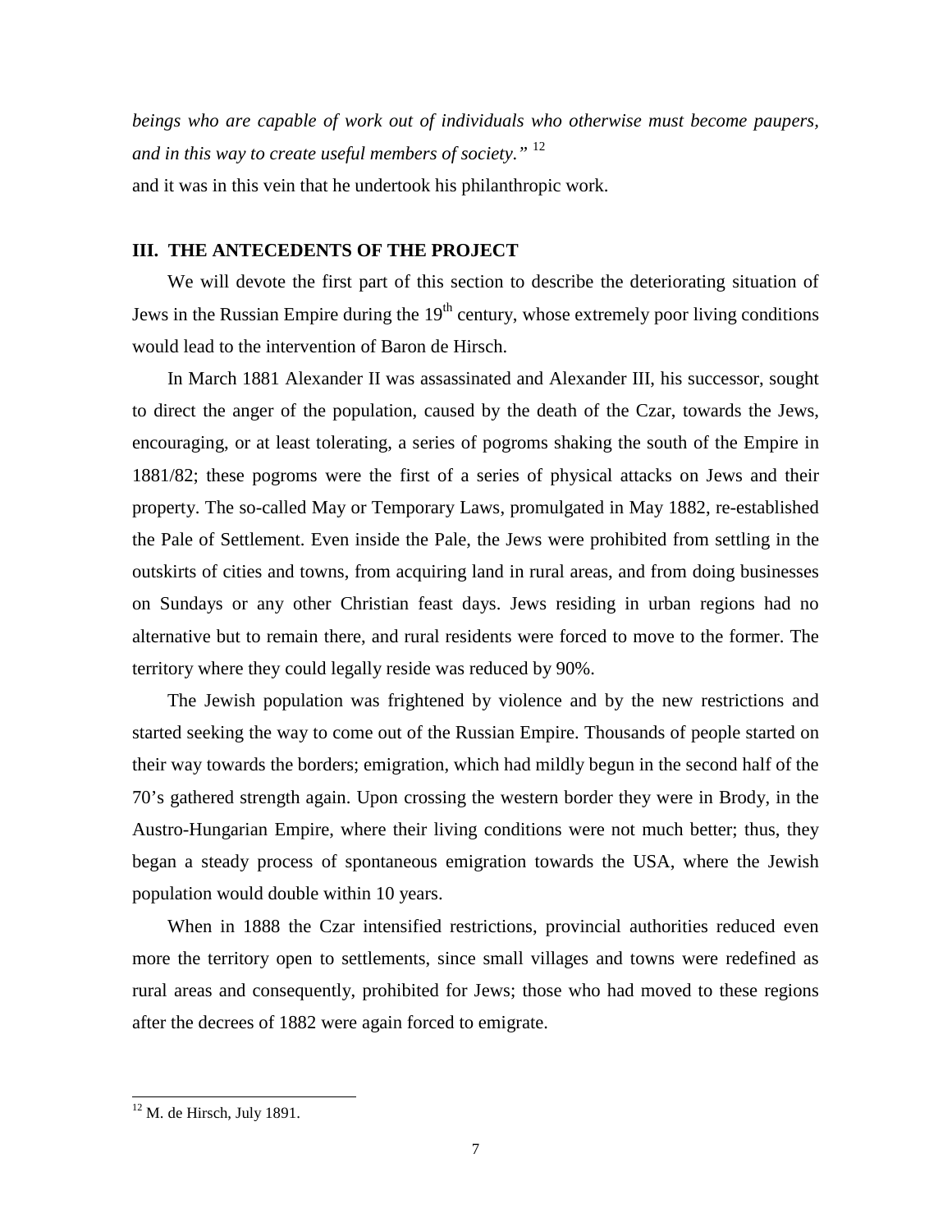*beings who are capable of work out of individuals who otherwise must become paupers, and in this way to create useful members of society."* [12]

and it was in this vein that he undertook his philanthropic work.

## III. THE ANTECEDENTS OF THE PROJECT

We will devote the first part of this section to describe the deteriorating situation of Jews in the Russian Empire during the 19th century, whose extremely poor living conditions would lead to the intervention of Baron de Hirsch.

In March 1881 Alexander II was assassinated and Alexander III, his successor, sought to direct the anger of the population, caused by the death of the Czar, towards the Jews, encouraging, or at least tolerating, a series of pogroms shaking the south of the Empire in 1881/82; these pogroms were the first of a series of physical attacks on Jews and their property. The so-called May or Temporary Laws, promulgated in May 1882, re-established the Pale of Settlement. Even inside the Pale, the Jews were prohibited from settling in the outskirts of cities and towns, from acquiring land in rural areas, and from doing businesses on Sundays or any other Christian feast days. Jews residing in urban regions had no alternative but to remain there, and rural residents were forced to move to the former. The territory where they could legally reside was reduced by 90%.

The Jewish population was frightened by violence and by the new restrictions and started seeking the way to come out of the Russian Empire. Thousands of people started on their way towards the borders; emigration, which had mildly begun in the second half of the 70's gathered strength again. Upon crossing the western border they were in Brody, in the Austro-Hungarian Empire, where their living conditions were not much better; thus, they began a steady process of spontaneous emigration towards the USA, where the Jewish population would double within 10 years.

When in 1888 the Czar intensified restrictions, provincial authorities reduced even more the territory open to settlements, since small villages and towns were redefined as rural areas and consequently, prohibited for Jews; those who had moved to these regions after the decrees of 1882 were again forced to emigrate.

---

[12] M. de Hirsch, July 1891.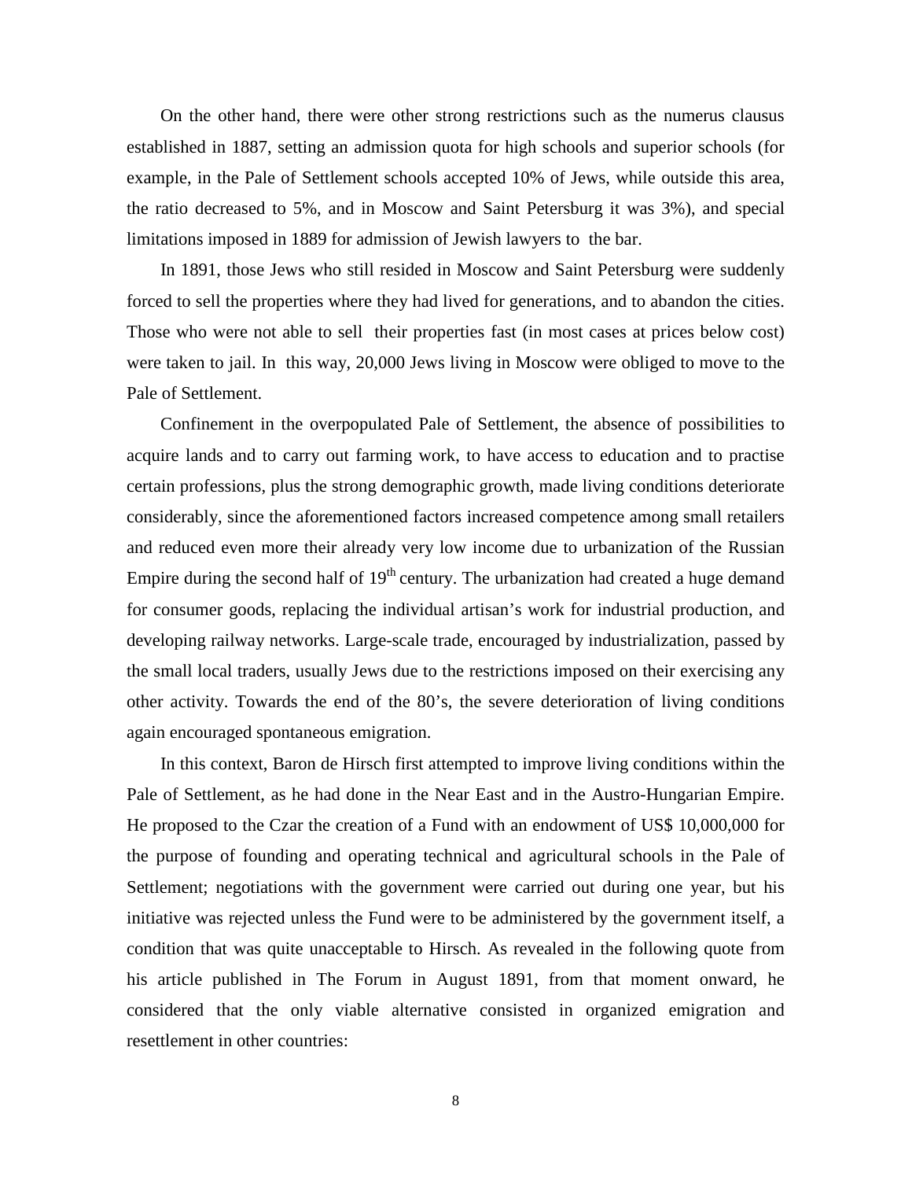On the other hand, there were other strong restrictions such as the numerus clausus established in 1887, setting an admission quota for high schools and superior schools (for example, in the Pale of Settlement schools accepted 10% of Jews, while outside this area, the ratio decreased to 5%, and in Moscow and Saint Petersburg it was 3%), and special limitations imposed in 1889 for admission of Jewish lawyers to the bar.

In 1891, those Jews who still resided in Moscow and Saint Petersburg were suddenly forced to sell the properties where they had lived for generations, and to abandon the cities. Those who were not able to sell their properties fast (in most cases at prices below cost) were taken to jail. In this way, 20,000 Jews living in Moscow were obliged to move to the Pale of Settlement.

Confinement in the overpopulated Pale of Settlement, the absence of possibilities to acquire lands and to carry out farming work, to have access to education and to practise certain professions, plus the strong demographic growth, made living conditions deteriorate considerably, since the aforementioned factors increased competence among small retailers and reduced even more their already very low income due to urbanization of the Russian Empire during the second half of 19th century. The urbanization had created a huge demand for consumer goods, replacing the individual artisan's work for industrial production, and developing railway networks. Large-scale trade, encouraged by industrialization, passed by the small local traders, usually Jews due to the restrictions imposed on their exercising any other activity. Towards the end of the 80's, the severe deterioration of living conditions again encouraged spontaneous emigration.

In this context, Baron de Hirsch first attempted to improve living conditions within the Pale of Settlement, as he had done in the Near East and in the Austro-Hungarian Empire. He proposed to the Czar the creation of a Fund with an endowment of US$ 10,000,000 for the purpose of founding and operating technical and agricultural schools in the Pale of Settlement; negotiations with the government were carried out during one year, but his initiative was rejected unless the Fund were to be administered by the government itself, a condition that was quite unacceptable to Hirsch. As revealed in the following quote from his article published in The Forum in August 1891, from that moment onward, he considered that the only viable alternative consisted in organized emigration and resettlement in other countries: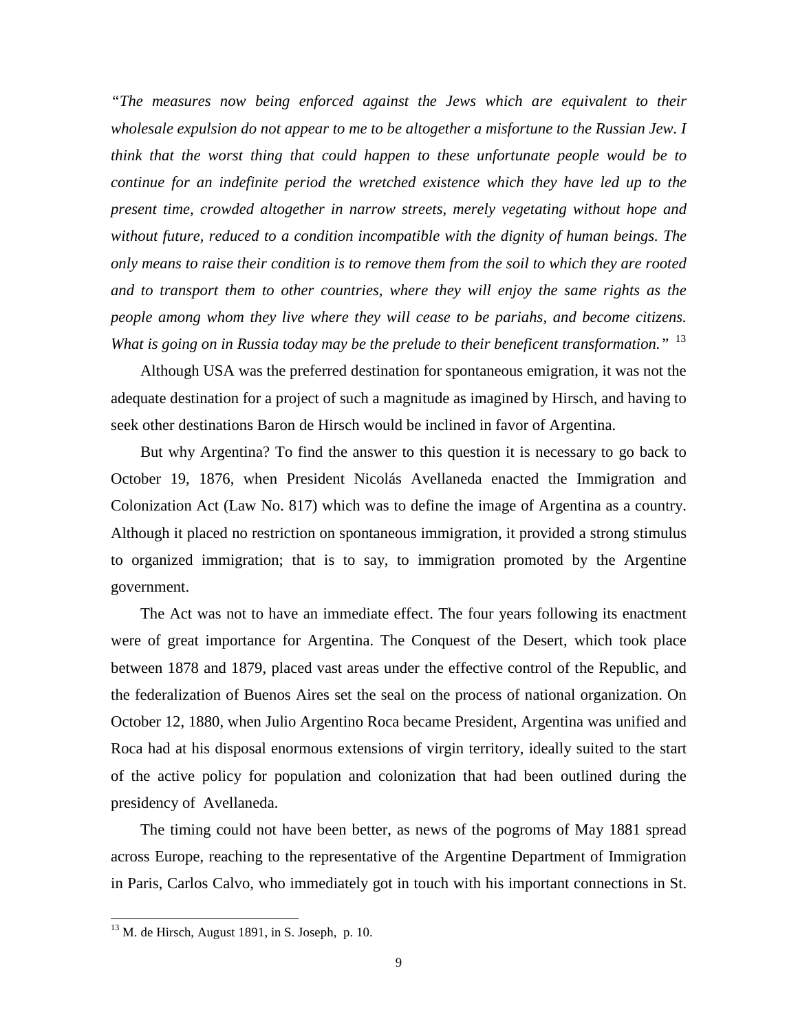*"The measures now being enforced against the Jews which are equivalent to their wholesale expulsion do not appear to me to be altogether a misfortune to the Russian Jew. I think that the worst thing that could happen to these unfortunate people would be to continue for an indefinite period the wretched existence which they have led up to the present time, crowded altogether in narrow streets, merely vegetating without hope and without future, reduced to a condition incompatible with the dignity of human beings. The only means to raise their condition is to remove them from the soil to which they are rooted and to transport them to other countries, where they will enjoy the same rights as the people among whom they live where they will cease to be pariahs, and become citizens. What is going on in Russia today may be the prelude to their beneficent transformation."* [13]

Although USA was the preferred destination for spontaneous emigration, it was not the adequate destination for a project of such a magnitude as imagined by Hirsch, and having to seek other destinations Baron de Hirsch would be inclined in favor of Argentina.

But why Argentina? To find the answer to this question it is necessary to go back to October 19, 1876, when President Nicolás Avellaneda enacted the Immigration and Colonization Act (Law No. 817) which was to define the image of Argentina as a country. Although it placed no restriction on spontaneous immigration, it provided a strong stimulus to organized immigration; that is to say, to immigration promoted by the Argentine government.

The Act was not to have an immediate effect. The four years following its enactment were of great importance for Argentina. The Conquest of the Desert, which took place between 1878 and 1879, placed vast areas under the effective control of the Republic, and the federalization of Buenos Aires set the seal on the process of national organization. On October 12, 1880, when Julio Argentino Roca became President, Argentina was unified and Roca had at his disposal enormous extensions of virgin territory, ideally suited to the start of the active policy for population and colonization that had been outlined during the presidency of Avellaneda.

The timing could not have been better, as news of the pogroms of May 1881 spread across Europe, reaching to the representative of the Argentine Department of Immigration in Paris, Carlos Calvo, who immediately got in touch with his important connections in St.

[13] M. de Hirsch, August 1891, in S. Joseph, p. 10.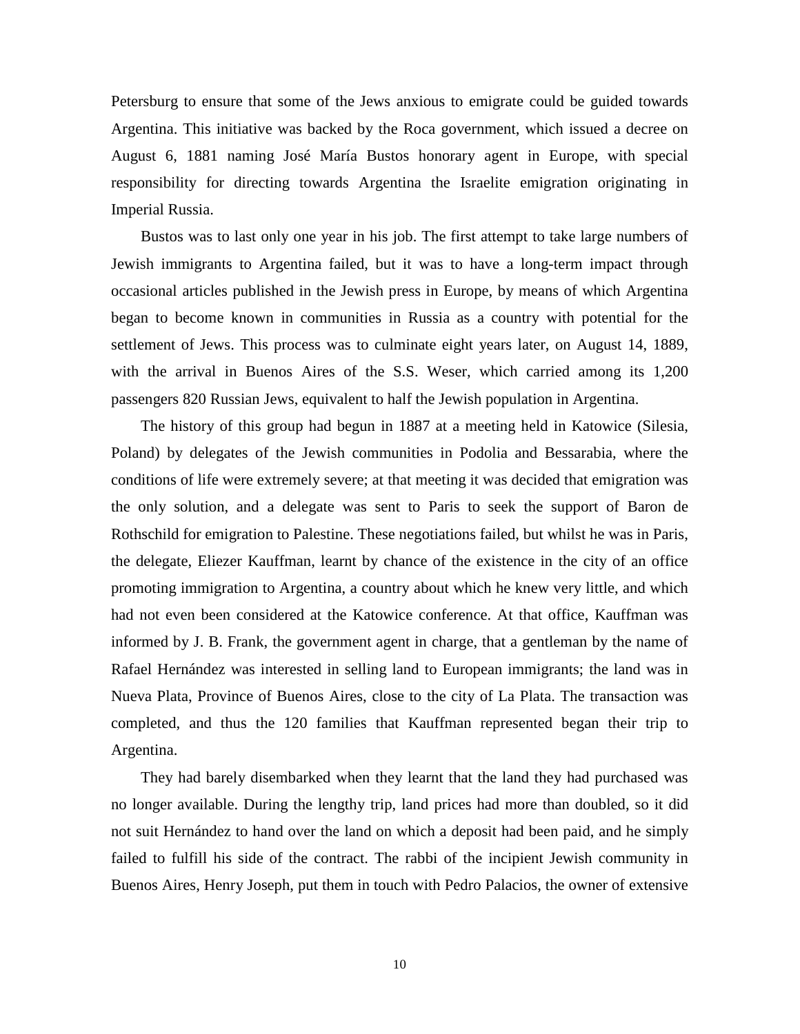Petersburg to ensure that some of the Jews anxious to emigrate could be guided towards Argentina. This initiative was backed by the Roca government, which issued a decree on August 6, 1881 naming José María Bustos honorary agent in Europe, with special responsibility for directing towards Argentina the Israelite emigration originating in Imperial Russia.

Bustos was to last only one year in his job. The first attempt to take large numbers of Jewish immigrants to Argentina failed, but it was to have a long-term impact through occasional articles published in the Jewish press in Europe, by means of which Argentina began to become known in communities in Russia as a country with potential for the settlement of Jews. This process was to culminate eight years later, on August 14, 1889, with the arrival in Buenos Aires of the S.S. Weser, which carried among its 1,200 passengers 820 Russian Jews, equivalent to half the Jewish population in Argentina.

The history of this group had begun in 1887 at a meeting held in Katowice (Silesia, Poland) by delegates of the Jewish communities in Podolia and Bessarabia, where the conditions of life were extremely severe; at that meeting it was decided that emigration was the only solution, and a delegate was sent to Paris to seek the support of Baron de Rothschild for emigration to Palestine. These negotiations failed, but whilst he was in Paris, the delegate, Eliezer Kauffman, learnt by chance of the existence in the city of an office promoting immigration to Argentina, a country about which he knew very little, and which had not even been considered at the Katowice conference. At that office, Kauffman was informed by J. B. Frank, the government agent in charge, that a gentleman by the name of Rafael Hernández was interested in selling land to European immigrants; the land was in Nueva Plata, Province of Buenos Aires, close to the city of La Plata. The transaction was completed, and thus the 120 families that Kauffman represented began their trip to Argentina.

They had barely disembarked when they learnt that the land they had purchased was no longer available. During the lengthy trip, land prices had more than doubled, so it did not suit Hernández to hand over the land on which a deposit had been paid, and he simply failed to fulfill his side of the contract. The rabbi of the incipient Jewish community in Buenos Aires, Henry Joseph, put them in touch with Pedro Palacios, the owner of extensive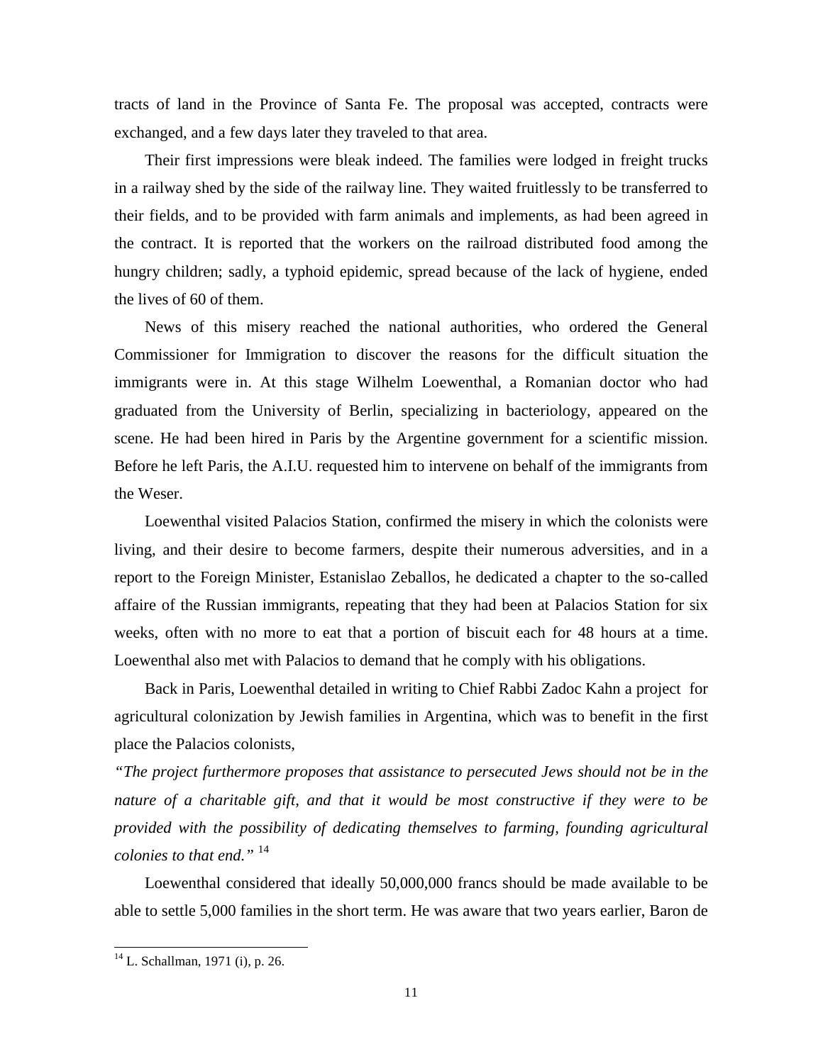tracts of land in the Province of Santa Fe. The proposal was accepted, contracts were exchanged, and a few days later they traveled to that area.

Their first impressions were bleak indeed. The families were lodged in freight trucks in a railway shed by the side of the railway line. They waited fruitlessly to be transferred to their fields, and to be provided with farm animals and implements, as had been agreed in the contract. It is reported that the workers on the railroad distributed food among the hungry children; sadly, a typhoid epidemic, spread because of the lack of hygiene, ended the lives of 60 of them.

News of this misery reached the national authorities, who ordered the General Commissioner for Immigration to discover the reasons for the difficult situation the immigrants were in. At this stage Wilhelm Loewenthal, a Romanian doctor who had graduated from the University of Berlin, specializing in bacteriology, appeared on the scene. He had been hired in Paris by the Argentine government for a scientific mission. Before he left Paris, the A.I.U. requested him to intervene on behalf of the immigrants from the Weser.

Loewenthal visited Palacios Station, confirmed the misery in which the colonists were living, and their desire to become farmers, despite their numerous adversities, and in a report to the Foreign Minister, Estanislao Zeballos, he dedicated a chapter to the so-called affaire of the Russian immigrants, repeating that they had been at Palacios Station for six weeks, often with no more to eat that a portion of biscuit each for 48 hours at a time. Loewenthal also met with Palacios to demand that he comply with his obligations.

Back in Paris, Loewenthal detailed in writing to Chief Rabbi Zadoc Kahn a project for agricultural colonization by Jewish families in Argentina, which was to benefit in the first place the Palacios colonists,

*"The project furthermore proposes that assistance to persecuted Jews should not be in the nature of a charitable gift, and that it would be most constructive if they were to be provided with the possibility of dedicating themselves to farming, founding agricultural colonies to that end."* [14]

Loewenthal considered that ideally 50,000,000 francs should be made available to be able to settle 5,000 families in the short term. He was aware that two years earlier, Baron de

[14] L. Schallman, 1971 (i), p. 26.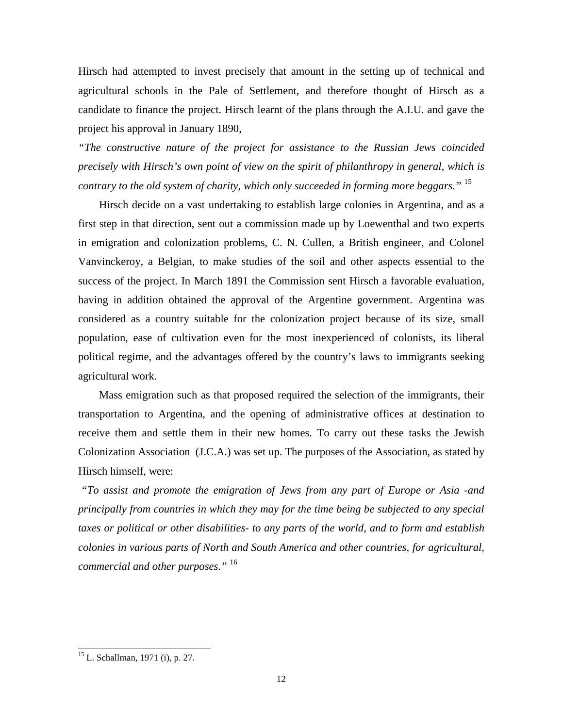Hirsch had attempted to invest precisely that amount in the setting up of technical and agricultural schools in the Pale of Settlement, and therefore thought of Hirsch as a candidate to finance the project. Hirsch learnt of the plans through the A.I.U. and gave the project his approval in January 1890,

*"The constructive nature of the project for assistance to the Russian Jews coincided precisely with Hirsch's own point of view on the spirit of philanthropy in general, which is contrary to the old system of charity, which only succeeded in forming more beggars."* [15]

Hirsch decide on a vast undertaking to establish large colonies in Argentina, and as a first step in that direction, sent out a commission made up by Loewenthal and two experts in emigration and colonization problems, C. N. Cullen, a British engineer, and Colonel Vanvinckeroy, a Belgian, to make studies of the soil and other aspects essential to the success of the project. In March 1891 the Commission sent Hirsch a favorable evaluation, having in addition obtained the approval of the Argentine government. Argentina was considered as a country suitable for the colonization project because of its size, small population, ease of cultivation even for the most inexperienced of colonists, its liberal political regime, and the advantages offered by the country's laws to immigrants seeking agricultural work.

Mass emigration such as that proposed required the selection of the immigrants, their transportation to Argentina, and the opening of administrative offices at destination to receive them and settle them in their new homes. To carry out these tasks the Jewish Colonization Association (J.C.A.) was set up. The purposes of the Association, as stated by Hirsch himself, were:

*"To assist and promote the emigration of Jews from any part of Europe or Asia -and principally from countries in which they may for the time being be subjected to any special taxes or political or other disabilities- to any parts of the world, and to form and establish colonies in various parts of North and South America and other countries, for agricultural, commercial and other purposes."* [16]

---

[15] L. Schallman, 1971 (i), p. 27.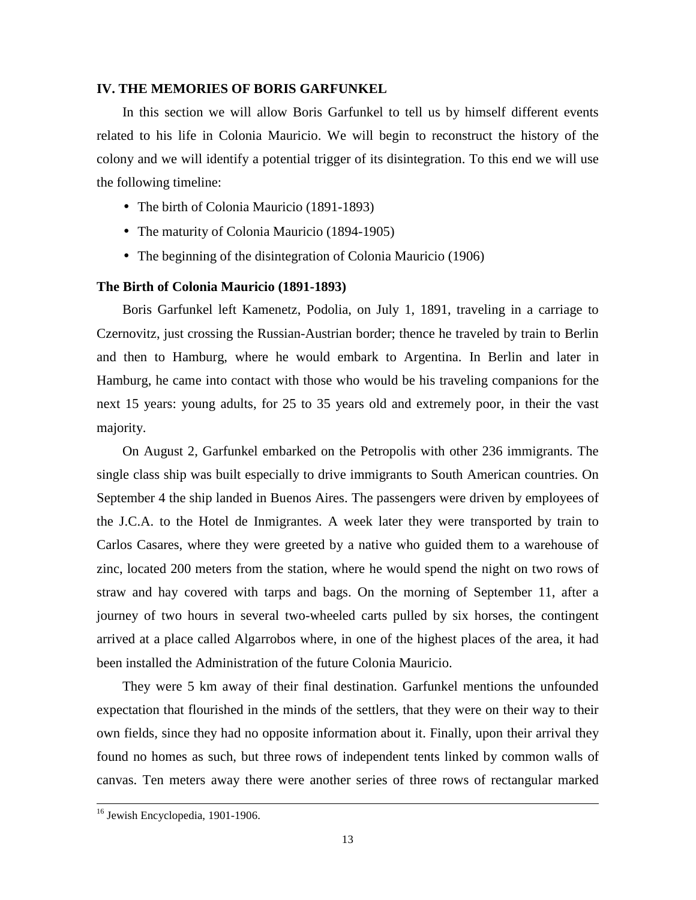## IV. THE MEMORIES OF BORIS GARFUNKEL

In this section we will allow Boris Garfunkel to tell us by himself different events related to his life in Colonia Mauricio. We will begin to reconstruct the history of the colony and we will identify a potential trigger of its disintegration. To this end we will use the following timeline:

- The birth of Colonia Mauricio (1891-1893)
- The maturity of Colonia Mauricio (1894-1905)
- The beginning of the disintegration of Colonia Mauricio (1906)

### The Birth of Colonia Mauricio (1891-1893)

Boris Garfunkel left Kamenetz, Podolia, on July 1, 1891, traveling in a carriage to Czernovitz, just crossing the Russian-Austrian border; thence he traveled by train to Berlin and then to Hamburg, where he would embark to Argentina. In Berlin and later in Hamburg, he came into contact with those who would be his traveling companions for the next 15 years: young adults, for 25 to 35 years old and extremely poor, in their the vast majority.

On August 2, Garfunkel embarked on the Petropolis with other 236 immigrants. The single class ship was built especially to drive immigrants to South American countries. On September 4 the ship landed in Buenos Aires. The passengers were driven by employees of the J.C.A. to the Hotel de Inmigrantes. A week later they were transported by train to Carlos Casares, where they were greeted by a native who guided them to a warehouse of zinc, located 200 meters from the station, where he would spend the night on two rows of straw and hay covered with tarps and bags. On the morning of September 11, after a journey of two hours in several two-wheeled carts pulled by six horses, the contingent arrived at a place called Algarrobos where, in one of the highest places of the area, it had been installed the Administration of the future Colonia Mauricio.

They were 5 km away of their final destination. Garfunkel mentions the unfounded expectation that flourished in the minds of the settlers, that they were on their way to their own fields, since they had no opposite information about it. Finally, upon their arrival they found no homes as such, but three rows of independent tents linked by common walls of canvas. Ten meters away there were another series of three rows of rectangular marked

[16] Jewish Encyclopedia, 1901-1906.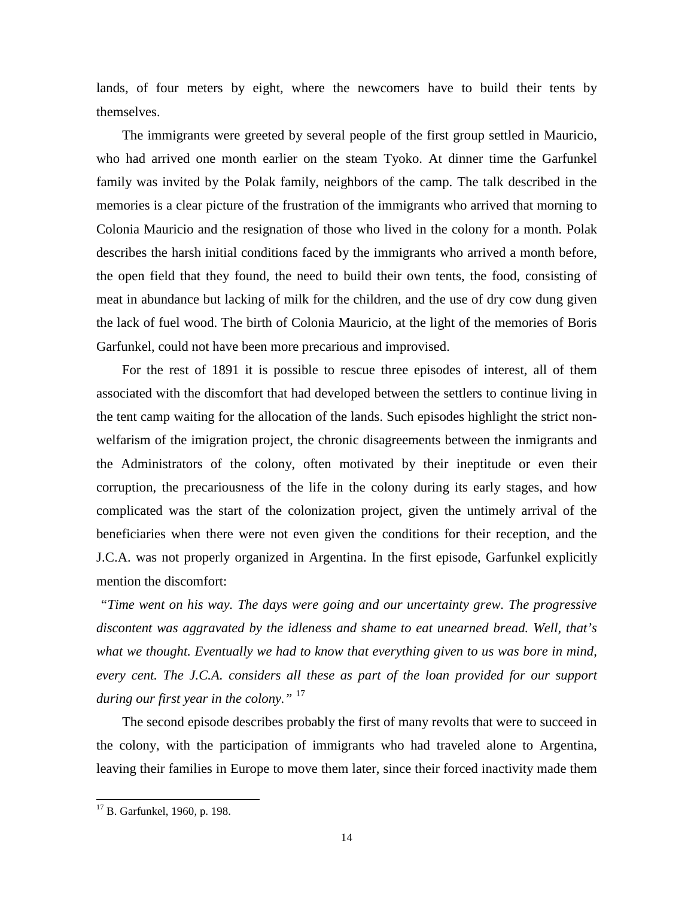lands, of four meters by eight, where the newcomers have to build their tents by themselves.

The immigrants were greeted by several people of the first group settled in Mauricio, who had arrived one month earlier on the steam Tyoko. At dinner time the Garfunkel family was invited by the Polak family, neighbors of the camp. The talk described in the memories is a clear picture of the frustration of the immigrants who arrived that morning to Colonia Mauricio and the resignation of those who lived in the colony for a month. Polak describes the harsh initial conditions faced by the immigrants who arrived a month before, the open field that they found, the need to build their own tents, the food, consisting of meat in abundance but lacking of milk for the children, and the use of dry cow dung given the lack of fuel wood. The birth of Colonia Mauricio, at the light of the memories of Boris Garfunkel, could not have been more precarious and improvised.

For the rest of 1891 it is possible to rescue three episodes of interest, all of them associated with the discomfort that had developed between the settlers to continue living in the tent camp waiting for the allocation of the lands. Such episodes highlight the strict non-welfarism of the imigration project, the chronic disagreements between the inmigrants and the Administrators of the colony, often motivated by their ineptitude or even their corruption, the precariousness of the life in the colony during its early stages, and how complicated was the start of the colonization project, given the untimely arrival of the beneficiaries when there were not even given the conditions for their reception, and the J.C.A. was not properly organized in Argentina. In the first episode, Garfunkel explicitly mention the discomfort:

*"Time went on his way. The days were going and our uncertainty grew. The progressive discontent was aggravated by the idleness and shame to eat unearned bread. Well, that's what we thought. Eventually we had to know that everything given to us was bore in mind, every cent. The J.C.A. considers all these as part of the loan provided for our support during our first year in the colony."* [17]

The second episode describes probably the first of many revolts that were to succeed in the colony, with the participation of immigrants who had traveled alone to Argentina, leaving their families in Europe to move them later, since their forced inactivity made them

[17] B. Garfunkel, 1960, p. 198.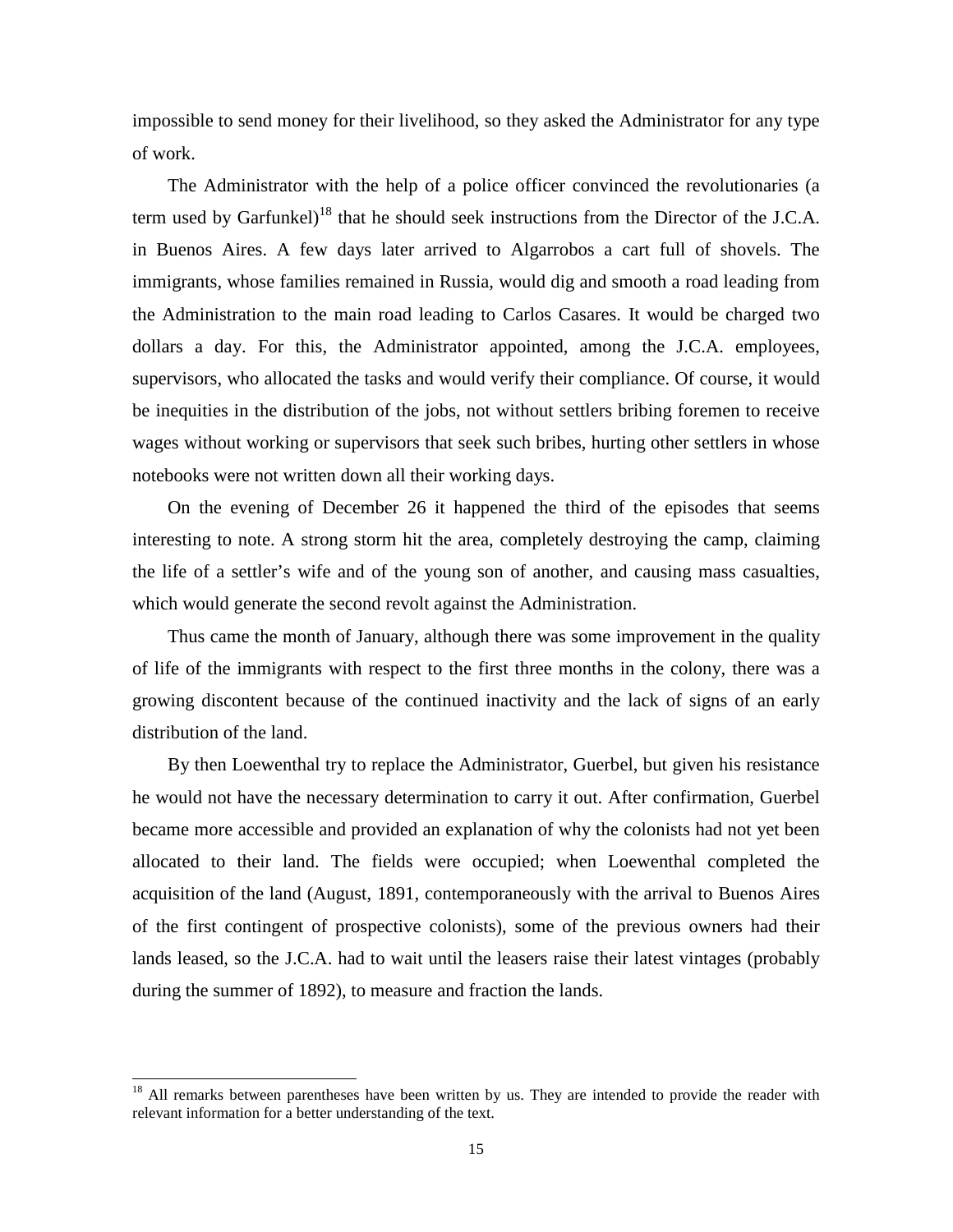impossible to send money for their livelihood, so they asked the Administrator for any type of work.

The Administrator with the help of a police officer convinced the revolutionaries (a term used by Garfunkel)[18] that he should seek instructions from the Director of the J.C.A. in Buenos Aires. A few days later arrived to Algarrobos a cart full of shovels. The immigrants, whose families remained in Russia, would dig and smooth a road leading from the Administration to the main road leading to Carlos Casares. It would be charged two dollars a day. For this, the Administrator appointed, among the J.C.A. employees, supervisors, who allocated the tasks and would verify their compliance. Of course, it would be inequities in the distribution of the jobs, not without settlers bribing foremen to receive wages without working or supervisors that seek such bribes, hurting other settlers in whose notebooks were not written down all their working days.

On the evening of December 26 it happened the third of the episodes that seems interesting to note. A strong storm hit the area, completely destroying the camp, claiming the life of a settler's wife and of the young son of another, and causing mass casualties, which would generate the second revolt against the Administration.

Thus came the month of January, although there was some improvement in the quality of life of the immigrants with respect to the first three months in the colony, there was a growing discontent because of the continued inactivity and the lack of signs of an early distribution of the land.

By then Loewenthal try to replace the Administrator, Guerbel, but given his resistance he would not have the necessary determination to carry it out. After confirmation, Guerbel became more accessible and provided an explanation of why the colonists had not yet been allocated to their land. The fields were occupied; when Loewenthal completed the acquisition of the land (August, 1891, contemporaneously with the arrival to Buenos Aires of the first contingent of prospective colonists), some of the previous owners had their lands leased, so the J.C.A. had to wait until the leasers raise their latest vintages (probably during the summer of 1892), to measure and fraction the lands.

---

[18] All remarks between parentheses have been written by us. They are intended to provide the reader with relevant information for a better understanding of the text.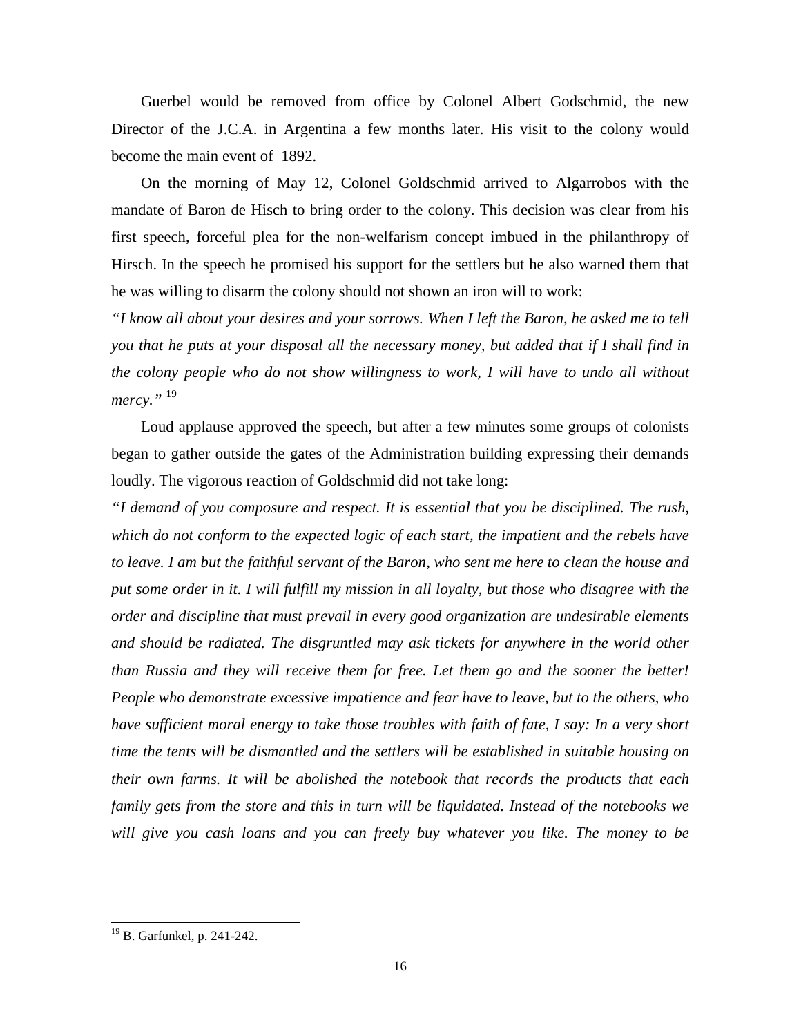Guerbel would be removed from office by Colonel Albert Godschmid, the new Director of the J.C.A. in Argentina a few months later. His visit to the colony would become the main event of 1892.

On the morning of May 12, Colonel Goldschmid arrived to Algarrobos with the mandate of Baron de Hisch to bring order to the colony. This decision was clear from his first speech, forceful plea for the non-welfarism concept imbued in the philanthropy of Hirsch. In the speech he promised his support for the settlers but he also warned them that he was willing to disarm the colony should not shown an iron will to work:

*"I know all about your desires and your sorrows. When I left the Baron, he asked me to tell you that he puts at your disposal all the necessary money, but added that if I shall find in the colony people who do not show willingness to work, I will have to undo all without mercy."* [19]

Loud applause approved the speech, but after a few minutes some groups of colonists began to gather outside the gates of the Administration building expressing their demands loudly. The vigorous reaction of Goldschmid did not take long:

*"I demand of you composure and respect. It is essential that you be disciplined. The rush, which do not conform to the expected logic of each start, the impatient and the rebels have to leave. I am but the faithful servant of the Baron, who sent me here to clean the house and put some order in it. I will fulfill my mission in all loyalty, but those who disagree with the order and discipline that must prevail in every good organization are undesirable elements and should be radiated. The disgruntled may ask tickets for anywhere in the world other than Russia and they will receive them for free. Let them go and the sooner the better! People who demonstrate excessive impatience and fear have to leave, but to the others, who have sufficient moral energy to take those troubles with faith of fate, I say: In a very short time the tents will be dismantled and the settlers will be established in suitable housing on their own farms. It will be abolished the notebook that records the products that each family gets from the store and this in turn will be liquidated. Instead of the notebooks we will give you cash loans and you can freely buy whatever you like. The money to be*

[19] B. Garfunkel, p. 241-242.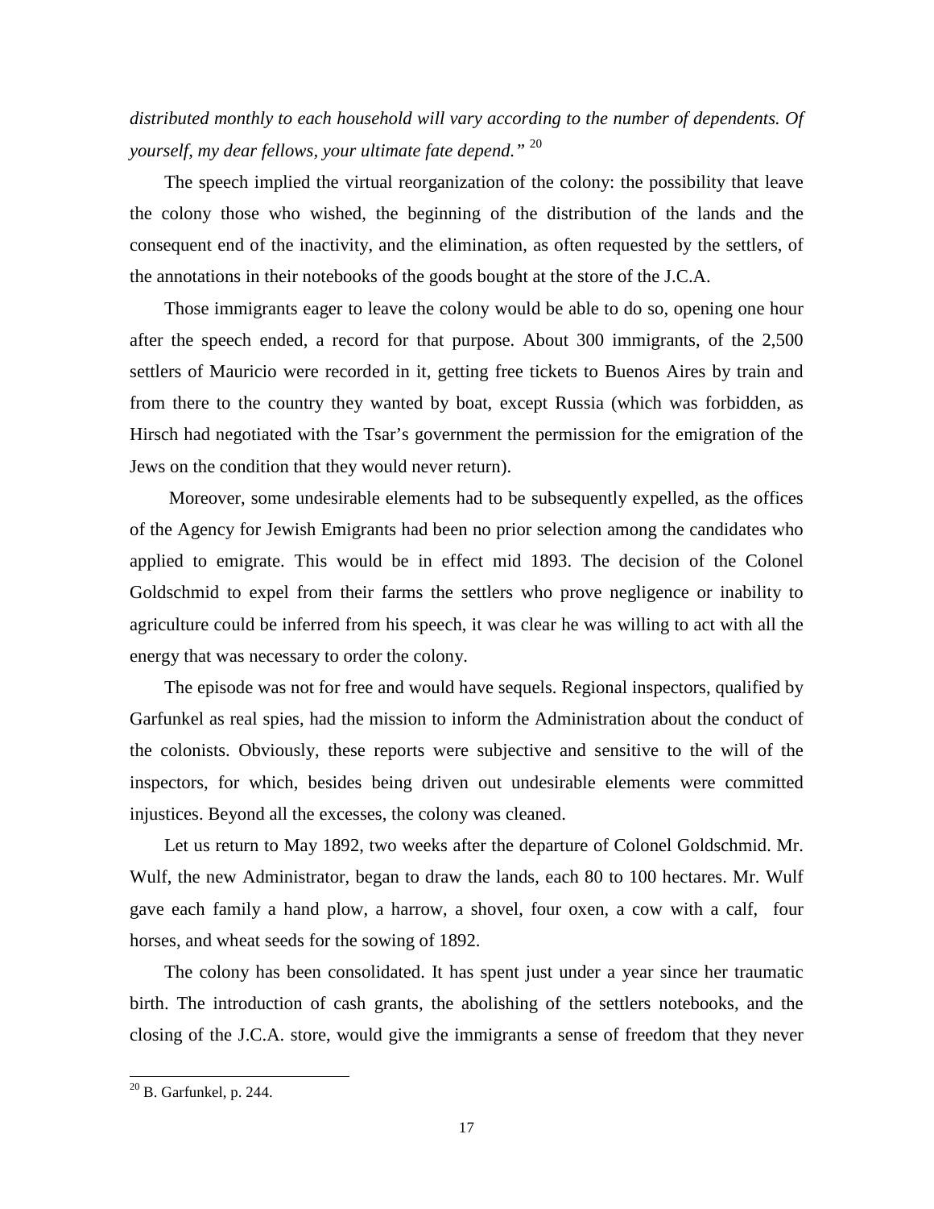*distributed monthly to each household will vary according to the number of dependents. Of yourself, my dear fellows, your ultimate fate depend."* [20]

The speech implied the virtual reorganization of the colony: the possibility that leave the colony those who wished, the beginning of the distribution of the lands and the consequent end of the inactivity, and the elimination, as often requested by the settlers, of the annotations in their notebooks of the goods bought at the store of the J.C.A.

Those immigrants eager to leave the colony would be able to do so, opening one hour after the speech ended, a record for that purpose. About 300 immigrants, of the 2,500 settlers of Mauricio were recorded in it, getting free tickets to Buenos Aires by train and from there to the country they wanted by boat, except Russia (which was forbidden, as Hirsch had negotiated with the Tsar's government the permission for the emigration of the Jews on the condition that they would never return).

Moreover, some undesirable elements had to be subsequently expelled, as the offices of the Agency for Jewish Emigrants had been no prior selection among the candidates who applied to emigrate. This would be in effect mid 1893. The decision of the Colonel Goldschmid to expel from their farms the settlers who prove negligence or inability to agriculture could be inferred from his speech, it was clear he was willing to act with all the energy that was necessary to order the colony.

The episode was not for free and would have sequels. Regional inspectors, qualified by Garfunkel as real spies, had the mission to inform the Administration about the conduct of the colonists. Obviously, these reports were subjective and sensitive to the will of the inspectors, for which, besides being driven out undesirable elements were committed injustices. Beyond all the excesses, the colony was cleaned.

Let us return to May 1892, two weeks after the departure of Colonel Goldschmid. Mr. Wulf, the new Administrator, began to draw the lands, each 80 to 100 hectares. Mr. Wulf gave each family a hand plow, a harrow, a shovel, four oxen, a cow with a calf, four horses, and wheat seeds for the sowing of 1892.

The colony has been consolidated. It has spent just under a year since her traumatic birth. The introduction of cash grants, the abolishing of the settlers notebooks, and the closing of the J.C.A. store, would give the immigrants a sense of freedom that they never

---

[20] B. Garfunkel, p. 244.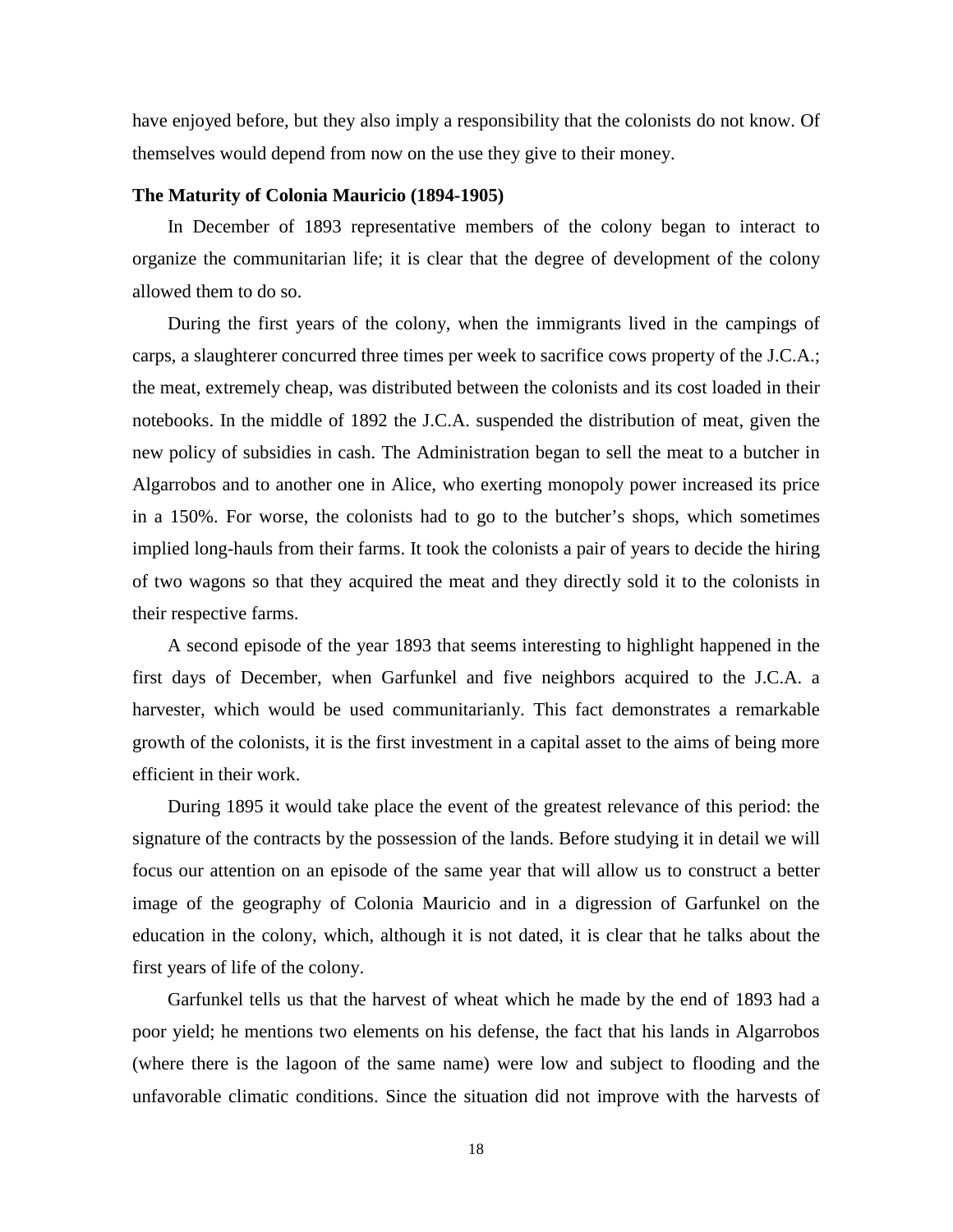have enjoyed before, but they also imply a responsibility that the colonists do not know. Of themselves would depend from now on the use they give to their money.

**The Maturity of Colonia Mauricio (1894-1905)**

In December of 1893 representative members of the colony began to interact to organize the communitarian life; it is clear that the degree of development of the colony allowed them to do so.

During the first years of the colony, when the immigrants lived in the campings of carps, a slaughterer concurred three times per week to sacrifice cows property of the J.C.A.; the meat, extremely cheap, was distributed between the colonists and its cost loaded in their notebooks. In the middle of 1892 the J.C.A. suspended the distribution of meat, given the new policy of subsidies in cash. The Administration began to sell the meat to a butcher in Algarrobos and to another one in Alice, who exerting monopoly power increased its price in a 150%. For worse, the colonists had to go to the butcher's shops, which sometimes implied long-hauls from their farms. It took the colonists a pair of years to decide the hiring of two wagons so that they acquired the meat and they directly sold it to the colonists in their respective farms.

A second episode of the year 1893 that seems interesting to highlight happened in the first days of December, when Garfunkel and five neighbors acquired to the J.C.A. a harvester, which would be used communitarianly. This fact demonstrates a remarkable growth of the colonists, it is the first investment in a capital asset to the aims of being more efficient in their work.

During 1895 it would take place the event of the greatest relevance of this period: the signature of the contracts by the possession of the lands. Before studying it in detail we will focus our attention on an episode of the same year that will allow us to construct a better image of the geography of Colonia Mauricio and in a digression of Garfunkel on the education in the colony, which, although it is not dated, it is clear that he talks about the first years of life of the colony.

Garfunkel tells us that the harvest of wheat which he made by the end of 1893 had a poor yield; he mentions two elements on his defense, the fact that his lands in Algarrobos (where there is the lagoon of the same name) were low and subject to flooding and the unfavorable climatic conditions. Since the situation did not improve with the harvests of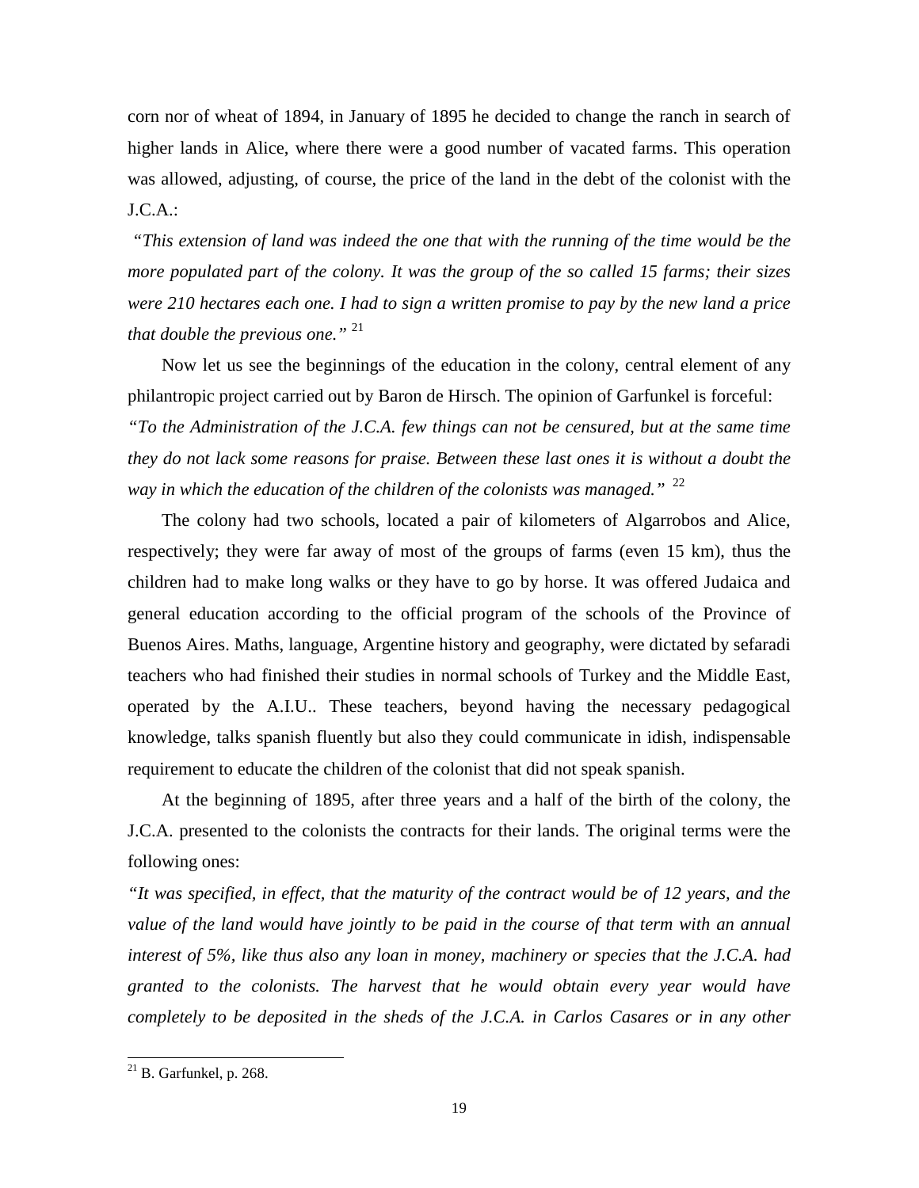corn nor of wheat of 1894, in January of 1895 he decided to change the ranch in search of higher lands in Alice, where there were a good number of vacated farms. This operation was allowed, adjusting, of course, the price of the land in the debt of the colonist with the J.C.A.:

*"This extension of land was indeed the one that with the running of the time would be the more populated part of the colony. It was the group of the so called 15 farms; their sizes were 210 hectares each one. I had to sign a written promise to pay by the new land a price that double the previous one."* [21]

Now let us see the beginnings of the education in the colony, central element of any philantropic project carried out by Baron de Hirsch. The opinion of Garfunkel is forceful: *"To the Administration of the J.C.A. few things can not be censured, but at the same time they do not lack some reasons for praise. Between these last ones it is without a doubt the way in which the education of the children of the colonists was managed."* [22]

The colony had two schools, located a pair of kilometers of Algarrobos and Alice, respectively; they were far away of most of the groups of farms (even 15 km), thus the children had to make long walks or they have to go by horse. It was offered Judaica and general education according to the official program of the schools of the Province of Buenos Aires. Maths, language, Argentine history and geography, were dictated by sefaradi teachers who had finished their studies in normal schools of Turkey and the Middle East, operated by the A.I.U.. These teachers, beyond having the necessary pedagogical knowledge, talks spanish fluently but also they could communicate in idish, indispensable requirement to educate the children of the colonist that did not speak spanish.

At the beginning of 1895, after three years and a half of the birth of the colony, the J.C.A. presented to the colonists the contracts for their lands. The original terms were the following ones:

*"It was specified, in effect, that the maturity of the contract would be of 12 years, and the value of the land would have jointly to be paid in the course of that term with an annual interest of 5%, like thus also any loan in money, machinery or species that the J.C.A. had granted to the colonists. The harvest that he would obtain every year would have completely to be deposited in the sheds of the J.C.A. in Carlos Casares or in any other*

---

[21] B. Garfunkel, p. 268.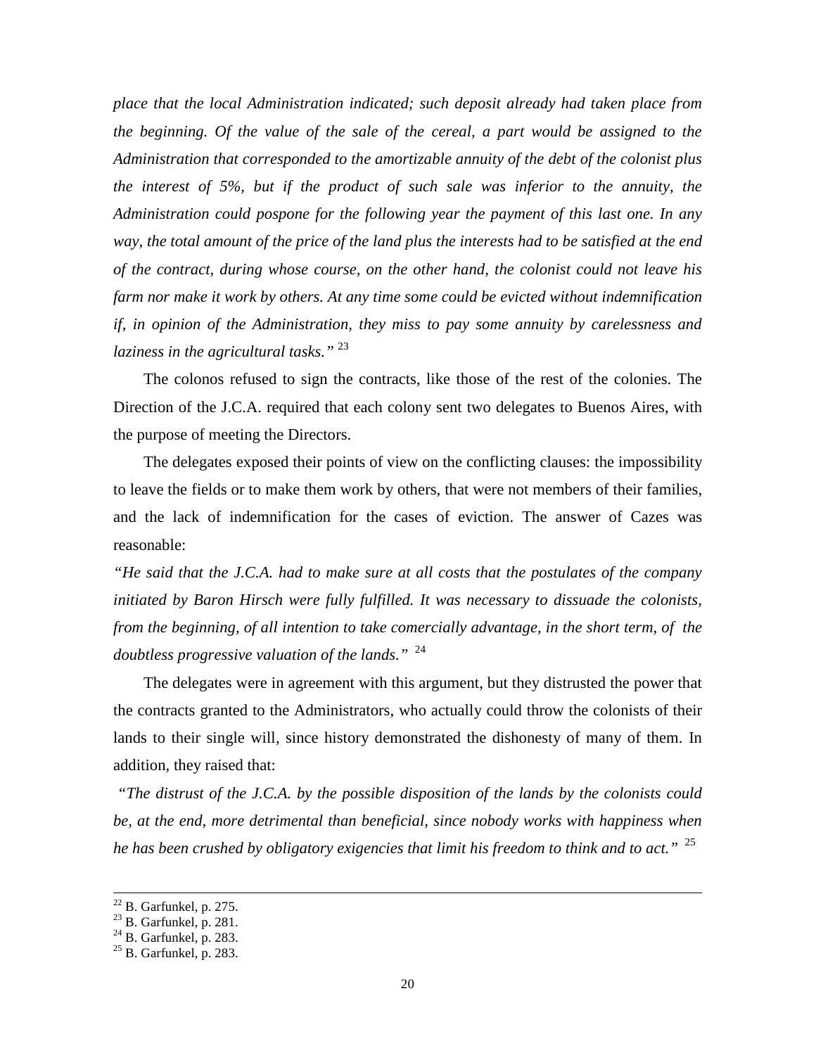*place that the local Administration indicated; such deposit already had taken place from the beginning. Of the value of the sale of the cereal, a part would be assigned to the Administration that corresponded to the amortizable annuity of the debt of the colonist plus the interest of 5%, but if the product of such sale was inferior to the annuity, the Administration could pospone for the following year the payment of this last one. In any way, the total amount of the price of the land plus the interests had to be satisfied at the end of the contract, during whose course, on the other hand, the colonist could not leave his farm nor make it work by others. At any time some could be evicted without indemnification if, in opinion of the Administration, they miss to pay some annuity by carelessness and laziness in the agricultural tasks."* [23]

The colonos refused to sign the contracts, like those of the rest of the colonies. The Direction of the J.C.A. required that each colony sent two delegates to Buenos Aires, with the purpose of meeting the Directors.

The delegates exposed their points of view on the conflicting clauses: the impossibility to leave the fields or to make them work by others, that were not members of their families, and the lack of indemnification for the cases of eviction. The answer of Cazes was reasonable:

*"He said that the J.C.A. had to make sure at all costs that the postulates of the company initiated by Baron Hirsch were fully fulfilled. It was necessary to dissuade the colonists, from the beginning, of all intention to take comercially advantage, in the short term, of the doubtless progressive valuation of the lands."* [24]

The delegates were in agreement with this argument, but they distrusted the power that the contracts granted to the Administrators, who actually could throw the colonists of their lands to their single will, since history demonstrated the dishonesty of many of them. In addition, they raised that:

*"The distrust of the J.C.A. by the possible disposition of the lands by the colonists could be, at the end, more detrimental than beneficial, since nobody works with happiness when he has been crushed by obligatory exigencies that limit his freedom to think and to act."* [25]

---

[22] B. Garfunkel, p. 275.
[23] B. Garfunkel, p. 281.
[24] B. Garfunkel, p. 283.
[25] B. Garfunkel, p. 283.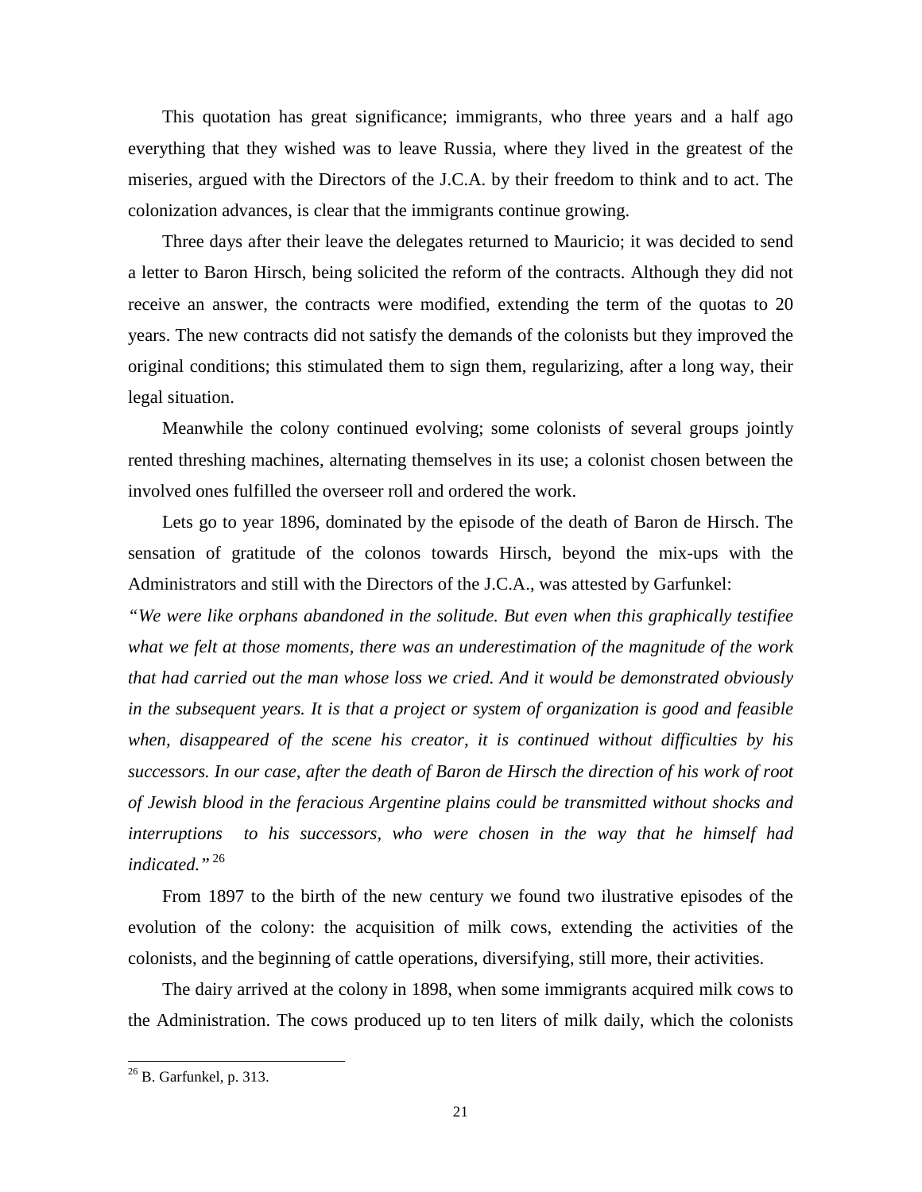This quotation has great significance; immigrants, who three years and a half ago everything that they wished was to leave Russia, where they lived in the greatest of the miseries, argued with the Directors of the J.C.A. by their freedom to think and to act. The colonization advances, is clear that the immigrants continue growing.

Three days after their leave the delegates returned to Mauricio; it was decided to send a letter to Baron Hirsch, being solicited the reform of the contracts. Although they did not receive an answer, the contracts were modified, extending the term of the quotas to 20 years. The new contracts did not satisfy the demands of the colonists but they improved the original conditions; this stimulated them to sign them, regularizing, after a long way, their legal situation.

Meanwhile the colony continued evolving; some colonists of several groups jointly rented threshing machines, alternating themselves in its use; a colonist chosen between the involved ones fulfilled the overseer roll and ordered the work.

Lets go to year 1896, dominated by the episode of the death of Baron de Hirsch. The sensation of gratitude of the colonos towards Hirsch, beyond the mix-ups with the Administrators and still with the Directors of the J.C.A., was attested by Garfunkel:

*"We were like orphans abandoned in the solitude. But even when this graphically testifiee what we felt at those moments, there was an underestimation of the magnitude of the work that had carried out the man whose loss we cried. And it would be demonstrated obviously in the subsequent years. It is that a project or system of organization is good and feasible when, disappeared of the scene his creator, it is continued without difficulties by his successors. In our case, after the death of Baron de Hirsch the direction of his work of root of Jewish blood in the feracious Argentine plains could be transmitted without shocks and interruptions to his successors, who were chosen in the way that he himself had indicated."* [26]

From 1897 to the birth of the new century we found two ilustrative episodes of the evolution of the colony: the acquisition of milk cows, extending the activities of the colonists, and the beginning of cattle operations, diversifying, still more, their activities.

The dairy arrived at the colony in 1898, when some immigrants acquired milk cows to the Administration. The cows produced up to ten liters of milk daily, which the colonists

---

[26] B. Garfunkel, p. 313.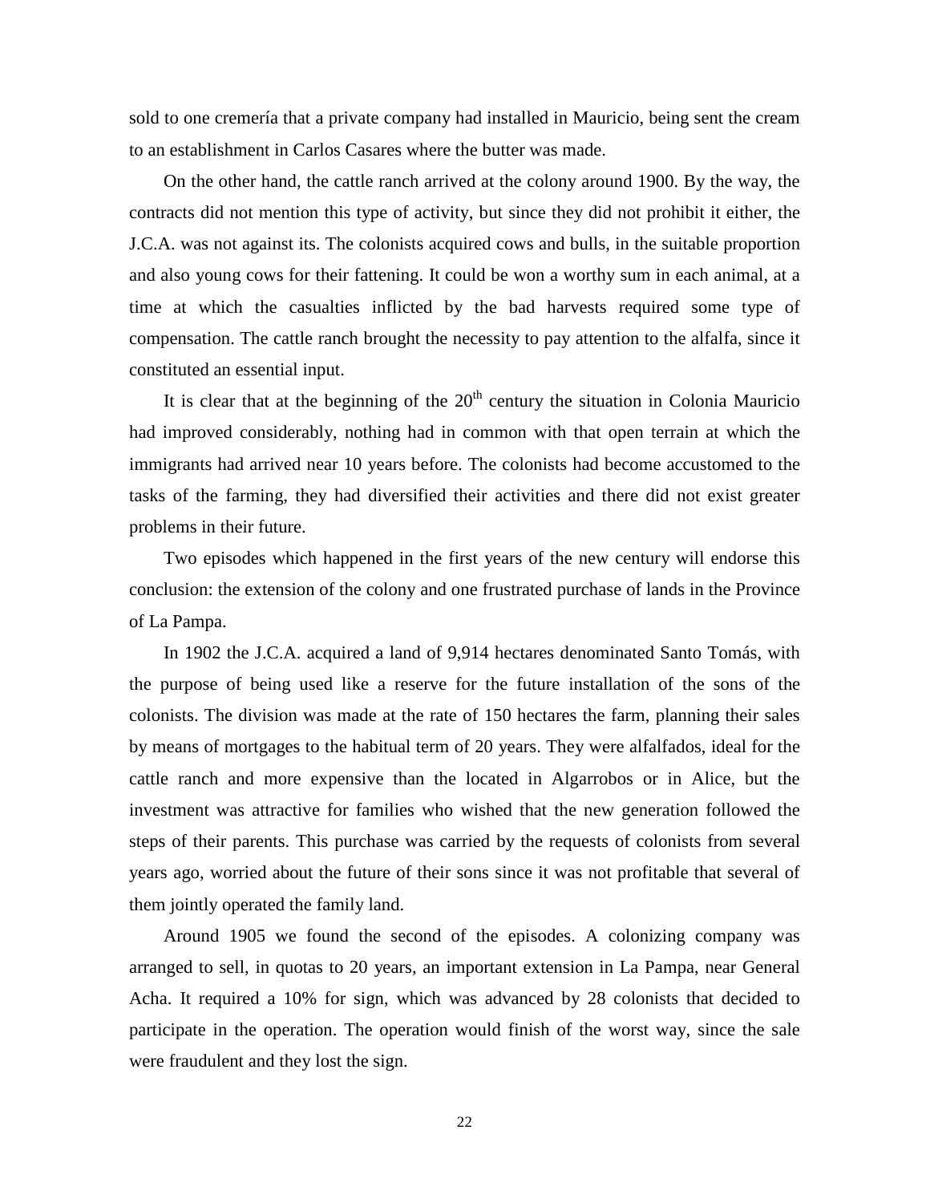sold to one cremería that a private company had installed in Mauricio, being sent the cream to an establishment in Carlos Casares where the butter was made.

On the other hand, the cattle ranch arrived at the colony around 1900. By the way, the contracts did not mention this type of activity, but since they did not prohibit it either, the J.C.A. was not against its. The colonists acquired cows and bulls, in the suitable proportion and also young cows for their fattening. It could be won a worthy sum in each animal, at a time at which the casualties inflicted by the bad harvests required some type of compensation. The cattle ranch brought the necessity to pay attention to the alfalfa, since it constituted an essential input.

It is clear that at the beginning of the 20th century the situation in Colonia Mauricio had improved considerably, nothing had in common with that open terrain at which the immigrants had arrived near 10 years before. The colonists had become accustomed to the tasks of the farming, they had diversified their activities and there did not exist greater problems in their future.

Two episodes which happened in the first years of the new century will endorse this conclusion: the extension of the colony and one frustrated purchase of lands in the Province of La Pampa.

In 1902 the J.C.A. acquired a land of 9,914 hectares denominated Santo Tomás, with the purpose of being used like a reserve for the future installation of the sons of the colonists. The division was made at the rate of 150 hectares the farm, planning their sales by means of mortgages to the habitual term of 20 years. They were alfalfados, ideal for the cattle ranch and more expensive than the located in Algarrobos or in Alice, but the investment was attractive for families who wished that the new generation followed the steps of their parents. This purchase was carried by the requests of colonists from several years ago, worried about the future of their sons since it was not profitable that several of them jointly operated the family land.

Around 1905 we found the second of the episodes. A colonizing company was arranged to sell, in quotas to 20 years, an important extension in La Pampa, near General Acha. It required a 10% for sign, which was advanced by 28 colonists that decided to participate in the operation. The operation would finish of the worst way, since the sale were fraudulent and they lost the sign.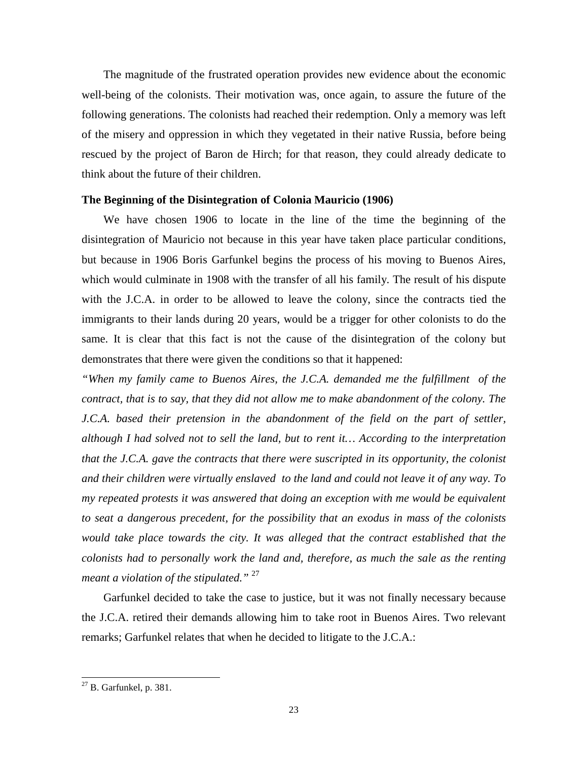The magnitude of the frustrated operation provides new evidence about the economic well-being of the colonists. Their motivation was, once again, to assure the future of the following generations. The colonists had reached their redemption. Only a memory was left of the misery and oppression in which they vegetated in their native Russia, before being rescued by the project of Baron de Hirch; for that reason, they could already dedicate to think about the future of their children.

**The Beginning of the Disintegration of Colonia Mauricio (1906)**

We have chosen 1906 to locate in the line of the time the beginning of the disintegration of Mauricio not because in this year have taken place particular conditions, but because in 1906 Boris Garfunkel begins the process of his moving to Buenos Aires, which would culminate in 1908 with the transfer of all his family. The result of his dispute with the J.C.A. in order to be allowed to leave the colony, since the contracts tied the immigrants to their lands during 20 years, would be a trigger for other colonists to do the same. It is clear that this fact is not the cause of the disintegration of the colony but demonstrates that there were given the conditions so that it happened:

*"When my family came to Buenos Aires, the J.C.A. demanded me the fulfillment of the contract, that is to say, that they did not allow me to make abandonment of the colony. The J.C.A. based their pretension in the abandonment of the field on the part of settler, although I had solved not to sell the land, but to rent it… According to the interpretation that the J.C.A. gave the contracts that there were suscripted in its opportunity, the colonist and their children were virtually enslaved to the land and could not leave it of any way. To my repeated protests it was answered that doing an exception with me would be equivalent to seat a dangerous precedent, for the possibility that an exodus in mass of the colonists would take place towards the city. It was alleged that the contract established that the colonists had to personally work the land and, therefore, as much the sale as the renting meant a violation of the stipulated."* [27]

Garfunkel decided to take the case to justice, but it was not finally necessary because the J.C.A. retired their demands allowing him to take root in Buenos Aires. Two relevant remarks; Garfunkel relates that when he decided to litigate to the J.C.A.:

---

[27] B. Garfunkel, p. 381.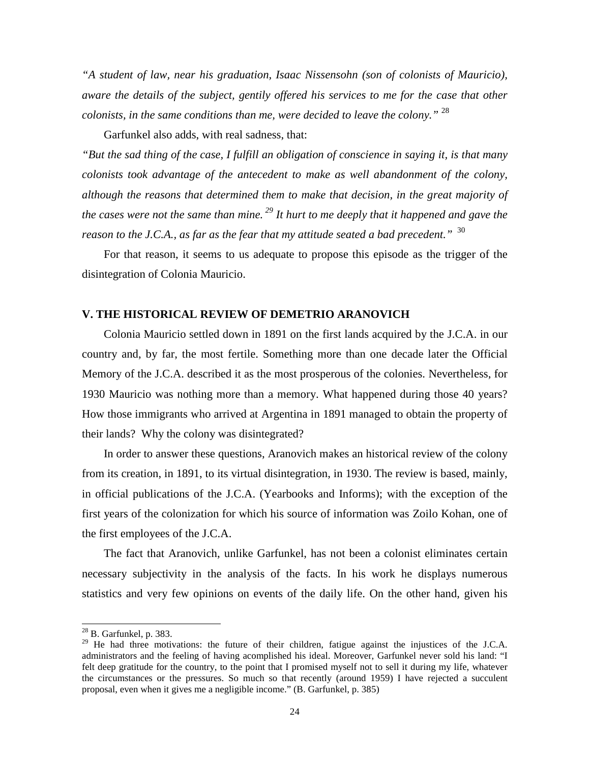*"A student of law, near his graduation, Isaac Nissensohn (son of colonists of Mauricio), aware the details of the subject, gentily offered his services to me for the case that other colonists, in the same conditions than me, were decided to leave the colony."* [28]

Garfunkel also adds, with real sadness, that:

*"But the sad thing of the case, I fulfill an obligation of conscience in saying it, is that many colonists took advantage of the antecedent to make as well abandonment of the colony, although the reasons that determined them to make that decision, in the great majority of the cases were not the same than mine.* [29] *It hurt to me deeply that it happened and gave the reason to the J.C.A., as far as the fear that my attitude seated a bad precedent."* [30]

For that reason, it seems to us adequate to propose this episode as the trigger of the disintegration of Colonia Mauricio.

## V. THE HISTORICAL REVIEW OF DEMETRIO ARANOVICH

Colonia Mauricio settled down in 1891 on the first lands acquired by the J.C.A. in our country and, by far, the most fertile. Something more than one decade later the Official Memory of the J.C.A. described it as the most prosperous of the colonies. Nevertheless, for 1930 Mauricio was nothing more than a memory. What happened during those 40 years? How those immigrants who arrived at Argentina in 1891 managed to obtain the property of their lands? Why the colony was disintegrated?

In order to answer these questions, Aranovich makes an historical review of the colony from its creation, in 1891, to its virtual disintegration, in 1930. The review is based, mainly, in official publications of the J.C.A. (Yearbooks and Informs); with the exception of the first years of the colonization for which his source of information was Zoilo Kohan, one of the first employees of the J.C.A.

The fact that Aranovich, unlike Garfunkel, has not been a colonist eliminates certain necessary subjectivity in the analysis of the facts. In his work he displays numerous statistics and very few opinions on events of the daily life. On the other hand, given his

---

[28] B. Garfunkel, p. 383.

[29] He had three motivations: the future of their children, fatigue against the injustices of the J.C.A. administrators and the feeling of having acomplished his ideal. Moreover, Garfunkel never sold his land: "I felt deep gratitude for the country, to the point that I promised myself not to sell it during my life, whatever the circumstances or the pressures. So much so that recently (around 1959) I have rejected a succulent proposal, even when it gives me a negligible income." (B. Garfunkel, p. 385)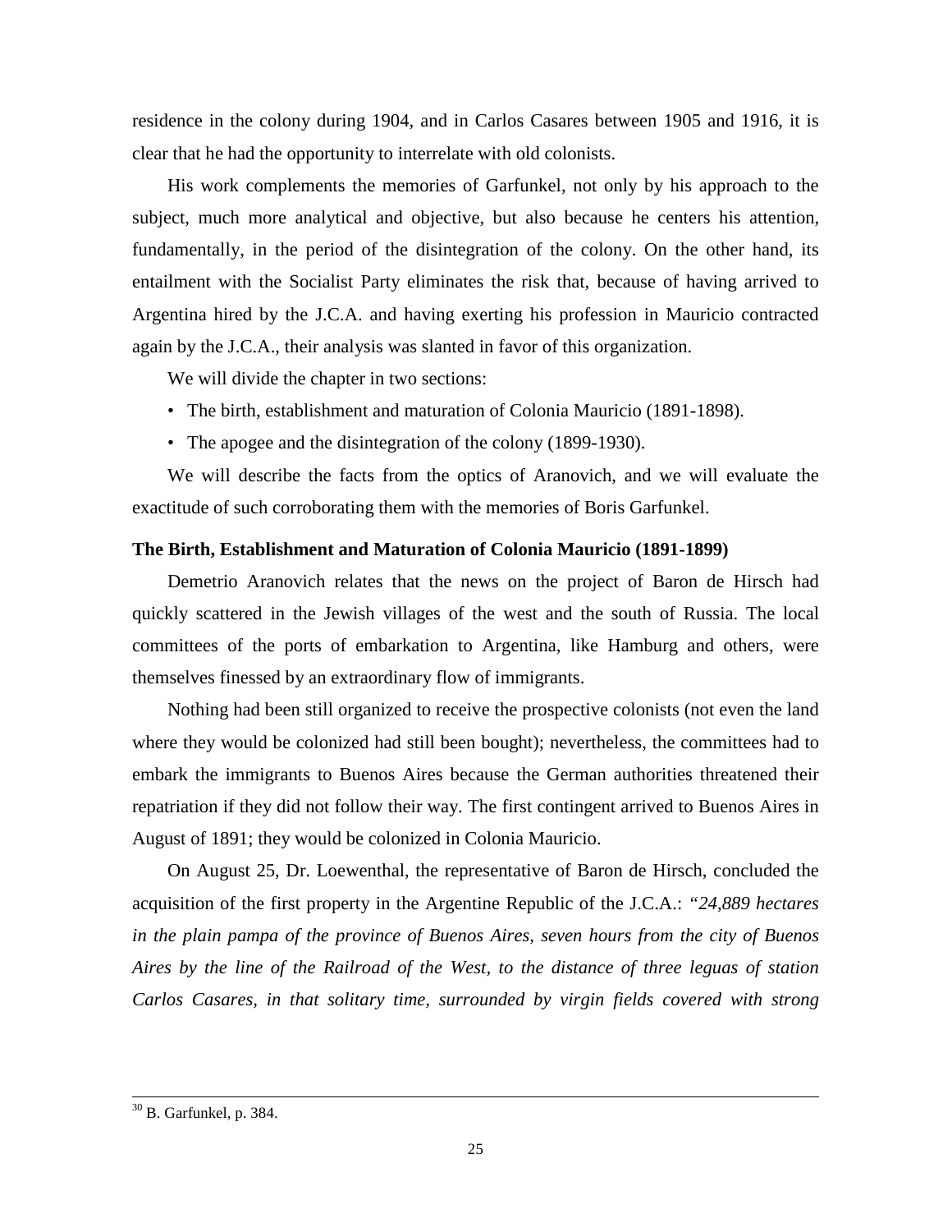residence in the colony during 1904, and in Carlos Casares between 1905 and 1916, it is clear that he had the opportunity to interrelate with old colonists.

His work complements the memories of Garfunkel, not only by his approach to the subject, much more analytical and objective, but also because he centers his attention, fundamentally, in the period of the disintegration of the colony. On the other hand, its entailment with the Socialist Party eliminates the risk that, because of having arrived to Argentina hired by the J.C.A. and having exerting his profession in Mauricio contracted again by the J.C.A., their analysis was slanted in favor of this organization.

We will divide the chapter in two sections:

- The birth, establishment and maturation of Colonia Mauricio (1891-1898).
- The apogee and the disintegration of the colony (1899-1930).

We will describe the facts from the optics of Aranovich, and we will evaluate the exactitude of such corroborating them with the memories of Boris Garfunkel.

### The Birth, Establishment and Maturation of Colonia Mauricio (1891-1899)

Demetrio Aranovich relates that the news on the project of Baron de Hirsch had quickly scattered in the Jewish villages of the west and the south of Russia. The local committees of the ports of embarkation to Argentina, like Hamburg and others, were themselves finessed by an extraordinary flow of immigrants.

Nothing had been still organized to receive the prospective colonists (not even the land where they would be colonized had still been bought); nevertheless, the committees had to embark the immigrants to Buenos Aires because the German authorities threatened their repatriation if they did not follow their way. The first contingent arrived to Buenos Aires in August of 1891; they would be colonized in Colonia Mauricio.

On August 25, Dr. Loewenthal, the representative of Baron de Hirsch, concluded the acquisition of the first property in the Argentine Republic of the J.C.A.: *"24,889 hectares in the plain pampa of the province of Buenos Aires, seven hours from the city of Buenos Aires by the line of the Railroad of the West, to the distance of three leguas of station Carlos Casares, in that solitary time, surrounded by virgin fields covered with strong*

---

[30] B. Garfunkel, p. 384.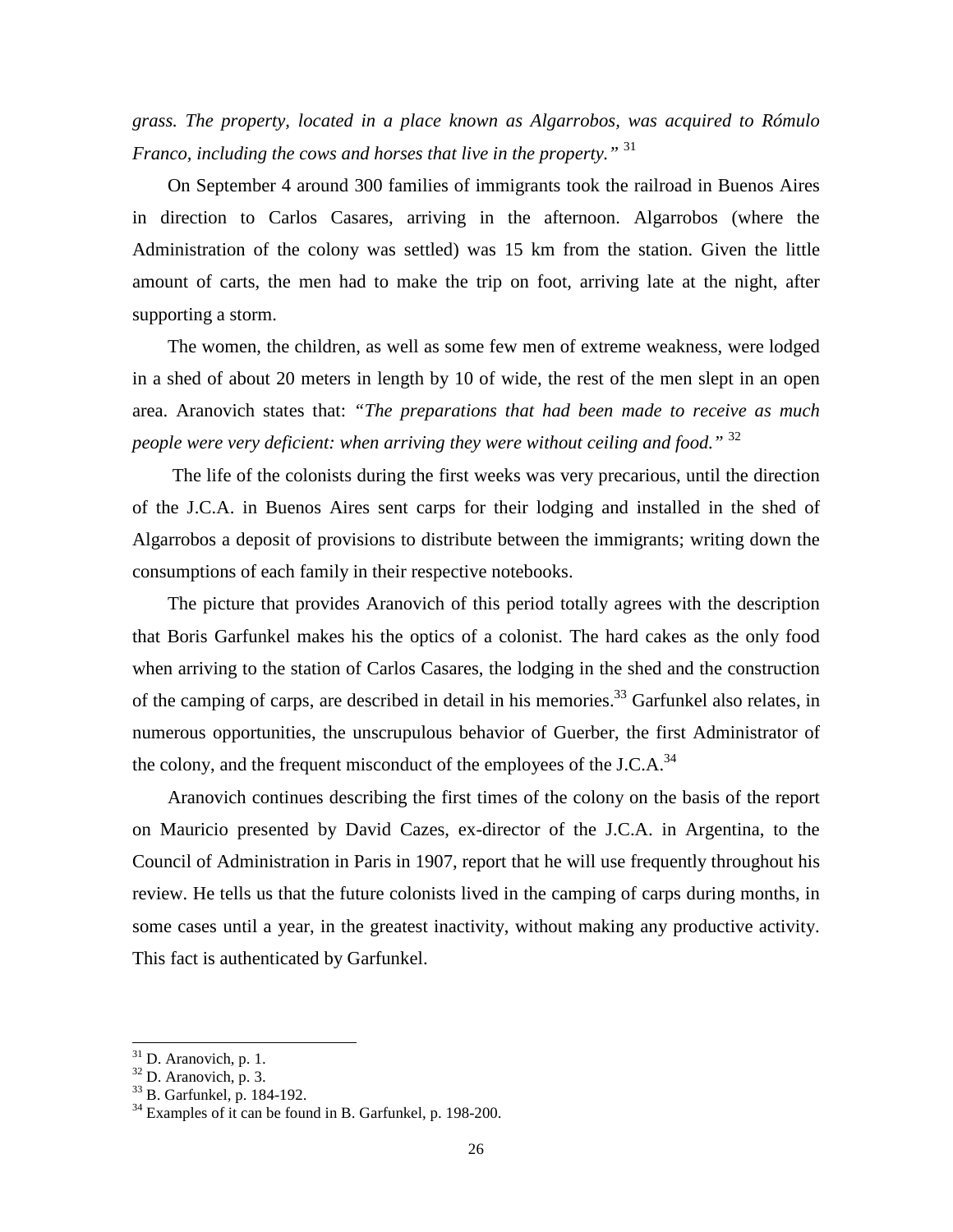*grass. The property, located in a place known as Algarrobos, was acquired to Rómulo Franco, including the cows and horses that live in the property."* [31]

On September 4 around 300 families of immigrants took the railroad in Buenos Aires in direction to Carlos Casares, arriving in the afternoon. Algarrobos (where the Administration of the colony was settled) was 15 km from the station. Given the little amount of carts, the men had to make the trip on foot, arriving late at the night, after supporting a storm.

The women, the children, as well as some few men of extreme weakness, were lodged in a shed of about 20 meters in length by 10 of wide, the rest of the men slept in an open area. Aranovich states that: *"The preparations that had been made to receive as much people were very deficient: when arriving they were without ceiling and food."* [32]

The life of the colonists during the first weeks was very precarious, until the direction of the J.C.A. in Buenos Aires sent carps for their lodging and installed in the shed of Algarrobos a deposit of provisions to distribute between the immigrants; writing down the consumptions of each family in their respective notebooks.

The picture that provides Aranovich of this period totally agrees with the description that Boris Garfunkel makes his the optics of a colonist. The hard cakes as the only food when arriving to the station of Carlos Casares, the lodging in the shed and the construction of the camping of carps, are described in detail in his memories.[33] Garfunkel also relates, in numerous opportunities, the unscrupulous behavior of Guerber, the first Administrator of the colony, and the frequent misconduct of the employees of the J.C.A.[34]

Aranovich continues describing the first times of the colony on the basis of the report on Mauricio presented by David Cazes, ex-director of the J.C.A. in Argentina, to the Council of Administration in Paris in 1907, report that he will use frequently throughout his review. He tells us that the future colonists lived in the camping of carps during months, in some cases until a year, in the greatest inactivity, without making any productive activity. This fact is authenticated by Garfunkel.

---

[31] D. Aranovich, p. 1.

[32] D. Aranovich, p. 3.

[33] B. Garfunkel, p. 184-192.

[34] Examples of it can be found in B. Garfunkel, p. 198-200.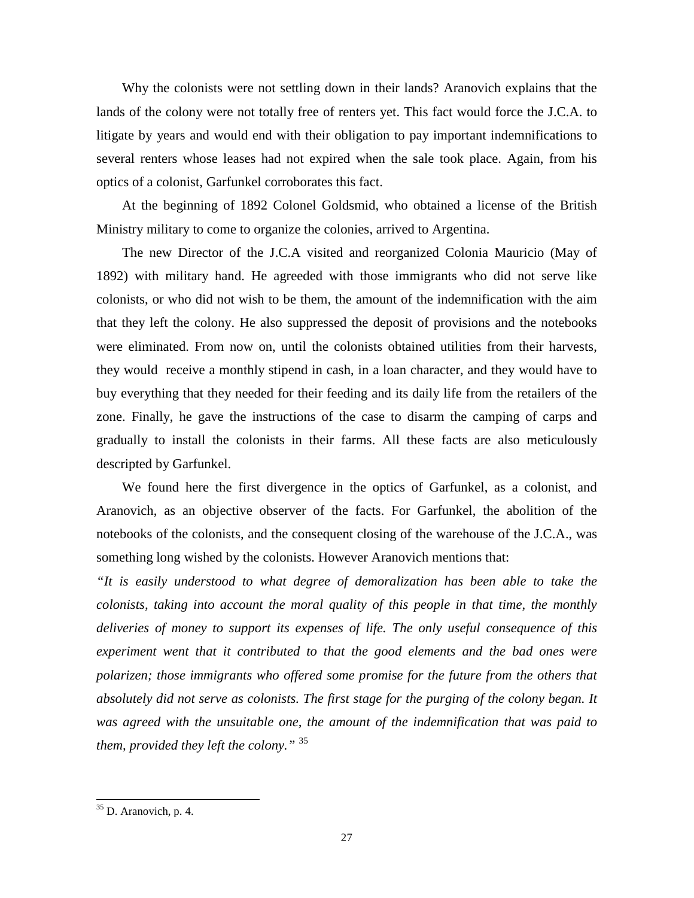Why the colonists were not settling down in their lands? Aranovich explains that the lands of the colony were not totally free of renters yet. This fact would force the J.C.A. to litigate by years and would end with their obligation to pay important indemnifications to several renters whose leases had not expired when the sale took place. Again, from his optics of a colonist, Garfunkel corroborates this fact.

At the beginning of 1892 Colonel Goldsmid, who obtained a license of the British Ministry military to come to organize the colonies, arrived to Argentina.

The new Director of the J.C.A visited and reorganized Colonia Mauricio (May of 1892) with military hand. He agreeded with those immigrants who did not serve like colonists, or who did not wish to be them, the amount of the indemnification with the aim that they left the colony. He also suppressed the deposit of provisions and the notebooks were eliminated. From now on, until the colonists obtained utilities from their harvests, they would receive a monthly stipend in cash, in a loan character, and they would have to buy everything that they needed for their feeding and its daily life from the retailers of the zone. Finally, he gave the instructions of the case to disarm the camping of carps and gradually to install the colonists in their farms. All these facts are also meticulously descripted by Garfunkel.

We found here the first divergence in the optics of Garfunkel, as a colonist, and Aranovich, as an objective observer of the facts. For Garfunkel, the abolition of the notebooks of the colonists, and the consequent closing of the warehouse of the J.C.A., was something long wished by the colonists. However Aranovich mentions that:

*"It is easily understood to what degree of demoralization has been able to take the colonists, taking into account the moral quality of this people in that time, the monthly deliveries of money to support its expenses of life. The only useful consequence of this experiment went that it contributed to that the good elements and the bad ones were polarizen; those immigrants who offered some promise for the future from the others that absolutely did not serve as colonists. The first stage for the purging of the colony began. It was agreed with the unsuitable one, the amount of the indemnification that was paid to them, provided they left the colony."* [35]

---

[35] D. Aranovich, p. 4.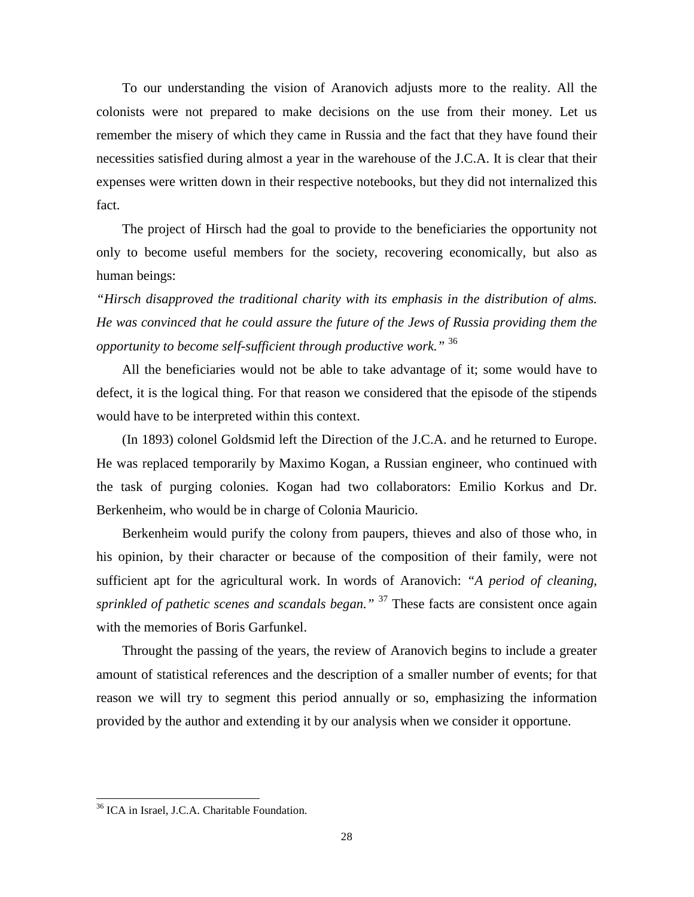To our understanding the vision of Aranovich adjusts more to the reality. All the colonists were not prepared to make decisions on the use from their money. Let us remember the misery of which they came in Russia and the fact that they have found their necessities satisfied during almost a year in the warehouse of the J.C.A. It is clear that their expenses were written down in their respective notebooks, but they did not internalized this fact.

The project of Hirsch had the goal to provide to the beneficiaries the opportunity not only to become useful members for the society, recovering economically, but also as human beings:

*"Hirsch disapproved the traditional charity with its emphasis in the distribution of alms. He was convinced that he could assure the future of the Jews of Russia providing them the opportunity to become self-sufficient through productive work."* [36]

All the beneficiaries would not be able to take advantage of it; some would have to defect, it is the logical thing. For that reason we considered that the episode of the stipends would have to be interpreted within this context.

(In 1893) colonel Goldsmid left the Direction of the J.C.A. and he returned to Europe. He was replaced temporarily by Maximo Kogan, a Russian engineer, who continued with the task of purging colonies. Kogan had two collaborators: Emilio Korkus and Dr. Berkenheim, who would be in charge of Colonia Mauricio.

Berkenheim would purify the colony from paupers, thieves and also of those who, in his opinion, by their character or because of the composition of their family, were not sufficient apt for the agricultural work. In words of Aranovich: *"A period of cleaning, sprinkled of pathetic scenes and scandals began."* [37] These facts are consistent once again with the memories of Boris Garfunkel.

Throught the passing of the years, the review of Aranovich begins to include a greater amount of statistical references and the description of a smaller number of events; for that reason we will try to segment this period annually or so, emphasizing the information provided by the author and extending it by our analysis when we consider it opportune.

---

[36] ICA in Israel, J.C.A. Charitable Foundation.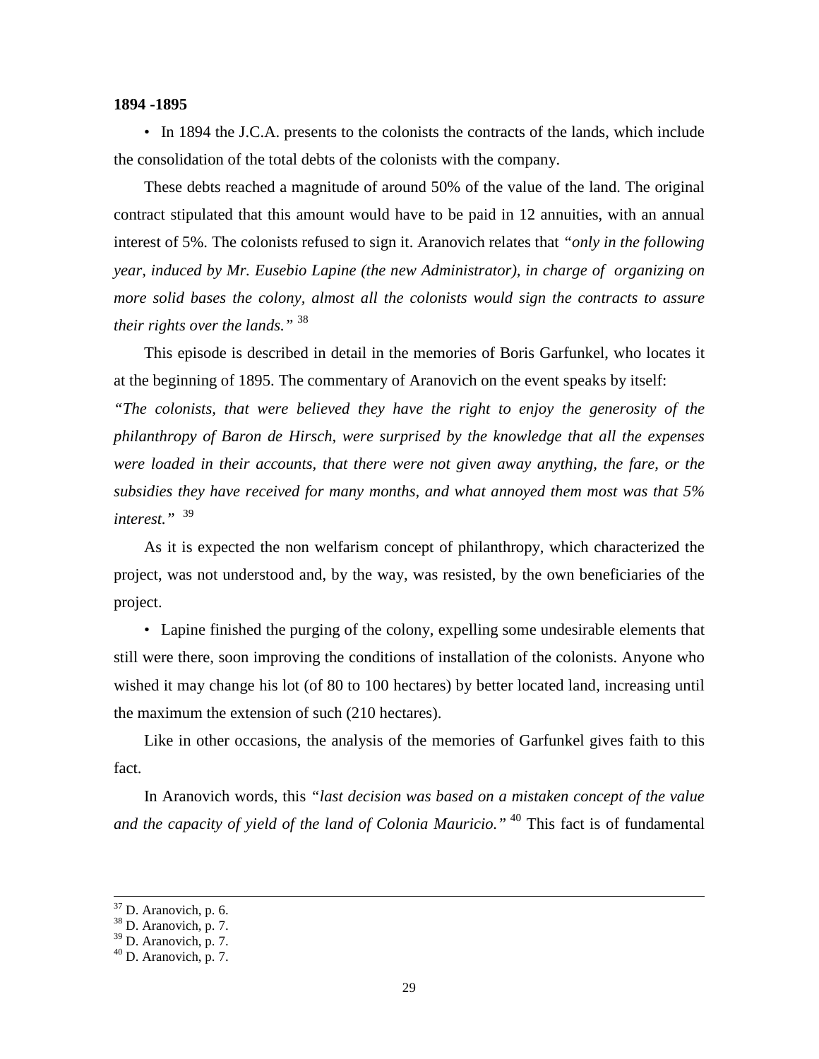**1894 -1895**

• In 1894 the J.C.A. presents to the colonists the contracts of the lands, which include the consolidation of the total debts of the colonists with the company.

These debts reached a magnitude of around 50% of the value of the land. The original contract stipulated that this amount would have to be paid in 12 annuities, with an annual interest of 5%. The colonists refused to sign it. Aranovich relates that *"only in the following year, induced by Mr. Eusebio Lapine (the new Administrator), in charge of organizing on more solid bases the colony, almost all the colonists would sign the contracts to assure their rights over the lands."* [38]

This episode is described in detail in the memories of Boris Garfunkel, who locates it at the beginning of 1895. The commentary of Aranovich on the event speaks by itself:

*"The colonists, that were believed they have the right to enjoy the generosity of the philanthropy of Baron de Hirsch, were surprised by the knowledge that all the expenses were loaded in their accounts, that there were not given away anything, the fare, or the subsidies they have received for many months, and what annoyed them most was that 5% interest."* [39]

As it is expected the non welfarism concept of philanthropy, which characterized the project, was not understood and, by the way, was resisted, by the own beneficiaries of the project.

• Lapine finished the purging of the colony, expelling some undesirable elements that still were there, soon improving the conditions of installation of the colonists. Anyone who wished it may change his lot (of 80 to 100 hectares) by better located land, increasing until the maximum the extension of such (210 hectares).

Like in other occasions, the analysis of the memories of Garfunkel gives faith to this fact.

In Aranovich words, this *"last decision was based on a mistaken concept of the value and the capacity of yield of the land of Colonia Mauricio."* [40] This fact is of fundamental

---

[37] D. Aranovich, p. 6.
[38] D. Aranovich, p. 7.
[39] D. Aranovich, p. 7.
[40] D. Aranovich, p. 7.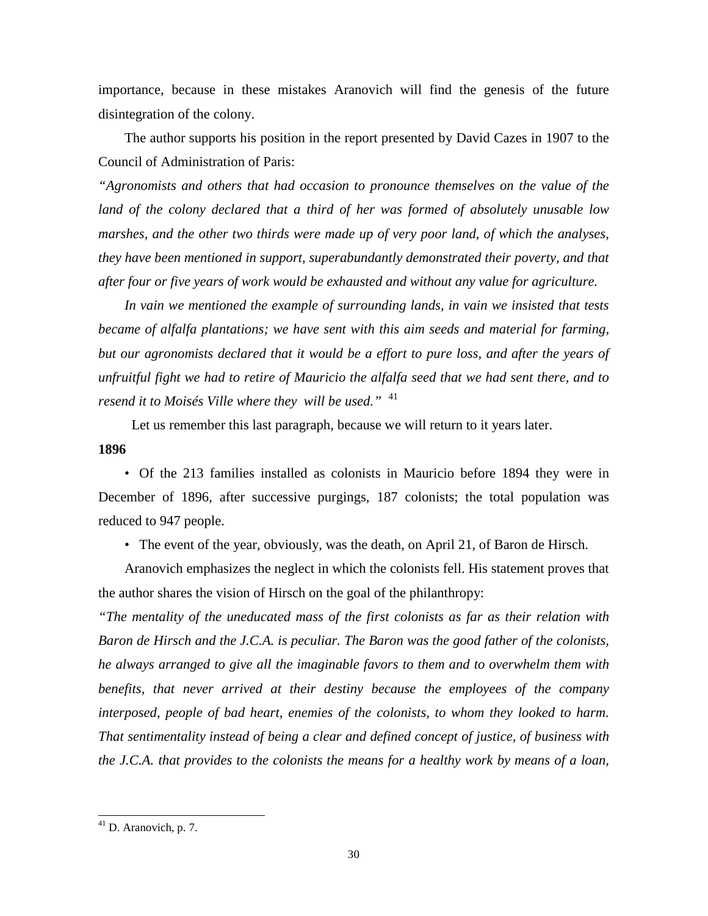importance, because in these mistakes Aranovich will find the genesis of the future disintegration of the colony.

The author supports his position in the report presented by David Cazes in 1907 to the Council of Administration of Paris:

*"Agronomists and others that had occasion to pronounce themselves on the value of the land of the colony declared that a third of her was formed of absolutely unusable low marshes, and the other two thirds were made up of very poor land, of which the analyses, they have been mentioned in support, superabundantly demonstrated their poverty, and that after four or five years of work would be exhausted and without any value for agriculture.*

*In vain we mentioned the example of surrounding lands, in vain we insisted that tests became of alfalfa plantations; we have sent with this aim seeds and material for farming, but our agronomists declared that it would be a effort to pure loss, and after the years of unfruitful fight we had to retire of Mauricio the alfalfa seed that we had sent there, and to resend it to Moisés Ville where they will be used."* [41]

Let us remember this last paragraph, because we will return to it years later.

**1896**

- Of the 213 families installed as colonists in Mauricio before 1894 they were in December of 1896, after successive purgings, 187 colonists; the total population was reduced to 947 people.
- The event of the year, obviously, was the death, on April 21, of Baron de Hirsch.

Aranovich emphasizes the neglect in which the colonists fell. His statement proves that the author shares the vision of Hirsch on the goal of the philanthropy:

*"The mentality of the uneducated mass of the first colonists as far as their relation with Baron de Hirsch and the J.C.A. is peculiar. The Baron was the good father of the colonists, he always arranged to give all the imaginable favors to them and to overwhelm them with benefits, that never arrived at their destiny because the employees of the company interposed, people of bad heart, enemies of the colonists, to whom they looked to harm. That sentimentality instead of being a clear and defined concept of justice, of business with the J.C.A. that provides to the colonists the means for a healthy work by means of a loan,*

---

[41] D. Aranovich, p. 7.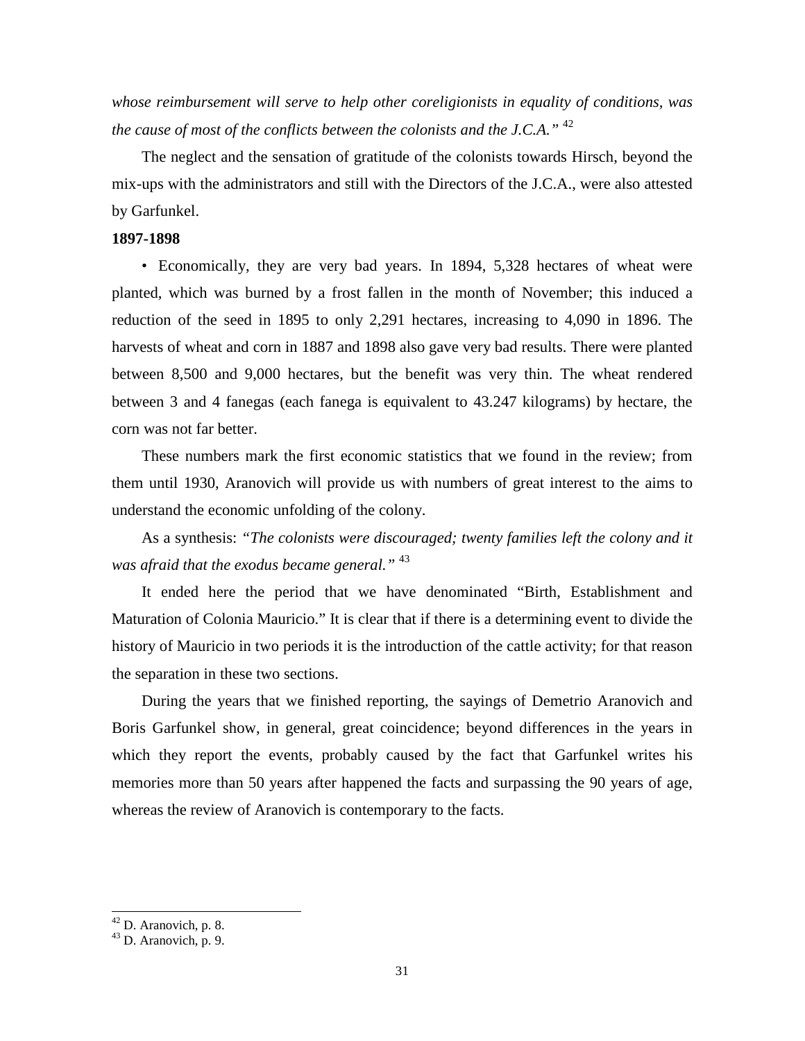*whose reimbursement will serve to help other coreligionists in equality of conditions, was the cause of most of the conflicts between the colonists and the J.C.A."* [42]

The neglect and the sensation of gratitude of the colonists towards Hirsch, beyond the mix-ups with the administrators and still with the Directors of the J.C.A., were also attested by Garfunkel.

**1897-1898**

• Economically, they are very bad years. In 1894, 5,328 hectares of wheat were planted, which was burned by a frost fallen in the month of November; this induced a reduction of the seed in 1895 to only 2,291 hectares, increasing to 4,090 in 1896. The harvests of wheat and corn in 1887 and 1898 also gave very bad results. There were planted between 8,500 and 9,000 hectares, but the benefit was very thin. The wheat rendered between 3 and 4 fanegas (each fanega is equivalent to 43.247 kilograms) by hectare, the corn was not far better.

These numbers mark the first economic statistics that we found in the review; from them until 1930, Aranovich will provide us with numbers of great interest to the aims to understand the economic unfolding of the colony.

As a synthesis: *"The colonists were discouraged; twenty families left the colony and it was afraid that the exodus became general."* [43]

It ended here the period that we have denominated "Birth, Establishment and Maturation of Colonia Mauricio." It is clear that if there is a determining event to divide the history of Mauricio in two periods it is the introduction of the cattle activity; for that reason the separation in these two sections.

During the years that we finished reporting, the sayings of Demetrio Aranovich and Boris Garfunkel show, in general, great coincidence; beyond differences in the years in which they report the events, probably caused by the fact that Garfunkel writes his memories more than 50 years after happened the facts and surpassing the 90 years of age, whereas the review of Aranovich is contemporary to the facts.

---

[42] D. Aranovich, p. 8.

[43] D. Aranovich, p. 9.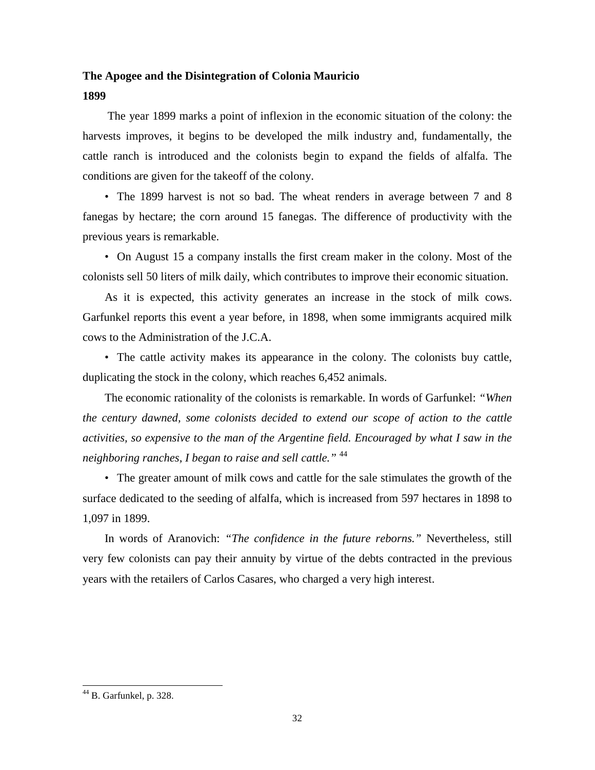**The Apogee and the Disintegration of Colonia Mauricio**

**1899**

The year 1899 marks a point of inflexion in the economic situation of the colony: the harvests improves, it begins to be developed the milk industry and, fundamentally, the cattle ranch is introduced and the colonists begin to expand the fields of alfalfa. The conditions are given for the takeoff of the colony.

- The 1899 harvest is not so bad. The wheat renders in average between 7 and 8 fanegas by hectare; the corn around 15 fanegas. The difference of productivity with the previous years is remarkable.

- On August 15 a company installs the first cream maker in the colony. Most of the colonists sell 50 liters of milk daily, which contributes to improve their economic situation.

As it is expected, this activity generates an increase in the stock of milk cows. Garfunkel reports this event a year before, in 1898, when some immigrants acquired milk cows to the Administration of the J.C.A.

- The cattle activity makes its appearance in the colony. The colonists buy cattle, duplicating the stock in the colony, which reaches 6,452 animals.

The economic rationality of the colonists is remarkable. In words of Garfunkel: *"When the century dawned, some colonists decided to extend our scope of action to the cattle activities, so expensive to the man of the Argentine field. Encouraged by what I saw in the neighboring ranches, I began to raise and sell cattle."* [44]

- The greater amount of milk cows and cattle for the sale stimulates the growth of the surface dedicated to the seeding of alfalfa, which is increased from 597 hectares in 1898 to 1,097 in 1899.

In words of Aranovich: *"The confidence in the future reborns."* Nevertheless, still very few colonists can pay their annuity by virtue of the debts contracted in the previous years with the retailers of Carlos Casares, who charged a very high interest.

---

[44] B. Garfunkel, p. 328.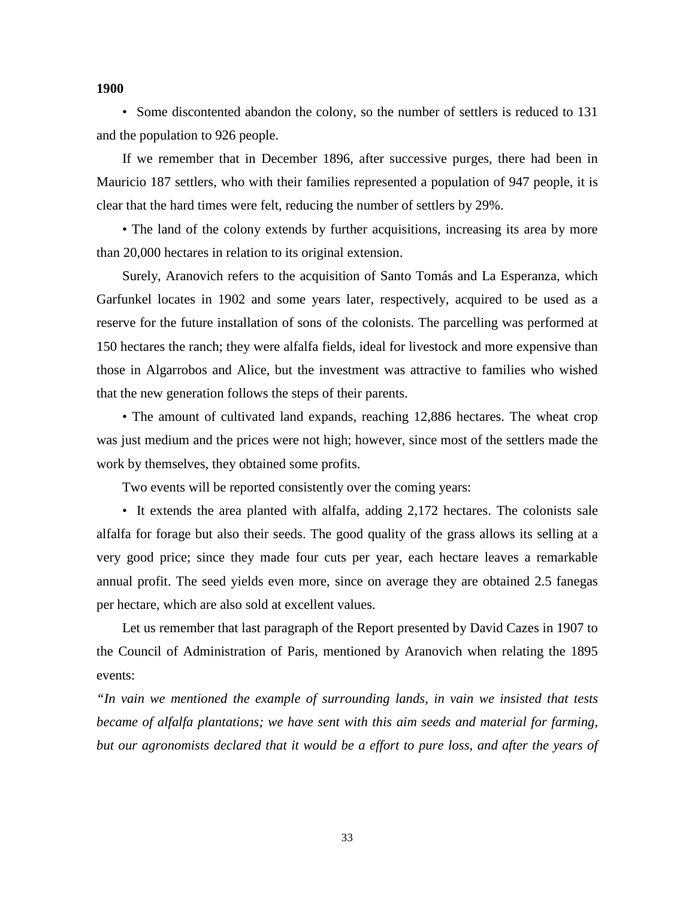**1900**

• Some discontented abandon the colony, so the number of settlers is reduced to 131 and the population to 926 people.

If we remember that in December 1896, after successive purges, there had been in Mauricio 187 settlers, who with their families represented a population of 947 people, it is clear that the hard times were felt, reducing the number of settlers by 29%.

• The land of the colony extends by further acquisitions, increasing its area by more than 20,000 hectares in relation to its original extension.

Surely, Aranovich refers to the acquisition of Santo Tomás and La Esperanza, which Garfunkel locates in 1902 and some years later, respectively, acquired to be used as a reserve for the future installation of sons of the colonists. The parcelling was performed at 150 hectares the ranch; they were alfalfa fields, ideal for livestock and more expensive than those in Algarrobos and Alice, but the investment was attractive to families who wished that the new generation follows the steps of their parents.

• The amount of cultivated land expands, reaching 12,886 hectares. The wheat crop was just medium and the prices were not high; however, since most of the settlers made the work by themselves, they obtained some profits.

Two events will be reported consistently over the coming years:

• It extends the area planted with alfalfa, adding 2,172 hectares. The colonists sale alfalfa for forage but also their seeds. The good quality of the grass allows its selling at a very good price; since they made four cuts per year, each hectare leaves a remarkable annual profit. The seed yields even more, since on average they are obtained 2.5 fanegas per hectare, which are also sold at excellent values.

Let us remember that last paragraph of the Report presented by David Cazes in 1907 to the Council of Administration of Paris, mentioned by Aranovich when relating the 1895 events:

*"In vain we mentioned the example of surrounding lands, in vain we insisted that tests became of alfalfa plantations; we have sent with this aim seeds and material for farming, but our agronomists declared that it would be a effort to pure loss, and after the years of*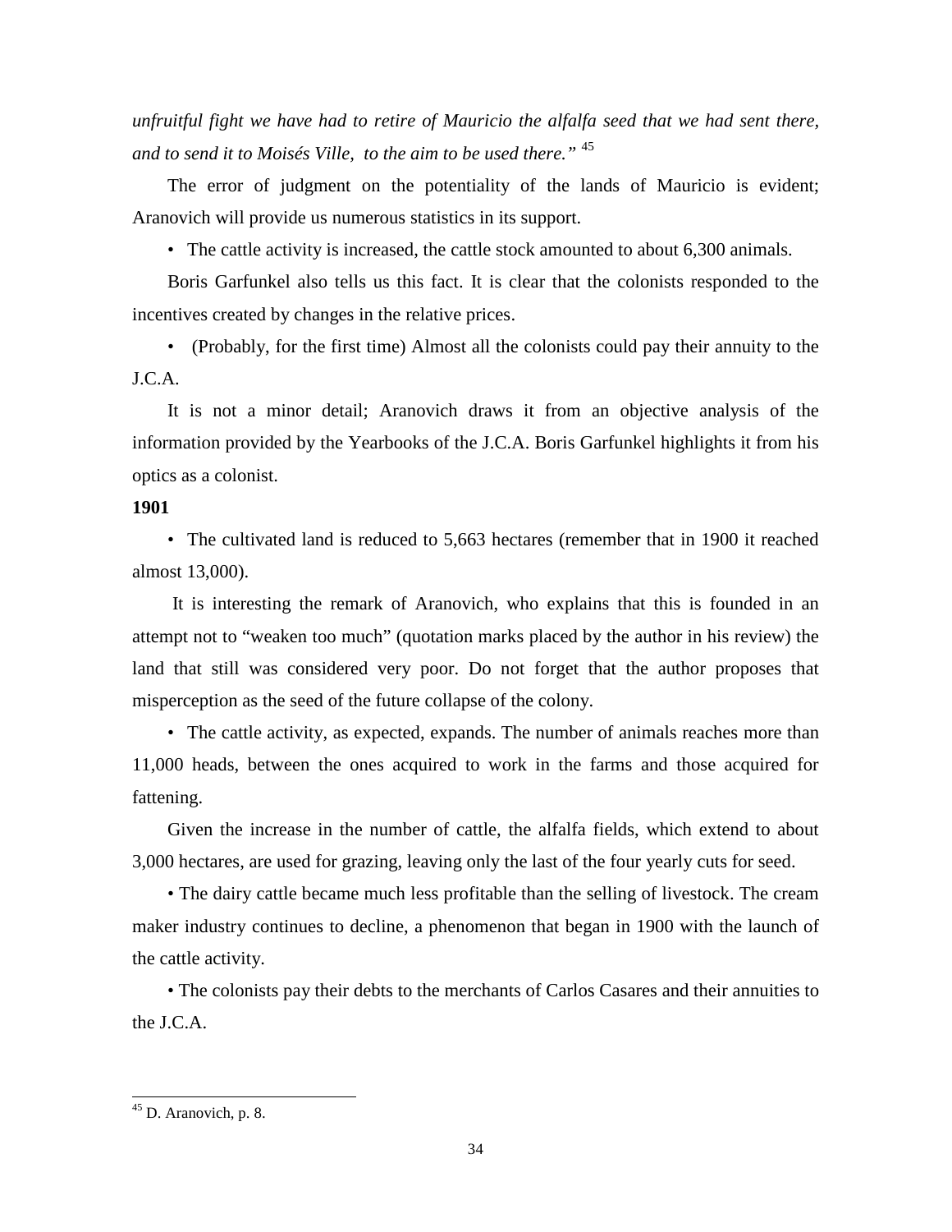*unfruitful fight we have had to retire of Mauricio the alfalfa seed that we had sent there, and to send it to Moisés Ville, to the aim to be used there."* [45]

The error of judgment on the potentiality of the lands of Mauricio is evident; Aranovich will provide us numerous statistics in its support.

- The cattle activity is increased, the cattle stock amounted to about 6,300 animals.

Boris Garfunkel also tells us this fact. It is clear that the colonists responded to the incentives created by changes in the relative prices.

- (Probably, for the first time) Almost all the colonists could pay their annuity to the J.C.A.

It is not a minor detail; Aranovich draws it from an objective analysis of the information provided by the Yearbooks of the J.C.A. Boris Garfunkel highlights it from his optics as a colonist.

**1901**

- The cultivated land is reduced to 5,663 hectares (remember that in 1900 it reached almost 13,000).

It is interesting the remark of Aranovich, who explains that this is founded in an attempt not to "weaken too much" (quotation marks placed by the author in his review) the land that still was considered very poor. Do not forget that the author proposes that misperception as the seed of the future collapse of the colony.

- The cattle activity, as expected, expands. The number of animals reaches more than 11,000 heads, between the ones acquired to work in the farms and those acquired for fattening.

Given the increase in the number of cattle, the alfalfa fields, which extend to about 3,000 hectares, are used for grazing, leaving only the last of the four yearly cuts for seed.

- The dairy cattle became much less profitable than the selling of livestock. The cream maker industry continues to decline, a phenomenon that began in 1900 with the launch of the cattle activity.
- The colonists pay their debts to the merchants of Carlos Casares and their annuities to the J.C.A.

[45] D. Aranovich, p. 8.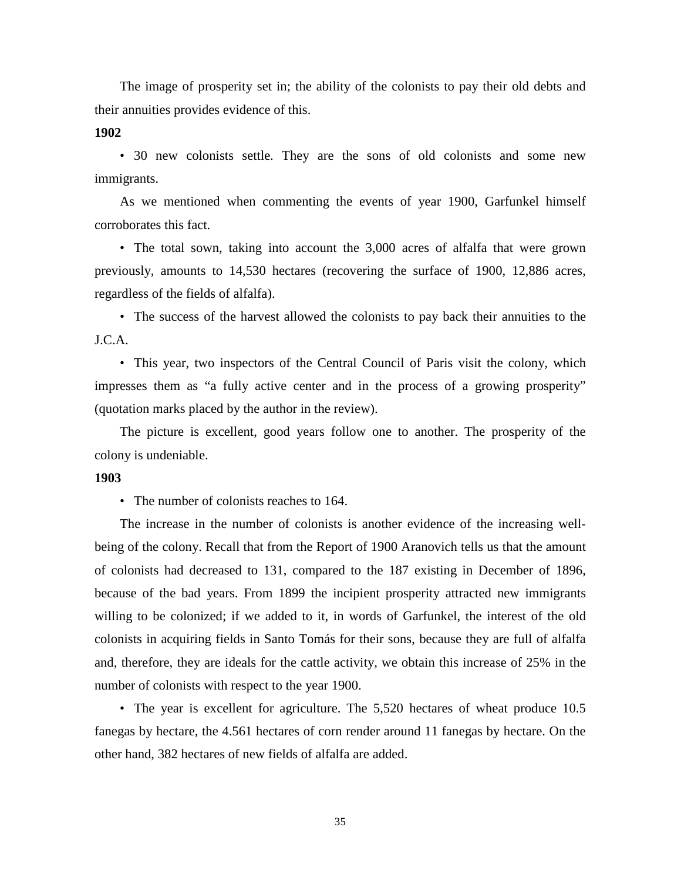The image of prosperity set in; the ability of the colonists to pay their old debts and their annuities provides evidence of this.

**1902**

- 30 new colonists settle. They are the sons of old colonists and some new immigrants.

As we mentioned when commenting the events of year 1900, Garfunkel himself corroborates this fact.

- The total sown, taking into account the 3,000 acres of alfalfa that were grown previously, amounts to 14,530 hectares (recovering the surface of 1900, 12,886 acres, regardless of the fields of alfalfa).

- The success of the harvest allowed the colonists to pay back their annuities to the J.C.A.

- This year, two inspectors of the Central Council of Paris visit the colony, which impresses them as "a fully active center and in the process of a growing prosperity" (quotation marks placed by the author in the review).

The picture is excellent, good years follow one to another. The prosperity of the colony is undeniable.

**1903**

- The number of colonists reaches to 164.

The increase in the number of colonists is another evidence of the increasing well-being of the colony. Recall that from the Report of 1900 Aranovich tells us that the amount of colonists had decreased to 131, compared to the 187 existing in December of 1896, because of the bad years. From 1899 the incipient prosperity attracted new immigrants willing to be colonized; if we added to it, in words of Garfunkel, the interest of the old colonists in acquiring fields in Santo Tomás for their sons, because they are full of alfalfa and, therefore, they are ideals for the cattle activity, we obtain this increase of 25% in the number of colonists with respect to the year 1900.

- The year is excellent for agriculture. The 5,520 hectares of wheat produce 10.5 fanegas by hectare, the 4.561 hectares of corn render around 11 fanegas by hectare. On the other hand, 382 hectares of new fields of alfalfa are added.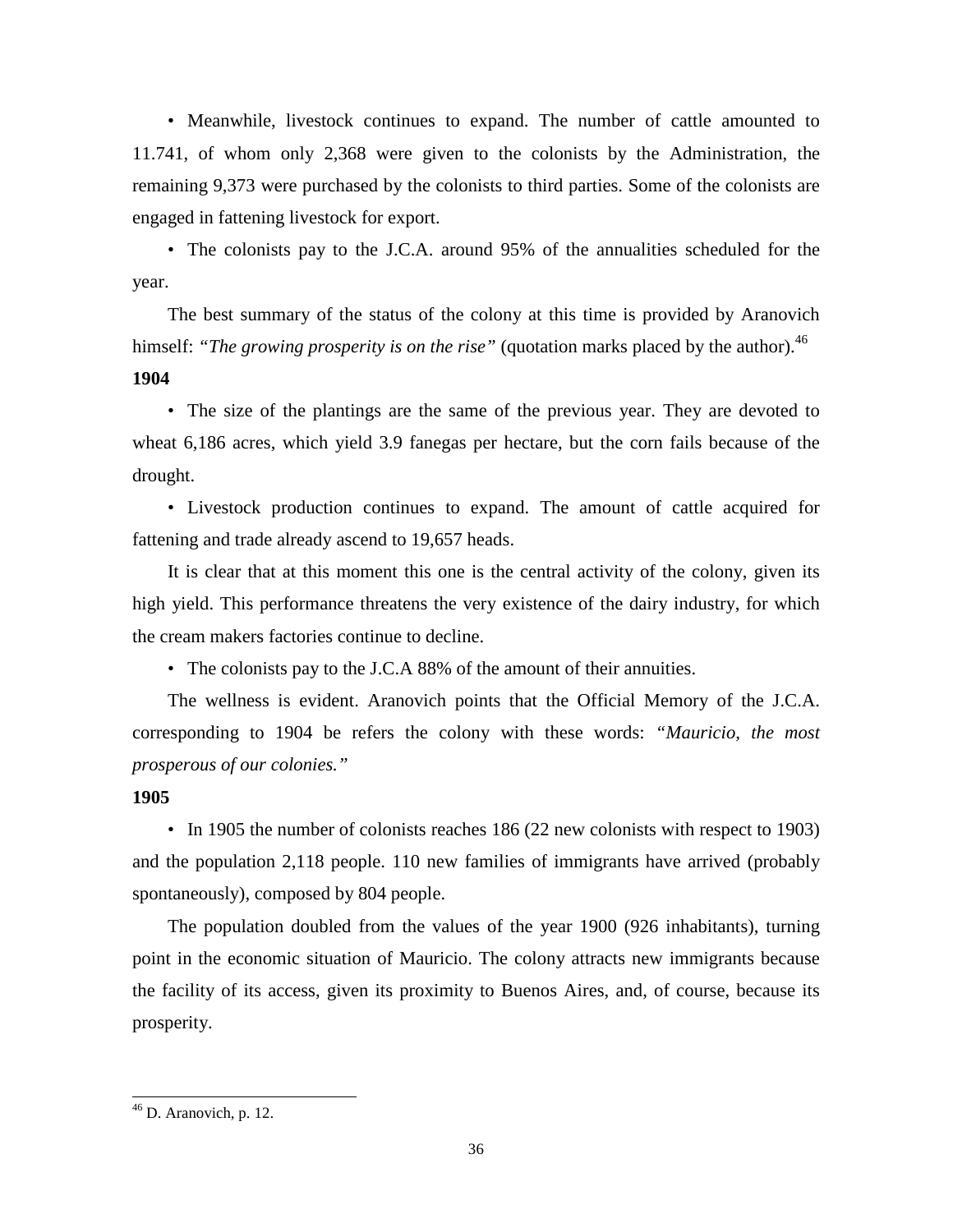• Meanwhile, livestock continues to expand. The number of cattle amounted to 11.741, of whom only 2,368 were given to the colonists by the Administration, the remaining 9,373 were purchased by the colonists to third parties. Some of the colonists are engaged in fattening livestock for export.

• The colonists pay to the J.C.A. around 95% of the annualities scheduled for the year.

The best summary of the status of the colony at this time is provided by Aranovich himself: *"The growing prosperity is on the rise"* (quotation marks placed by the author).[46]

**1904**

• The size of the plantings are the same of the previous year. They are devoted to wheat 6,186 acres, which yield 3.9 fanegas per hectare, but the corn fails because of the drought.

• Livestock production continues to expand. The amount of cattle acquired for fattening and trade already ascend to 19,657 heads.

It is clear that at this moment this one is the central activity of the colony, given its high yield. This performance threatens the very existence of the dairy industry, for which the cream makers factories continue to decline.

• The colonists pay to the J.C.A 88% of the amount of their annuities.

The wellness is evident. Aranovich points that the Official Memory of the J.C.A. corresponding to 1904 be refers the colony with these words: *"Mauricio, the most prosperous of our colonies."*

**1905**

• In 1905 the number of colonists reaches 186 (22 new colonists with respect to 1903) and the population 2,118 people. 110 new families of immigrants have arrived (probably spontaneously), composed by 804 people.

The population doubled from the values of the year 1900 (926 inhabitants), turning point in the economic situation of Mauricio. The colony attracts new immigrants because the facility of its access, given its proximity to Buenos Aires, and, of course, because its prosperity.

---

[46] D. Aranovich, p. 12.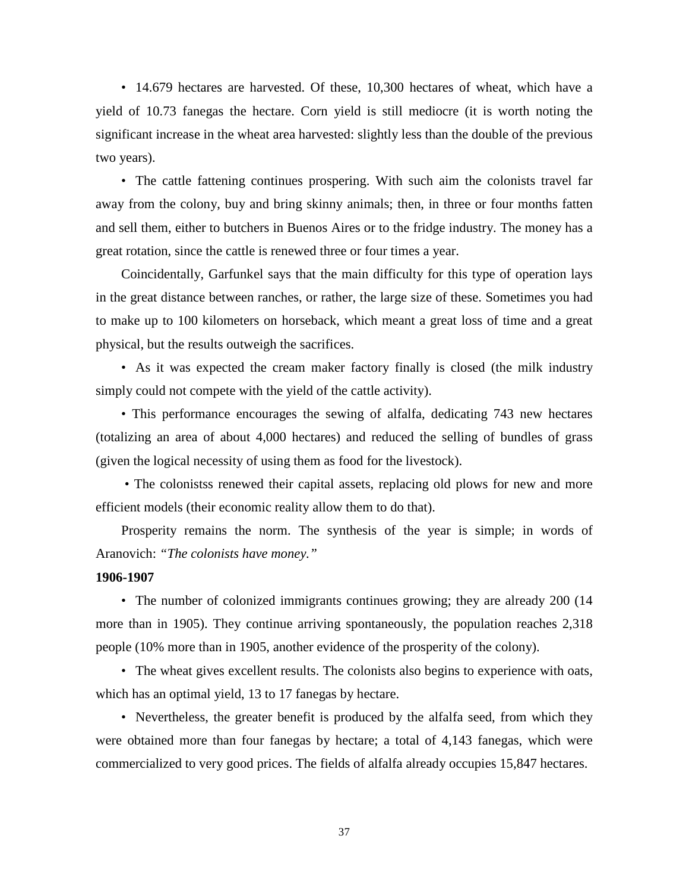• 14.679 hectares are harvested. Of these, 10,300 hectares of wheat, which have a yield of 10.73 fanegas the hectare. Corn yield is still mediocre (it is worth noting the significant increase in the wheat area harvested: slightly less than the double of the previous two years).

• The cattle fattening continues prospering. With such aim the colonists travel far away from the colony, buy and bring skinny animals; then, in three or four months fatten and sell them, either to butchers in Buenos Aires or to the fridge industry. The money has a great rotation, since the cattle is renewed three or four times a year.

Coincidentally, Garfunkel says that the main difficulty for this type of operation lays in the great distance between ranches, or rather, the large size of these. Sometimes you had to make up to 100 kilometers on horseback, which meant a great loss of time and a great physical, but the results outweigh the sacrifices.

• As it was expected the cream maker factory finally is closed (the milk industry simply could not compete with the yield of the cattle activity).

• This performance encourages the sewing of alfalfa, dedicating 743 new hectares (totalizing an area of about 4,000 hectares) and reduced the selling of bundles of grass (given the logical necessity of using them as food for the livestock).

• The colonistss renewed their capital assets, replacing old plows for new and more efficient models (their economic reality allow them to do that).

Prosperity remains the norm. The synthesis of the year is simple; in words of Aranovich: *"The colonists have money."*

**1906-1907**

• The number of colonized immigrants continues growing; they are already 200 (14 more than in 1905). They continue arriving spontaneously, the population reaches 2,318 people (10% more than in 1905, another evidence of the prosperity of the colony).

• The wheat gives excellent results. The colonists also begins to experience with oats, which has an optimal yield, 13 to 17 fanegas by hectare.

• Nevertheless, the greater benefit is produced by the alfalfa seed, from which they were obtained more than four fanegas by hectare; a total of 4,143 fanegas, which were commercialized to very good prices. The fields of alfalfa already occupies 15,847 hectares.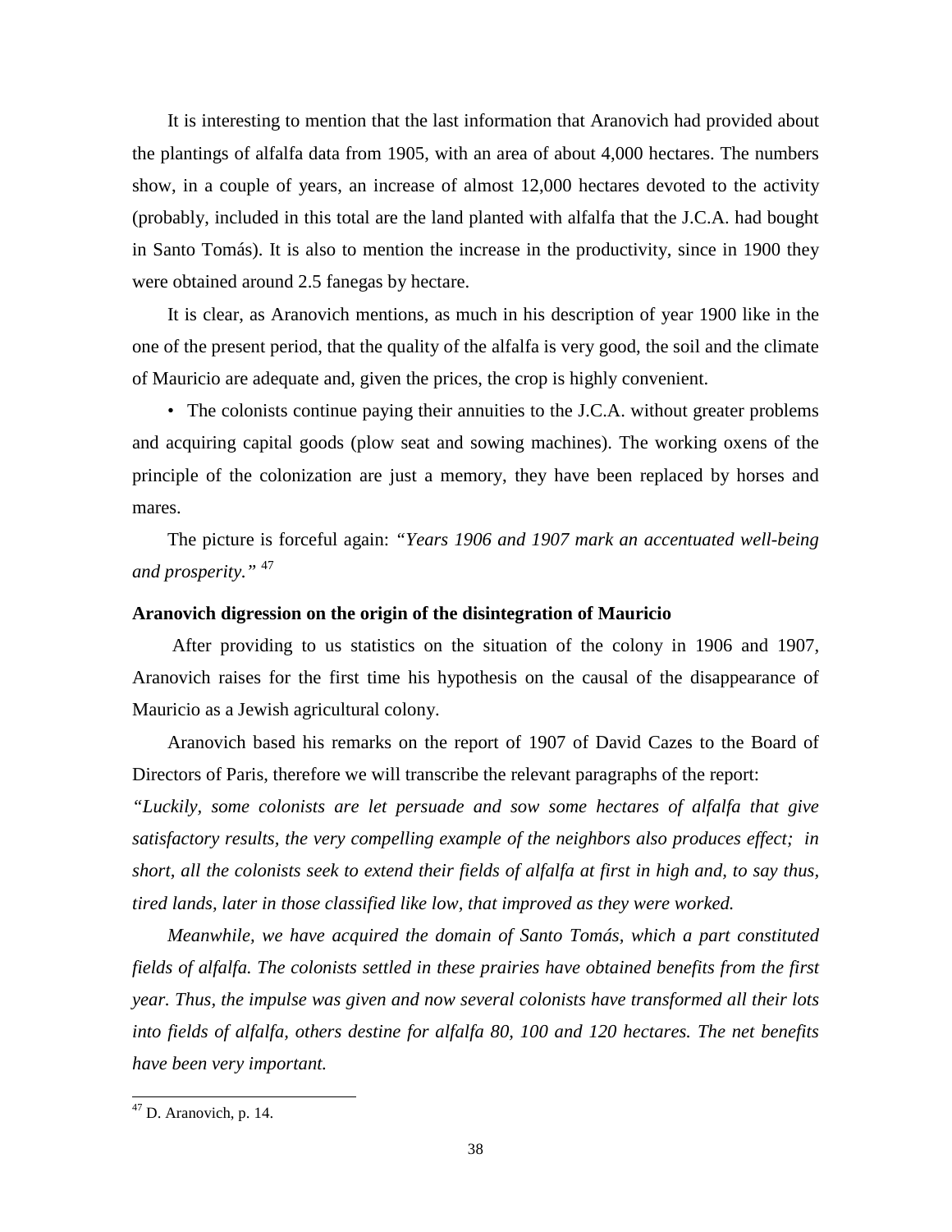It is interesting to mention that the last information that Aranovich had provided about the plantings of alfalfa data from 1905, with an area of about 4,000 hectares. The numbers show, in a couple of years, an increase of almost 12,000 hectares devoted to the activity (probably, included in this total are the land planted with alfalfa that the J.C.A. had bought in Santo Tomás). It is also to mention the increase in the productivity, since in 1900 they were obtained around 2.5 fanegas by hectare.

It is clear, as Aranovich mentions, as much in his description of year 1900 like in the one of the present period, that the quality of the alfalfa is very good, the soil and the climate of Mauricio are adequate and, given the prices, the crop is highly convenient.

- The colonists continue paying their annuities to the J.C.A. without greater problems and acquiring capital goods (plow seat and sowing machines). The working oxens of the principle of the colonization are just a memory, they have been replaced by horses and mares.

The picture is forceful again: *"Years 1906 and 1907 mark an accentuated well-being and prosperity."* [47]

**Aranovich digression on the origin of the disintegration of Mauricio**

After providing to us statistics on the situation of the colony in 1906 and 1907, Aranovich raises for the first time his hypothesis on the causal of the disappearance of Mauricio as a Jewish agricultural colony.

Aranovich based his remarks on the report of 1907 of David Cazes to the Board of Directors of Paris, therefore we will transcribe the relevant paragraphs of the report:

*"Luckily, some colonists are let persuade and sow some hectares of alfalfa that give satisfactory results, the very compelling example of the neighbors also produces effect; in short, all the colonists seek to extend their fields of alfalfa at first in high and, to say thus, tired lands, later in those classified like low, that improved as they were worked.*

*Meanwhile, we have acquired the domain of Santo Tomás, which a part constituted fields of alfalfa. The colonists settled in these prairies have obtained benefits from the first year. Thus, the impulse was given and now several colonists have transformed all their lots into fields of alfalfa, others destine for alfalfa 80, 100 and 120 hectares. The net benefits have been very important.*

[47] D. Aranovich, p. 14.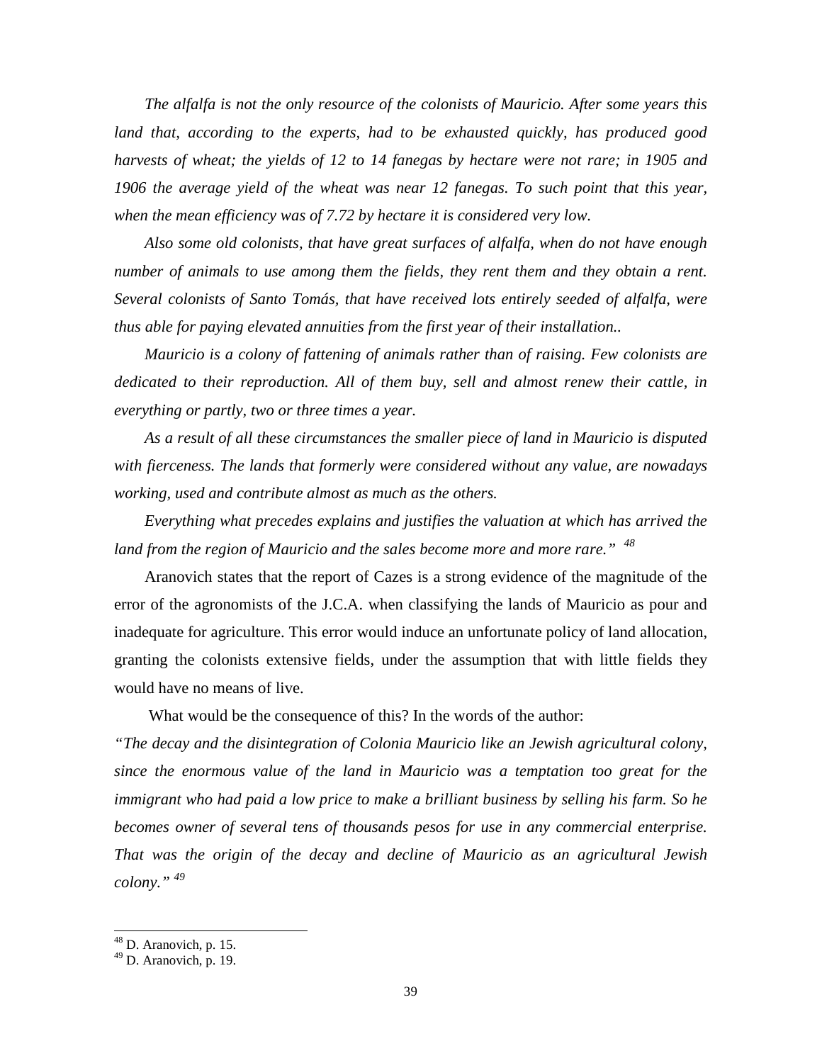*The alfalfa is not the only resource of the colonists of Mauricio. After some years this land that, according to the experts, had to be exhausted quickly, has produced good harvests of wheat; the yields of 12 to 14 fanegas by hectare were not rare; in 1905 and 1906 the average yield of the wheat was near 12 fanegas. To such point that this year, when the mean efficiency was of 7.72 by hectare it is considered very low.*

*Also some old colonists, that have great surfaces of alfalfa, when do not have enough number of animals to use among them the fields, they rent them and they obtain a rent. Several colonists of Santo Tomás, that have received lots entirely seeded of alfalfa, were thus able for paying elevated annuities from the first year of their installation..*

*Mauricio is a colony of fattening of animals rather than of raising. Few colonists are dedicated to their reproduction. All of them buy, sell and almost renew their cattle, in everything or partly, two or three times a year.*

*As a result of all these circumstances the smaller piece of land in Mauricio is disputed with fierceness. The lands that formerly were considered without any value, are nowadays working, used and contribute almost as much as the others.*

*Everything what precedes explains and justifies the valuation at which has arrived the land from the region of Mauricio and the sales become more and more rare."* [48]

Aranovich states that the report of Cazes is a strong evidence of the magnitude of the error of the agronomists of the J.C.A. when classifying the lands of Mauricio as pour and inadequate for agriculture. This error would induce an unfortunate policy of land allocation, granting the colonists extensive fields, under the assumption that with little fields they would have no means of live.

What would be the consequence of this? In the words of the author:

*"The decay and the disintegration of Colonia Mauricio like an Jewish agricultural colony, since the enormous value of the land in Mauricio was a temptation too great for the immigrant who had paid a low price to make a brilliant business by selling his farm. So he becomes owner of several tens of thousands pesos for use in any commercial enterprise. That was the origin of the decay and decline of Mauricio as an agricultural Jewish colony."* [49]

---

[48] D. Aranovich, p. 15.

[49] D. Aranovich, p. 19.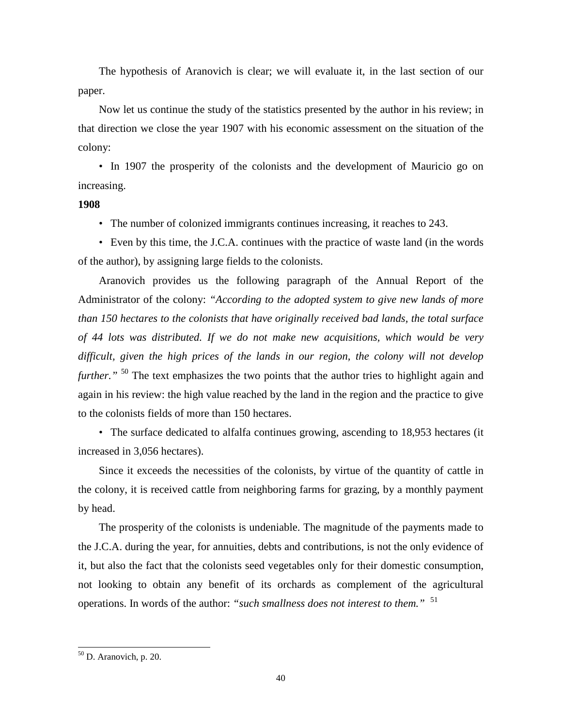The hypothesis of Aranovich is clear; we will evaluate it, in the last section of our paper.

Now let us continue the study of the statistics presented by the author in his review; in that direction we close the year 1907 with his economic assessment on the situation of the colony:

- In 1907 the prosperity of the colonists and the development of Mauricio go on increasing.

**1908**

- The number of colonized immigrants continues increasing, it reaches to 243.
- Even by this time, the J.C.A. continues with the practice of waste land (in the words of the author), by assigning large fields to the colonists.

Aranovich provides us the following paragraph of the Annual Report of the Administrator of the colony: *"According to the adopted system to give new lands of more than 150 hectares to the colonists that have originally received bad lands, the total surface of 44 lots was distributed. If we do not make new acquisitions, which would be very difficult, given the high prices of the lands in our region, the colony will not develop further."* [50] The text emphasizes the two points that the author tries to highlight again and again in his review: the high value reached by the land in the region and the practice to give to the colonists fields of more than 150 hectares.

- The surface dedicated to alfalfa continues growing, ascending to 18,953 hectares (it increased in 3,056 hectares).

Since it exceeds the necessities of the colonists, by virtue of the quantity of cattle in the colony, it is received cattle from neighboring farms for grazing, by a monthly payment by head.

The prosperity of the colonists is undeniable. The magnitude of the payments made to the J.C.A. during the year, for annuities, debts and contributions, is not the only evidence of it, but also the fact that the colonists seed vegetables only for their domestic consumption, not looking to obtain any benefit of its orchards as complement of the agricultural operations. In words of the author: *"such smallness does not interest to them."* [51]

---

[50] D. Aranovich, p. 20.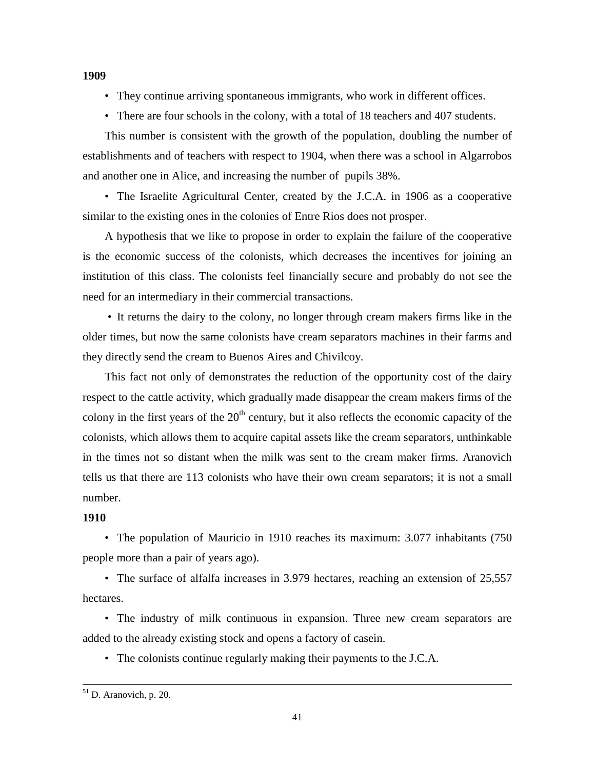**1909**

- They continue arriving spontaneous immigrants, who work in different offices.
- There are four schools in the colony, with a total of 18 teachers and 407 students.

This number is consistent with the growth of the population, doubling the number of establishments and of teachers with respect to 1904, when there was a school in Algarrobos and another one in Alice, and increasing the number of pupils 38%.

- The Israelite Agricultural Center, created by the J.C.A. in 1906 as a cooperative similar to the existing ones in the colonies of Entre Rios does not prosper.

A hypothesis that we like to propose in order to explain the failure of the cooperative is the economic success of the colonists, which decreases the incentives for joining an institution of this class. The colonists feel financially secure and probably do not see the need for an intermediary in their commercial transactions.

- It returns the dairy to the colony, no longer through cream makers firms like in the older times, but now the same colonists have cream separators machines in their farms and they directly send the cream to Buenos Aires and Chivilcoy.

This fact not only of demonstrates the reduction of the opportunity cost of the dairy respect to the cattle activity, which gradually made disappear the cream makers firms of the colony in the first years of the 20th century, but it also reflects the economic capacity of the colonists, which allows them to acquire capital assets like the cream separators, unthinkable in the times not so distant when the milk was sent to the cream maker firms. Aranovich tells us that there are 113 colonists who have their own cream separators; it is not a small number.

**1910**

- The population of Mauricio in 1910 reaches its maximum: 3.077 inhabitants (750 people more than a pair of years ago).
- The surface of alfalfa increases in 3.979 hectares, reaching an extension of 25,557 hectares.
- The industry of milk continuous in expansion. Three new cream separators are added to the already existing stock and opens a factory of casein.
- The colonists continue regularly making their payments to the J.C.A.

---

[51] D. Aranovich, p. 20.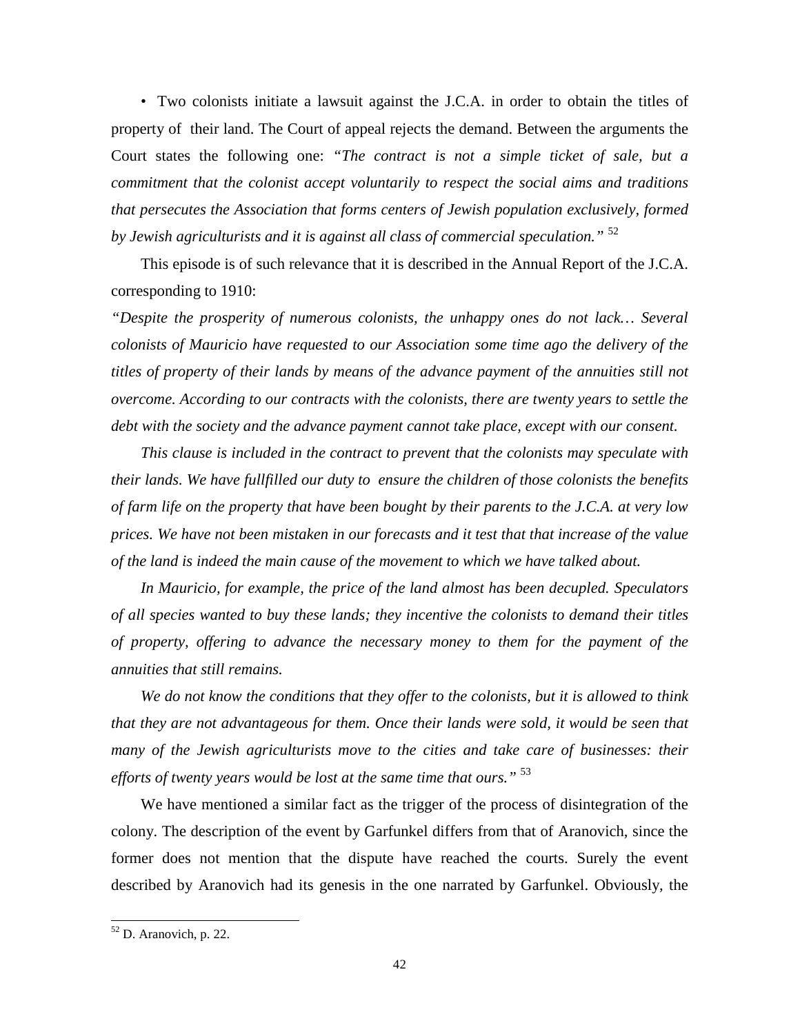• Two colonists initiate a lawsuit against the J.C.A. in order to obtain the titles of property of their land. The Court of appeal rejects the demand. Between the arguments the Court states the following one: *"The contract is not a simple ticket of sale, but a commitment that the colonist accept voluntarily to respect the social aims and traditions that persecutes the Association that forms centers of Jewish population exclusively, formed by Jewish agriculturists and it is against all class of commercial speculation."* [52]

This episode is of such relevance that it is described in the Annual Report of the J.C.A. corresponding to 1910:

*"Despite the prosperity of numerous colonists, the unhappy ones do not lack… Several colonists of Mauricio have requested to our Association some time ago the delivery of the titles of property of their lands by means of the advance payment of the annuities still not overcome. According to our contracts with the colonists, there are twenty years to settle the debt with the society and the advance payment cannot take place, except with our consent.*

*This clause is included in the contract to prevent that the colonists may speculate with their lands. We have fullfilled our duty to ensure the children of those colonists the benefits of farm life on the property that have been bought by their parents to the J.C.A. at very low prices. We have not been mistaken in our forecasts and it test that that increase of the value of the land is indeed the main cause of the movement to which we have talked about.*

*In Mauricio, for example, the price of the land almost has been decupled. Speculators of all species wanted to buy these lands; they incentive the colonists to demand their titles of property, offering to advance the necessary money to them for the payment of the annuities that still remains.*

*We do not know the conditions that they offer to the colonists, but it is allowed to think that they are not advantageous for them. Once their lands were sold, it would be seen that many of the Jewish agriculturists move to the cities and take care of businesses: their efforts of twenty years would be lost at the same time that ours."* [53]

We have mentioned a similar fact as the trigger of the process of disintegration of the colony. The description of the event by Garfunkel differs from that of Aranovich, since the former does not mention that the dispute have reached the courts. Surely the event described by Aranovich had its genesis in the one narrated by Garfunkel. Obviously, the

[52] D. Aranovich, p. 22.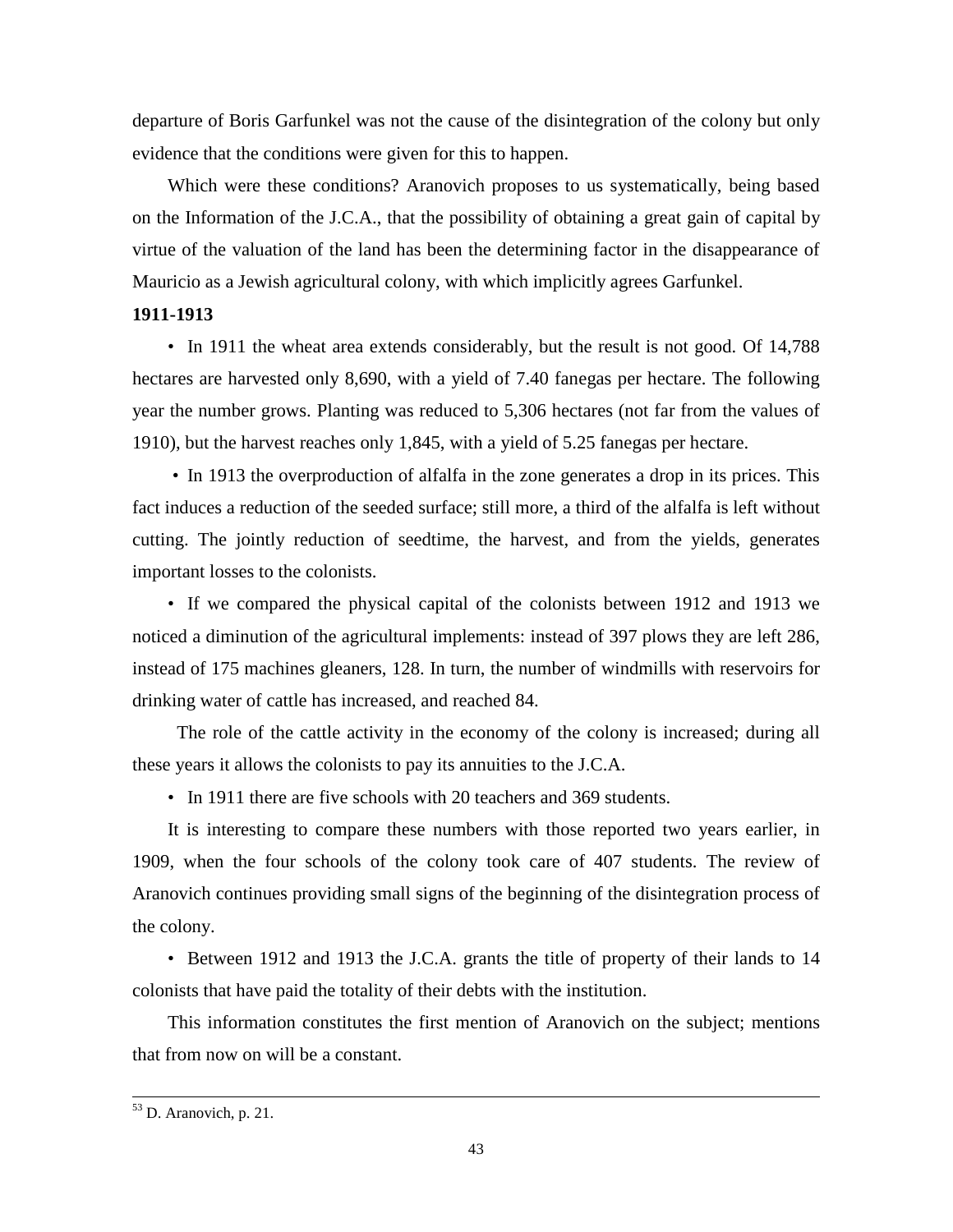departure of Boris Garfunkel was not the cause of the disintegration of the colony but only evidence that the conditions were given for this to happen.

Which were these conditions? Aranovich proposes to us systematically, being based on the Information of the J.C.A., that the possibility of obtaining a great gain of capital by virtue of the valuation of the land has been the determining factor in the disappearance of Mauricio as a Jewish agricultural colony, with which implicitly agrees Garfunkel.

**1911-1913**

• In 1911 the wheat area extends considerably, but the result is not good. Of 14,788 hectares are harvested only 8,690, with a yield of 7.40 fanegas per hectare. The following year the number grows. Planting was reduced to 5,306 hectares (not far from the values of 1910), but the harvest reaches only 1,845, with a yield of 5.25 fanegas per hectare.

• In 1913 the overproduction of alfalfa in the zone generates a drop in its prices. This fact induces a reduction of the seeded surface; still more, a third of the alfalfa is left without cutting. The jointly reduction of seedtime, the harvest, and from the yields, generates important losses to the colonists.

• If we compared the physical capital of the colonists between 1912 and 1913 we noticed a diminution of the agricultural implements: instead of 397 plows they are left 286, instead of 175 machines gleaners, 128. In turn, the number of windmills with reservoirs for drinking water of cattle has increased, and reached 84.

The role of the cattle activity in the economy of the colony is increased; during all these years it allows the colonists to pay its annuities to the J.C.A.

• In 1911 there are five schools with 20 teachers and 369 students.

It is interesting to compare these numbers with those reported two years earlier, in 1909, when the four schools of the colony took care of 407 students. The review of Aranovich continues providing small signs of the beginning of the disintegration process of the colony.

• Between 1912 and 1913 the J.C.A. grants the title of property of their lands to 14 colonists that have paid the totality of their debts with the institution.

This information constitutes the first mention of Aranovich on the subject; mentions that from now on will be a constant.

---

[53] D. Aranovich, p. 21.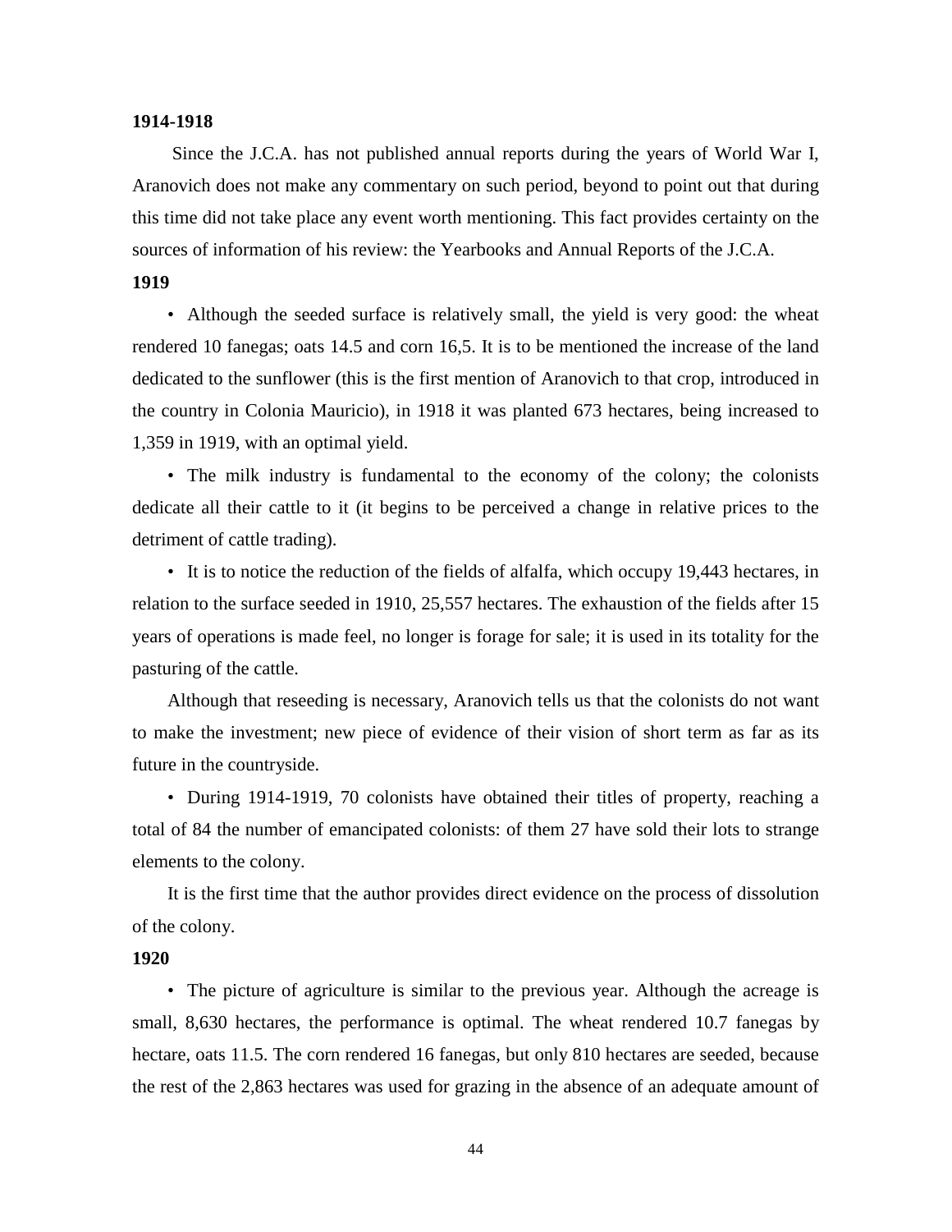**1914-1918**

Since the J.C.A. has not published annual reports during the years of World War I, Aranovich does not make any commentary on such period, beyond to point out that during this time did not take place any event worth mentioning. This fact provides certainty on the sources of information of his review: the Yearbooks and Annual Reports of the J.C.A.

**1919**

• Although the seeded surface is relatively small, the yield is very good: the wheat rendered 10 fanegas; oats 14.5 and corn 16,5. It is to be mentioned the increase of the land dedicated to the sunflower (this is the first mention of Aranovich to that crop, introduced in the country in Colonia Mauricio), in 1918 it was planted 673 hectares, being increased to 1,359 in 1919, with an optimal yield.

• The milk industry is fundamental to the economy of the colony; the colonists dedicate all their cattle to it (it begins to be perceived a change in relative prices to the detriment of cattle trading).

• It is to notice the reduction of the fields of alfalfa, which occupy 19,443 hectares, in relation to the surface seeded in 1910, 25,557 hectares. The exhaustion of the fields after 15 years of operations is made feel, no longer is forage for sale; it is used in its totality for the pasturing of the cattle.

Although that reseeding is necessary, Aranovich tells us that the colonists do not want to make the investment; new piece of evidence of their vision of short term as far as its future in the countryside.

• During 1914-1919, 70 colonists have obtained their titles of property, reaching a total of 84 the number of emancipated colonists: of them 27 have sold their lots to strange elements to the colony.

It is the first time that the author provides direct evidence on the process of dissolution of the colony.

**1920**

• The picture of agriculture is similar to the previous year. Although the acreage is small, 8,630 hectares, the performance is optimal. The wheat rendered 10.7 fanegas by hectare, oats 11.5. The corn rendered 16 fanegas, but only 810 hectares are seeded, because the rest of the 2,863 hectares was used for grazing in the absence of an adequate amount of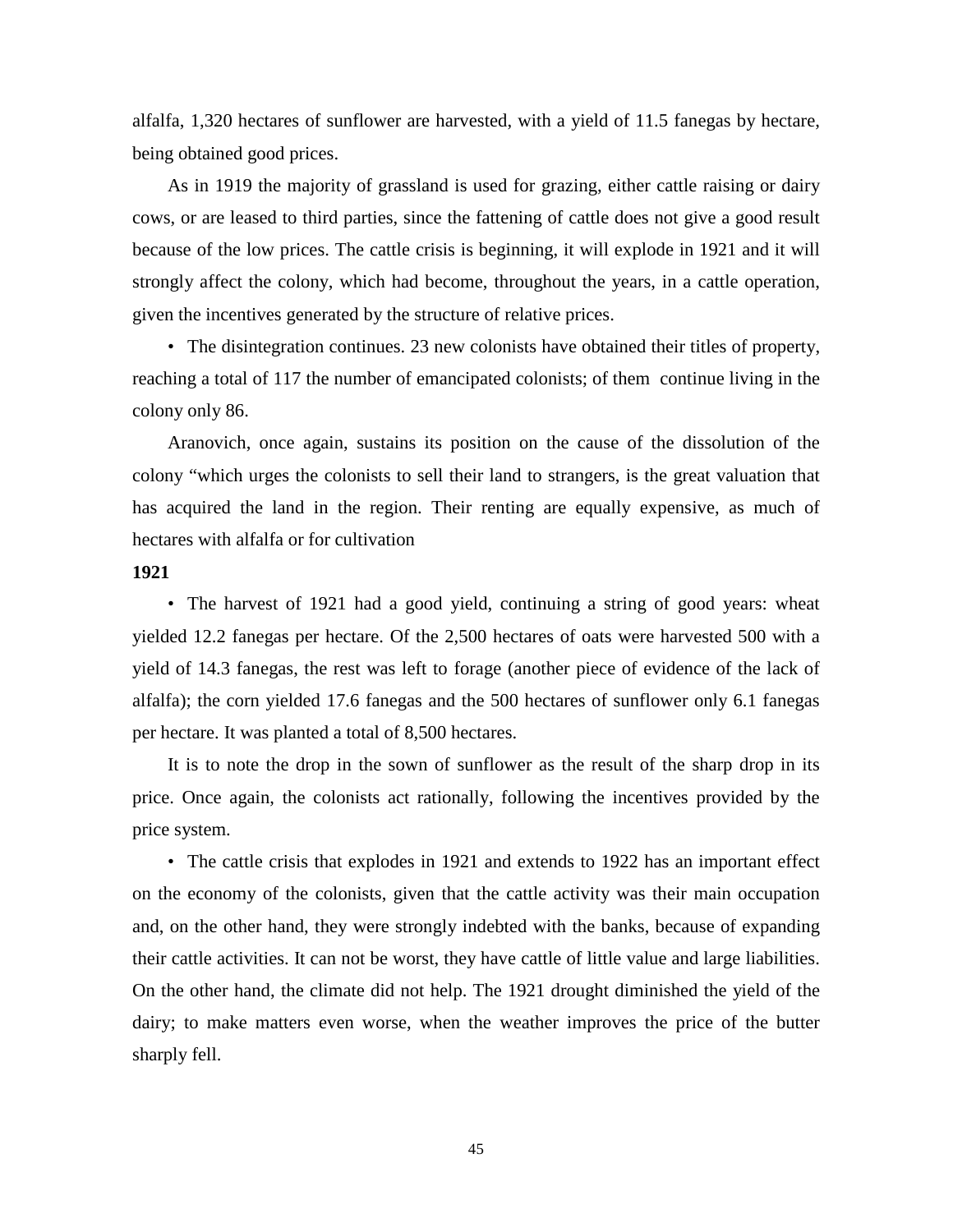alfalfa, 1,320 hectares of sunflower are harvested, with a yield of 11.5 fanegas by hectare, being obtained good prices.

As in 1919 the majority of grassland is used for grazing, either cattle raising or dairy cows, or are leased to third parties, since the fattening of cattle does not give a good result because of the low prices. The cattle crisis is beginning, it will explode in 1921 and it will strongly affect the colony, which had become, throughout the years, in a cattle operation, given the incentives generated by the structure of relative prices.

- The disintegration continues. 23 new colonists have obtained their titles of property, reaching a total of 117 the number of emancipated colonists; of them continue living in the colony only 86.

Aranovich, once again, sustains its position on the cause of the dissolution of the colony "which urges the colonists to sell their land to strangers, is the great valuation that has acquired the land in the region. Their renting are equally expensive, as much of hectares with alfalfa or for cultivation

**1921**

- The harvest of 1921 had a good yield, continuing a string of good years: wheat yielded 12.2 fanegas per hectare. Of the 2,500 hectares of oats were harvested 500 with a yield of 14.3 fanegas, the rest was left to forage (another piece of evidence of the lack of alfalfa); the corn yielded 17.6 fanegas and the 500 hectares of sunflower only 6.1 fanegas per hectare. It was planted a total of 8,500 hectares.

It is to note the drop in the sown of sunflower as the result of the sharp drop in its price. Once again, the colonists act rationally, following the incentives provided by the price system.

- The cattle crisis that explodes in 1921 and extends to 1922 has an important effect on the economy of the colonists, given that the cattle activity was their main occupation and, on the other hand, they were strongly indebted with the banks, because of expanding their cattle activities. It can not be worst, they have cattle of little value and large liabilities. On the other hand, the climate did not help. The 1921 drought diminished the yield of the dairy; to make matters even worse, when the weather improves the price of the butter sharply fell.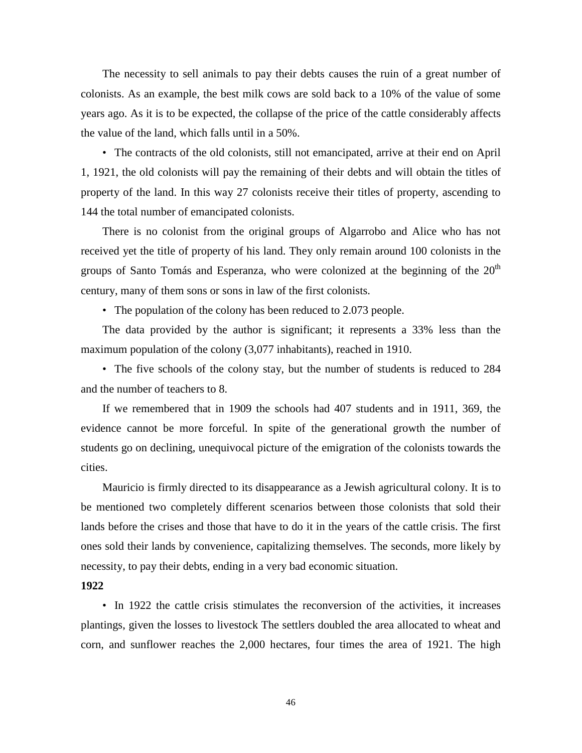The necessity to sell animals to pay their debts causes the ruin of a great number of colonists. As an example, the best milk cows are sold back to a 10% of the value of some years ago. As it is to be expected, the collapse of the price of the cattle considerably affects the value of the land, which falls until in a 50%.

• The contracts of the old colonists, still not emancipated, arrive at their end on April 1, 1921, the old colonists will pay the remaining of their debts and will obtain the titles of property of the land. In this way 27 colonists receive their titles of property, ascending to 144 the total number of emancipated colonists.

There is no colonist from the original groups of Algarrobo and Alice who has not received yet the title of property of his land. They only remain around 100 colonists in the groups of Santo Tomás and Esperanza, who were colonized at the beginning of the 20th century, many of them sons or sons in law of the first colonists.

• The population of the colony has been reduced to 2.073 people.

The data provided by the author is significant; it represents a 33% less than the maximum population of the colony (3,077 inhabitants), reached in 1910.

• The five schools of the colony stay, but the number of students is reduced to 284 and the number of teachers to 8.

If we remembered that in 1909 the schools had 407 students and in 1911, 369, the evidence cannot be more forceful. In spite of the generational growth the number of students go on declining, unequivocal picture of the emigration of the colonists towards the cities.

Mauricio is firmly directed to its disappearance as a Jewish agricultural colony. It is to be mentioned two completely different scenarios between those colonists that sold their lands before the crises and those that have to do it in the years of the cattle crisis. The first ones sold their lands by convenience, capitalizing themselves. The seconds, more likely by necessity, to pay their debts, ending in a very bad economic situation.

**1922**

• In 1922 the cattle crisis stimulates the reconversion of the activities, it increases plantings, given the losses to livestock The settlers doubled the area allocated to wheat and corn, and sunflower reaches the 2,000 hectares, four times the area of 1921. The high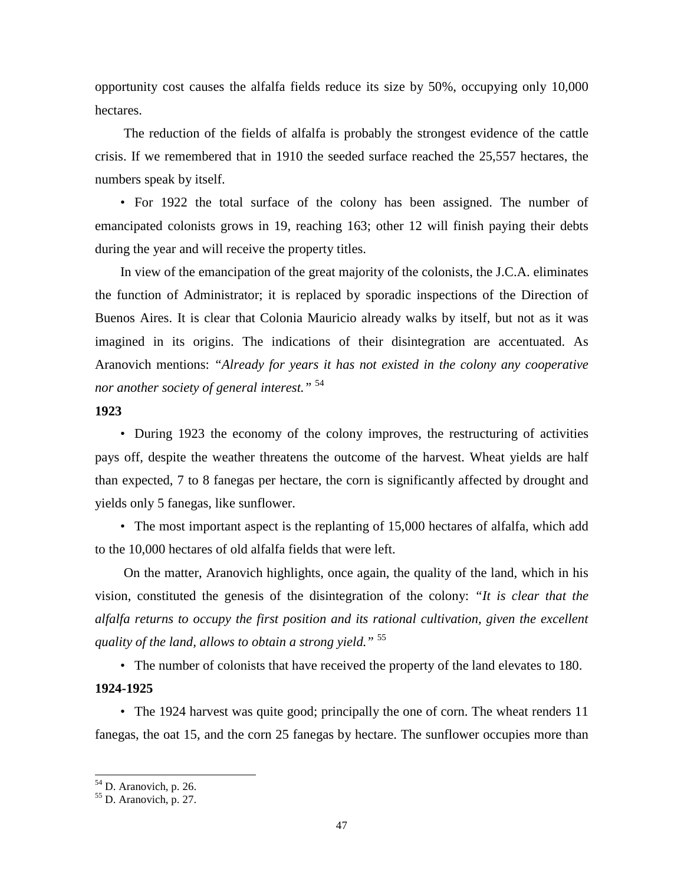opportunity cost causes the alfalfa fields reduce its size by 50%, occupying only 10,000 hectares.

The reduction of the fields of alfalfa is probably the strongest evidence of the cattle crisis. If we remembered that in 1910 the seeded surface reached the 25,557 hectares, the numbers speak by itself.

- For 1922 the total surface of the colony has been assigned. The number of emancipated colonists grows in 19, reaching 163; other 12 will finish paying their debts during the year and will receive the property titles.

In view of the emancipation of the great majority of the colonists, the J.C.A. eliminates the function of Administrator; it is replaced by sporadic inspections of the Direction of Buenos Aires. It is clear that Colonia Mauricio already walks by itself, but not as it was imagined in its origins. The indications of their disintegration are accentuated. As Aranovich mentions: "*Already for years it has not existed in the colony any cooperative nor another society of general interest.*" [54]

**1923**

- During 1923 the economy of the colony improves, the restructuring of activities pays off, despite the weather threatens the outcome of the harvest. Wheat yields are half than expected, 7 to 8 fanegas per hectare, the corn is significantly affected by drought and yields only 5 fanegas, like sunflower.

- The most important aspect is the replanting of 15,000 hectares of alfalfa, which add to the 10,000 hectares of old alfalfa fields that were left.

On the matter, Aranovich highlights, once again, the quality of the land, which in his vision, constituted the genesis of the disintegration of the colony: "*It is clear that the alfalfa returns to occupy the first position and its rational cultivation, given the excellent quality of the land, allows to obtain a strong yield.*" [55]

- The number of colonists that have received the property of the land elevates to 180.

**1924-1925**

- The 1924 harvest was quite good; principally the one of corn. The wheat renders 11 fanegas, the oat 15, and the corn 25 fanegas by hectare. The sunflower occupies more than

---

[54] D. Aranovich, p. 26.

[55] D. Aranovich, p. 27.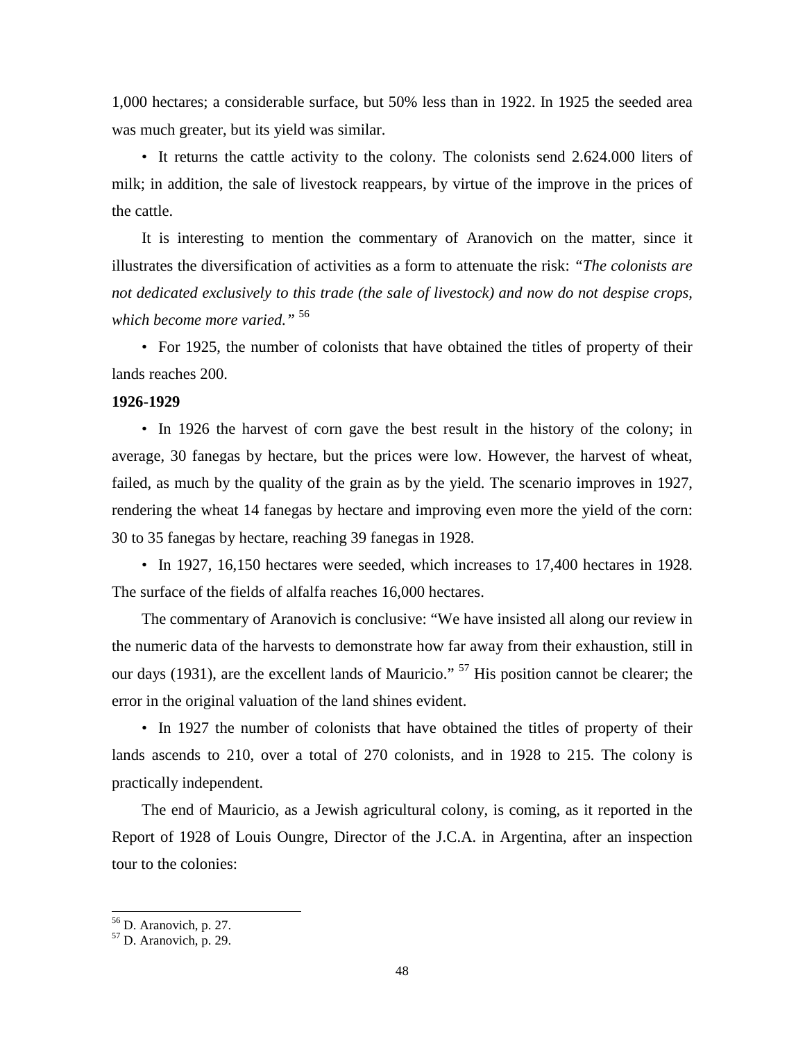1,000 hectares; a considerable surface, but 50% less than in 1922. In 1925 the seeded area was much greater, but its yield was similar.

• It returns the cattle activity to the colony. The colonists send 2.624.000 liters of milk; in addition, the sale of livestock reappears, by virtue of the improve in the prices of the cattle.

It is interesting to mention the commentary of Aranovich on the matter, since it illustrates the diversification of activities as a form to attenuate the risk: *"The colonists are not dedicated exclusively to this trade (the sale of livestock) and now do not despise crops, which become more varied."* [56]

• For 1925, the number of colonists that have obtained the titles of property of their lands reaches 200.

**1926-1929**

• In 1926 the harvest of corn gave the best result in the history of the colony; in average, 30 fanegas by hectare, but the prices were low. However, the harvest of wheat, failed, as much by the quality of the grain as by the yield. The scenario improves in 1927, rendering the wheat 14 fanegas by hectare and improving even more the yield of the corn: 30 to 35 fanegas by hectare, reaching 39 fanegas in 1928.

• In 1927, 16,150 hectares were seeded, which increases to 17,400 hectares in 1928. The surface of the fields of alfalfa reaches 16,000 hectares.

The commentary of Aranovich is conclusive: "We have insisted all along our review in the numeric data of the harvests to demonstrate how far away from their exhaustion, still in our days (1931), are the excellent lands of Mauricio." [57] His position cannot be clearer; the error in the original valuation of the land shines evident.

• In 1927 the number of colonists that have obtained the titles of property of their lands ascends to 210, over a total of 270 colonists, and in 1928 to 215. The colony is practically independent.

The end of Mauricio, as a Jewish agricultural colony, is coming, as it reported in the Report of 1928 of Louis Oungre, Director of the J.C.A. in Argentina, after an inspection tour to the colonies:

---

[56] D. Aranovich, p. 27.

[57] D. Aranovich, p. 29.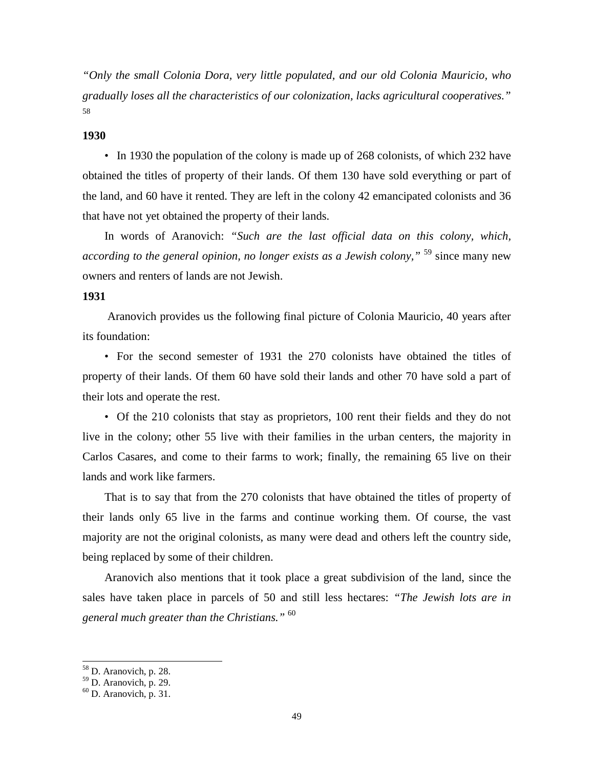*"Only the small Colonia Dora, very little populated, and our old Colonia Mauricio, who gradually loses all the characteristics of our colonization, lacks agricultural cooperatives."* [58]

**1930**

- In 1930 the population of the colony is made up of 268 colonists, of which 232 have obtained the titles of property of their lands. Of them 130 have sold everything or part of the land, and 60 have it rented. They are left in the colony 42 emancipated colonists and 36 that have not yet obtained the property of their lands.

In words of Aranovich: *"Such are the last official data on this colony, which, according to the general opinion, no longer exists as a Jewish colony,"* [59] since many new owners and renters of lands are not Jewish.

**1931**

Aranovich provides us the following final picture of Colonia Mauricio, 40 years after its foundation:

- For the second semester of 1931 the 270 colonists have obtained the titles of property of their lands. Of them 60 have sold their lands and other 70 have sold a part of their lots and operate the rest.
- Of the 210 colonists that stay as proprietors, 100 rent their fields and they do not live in the colony; other 55 live with their families in the urban centers, the majority in Carlos Casares, and come to their farms to work; finally, the remaining 65 live on their lands and work like farmers.

That is to say that from the 270 colonists that have obtained the titles of property of their lands only 65 live in the farms and continue working them. Of course, the vast majority are not the original colonists, as many were dead and others left the country side, being replaced by some of their children.

Aranovich also mentions that it took place a great subdivision of the land, since the sales have taken place in parcels of 50 and still less hectares: *"The Jewish lots are in general much greater than the Christians."* [60]

---

[58] D. Aranovich, p. 28.
[59] D. Aranovich, p. 29.
[60] D. Aranovich, p. 31.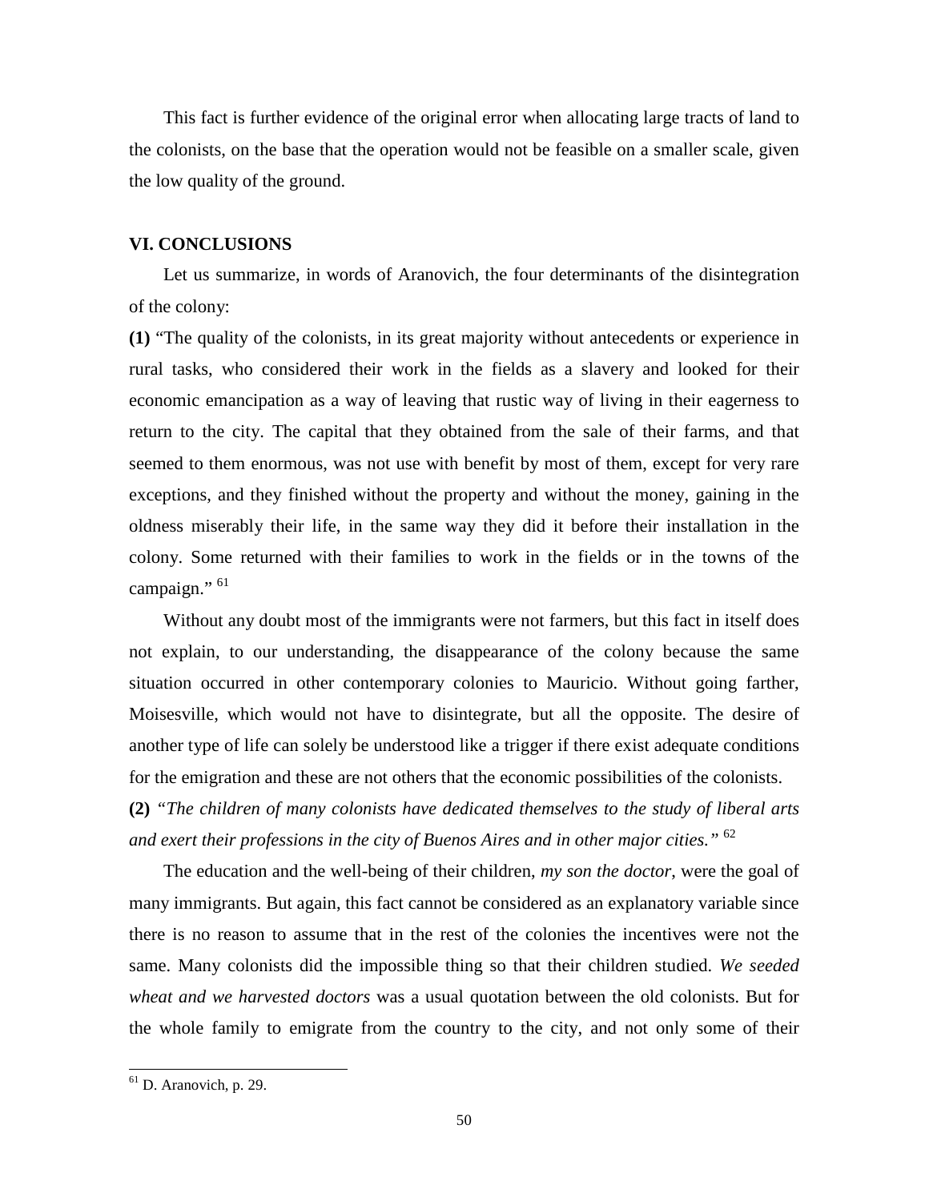This fact is further evidence of the original error when allocating large tracts of land to the colonists, on the base that the operation would not be feasible on a smaller scale, given the low quality of the ground.

## VI. CONCLUSIONS

Let us summarize, in words of Aranovich, the four determinants of the disintegration of the colony:

**(1)** "The quality of the colonists, in its great majority without antecedents or experience in rural tasks, who considered their work in the fields as a slavery and looked for their economic emancipation as a way of leaving that rustic way of living in their eagerness to return to the city. The capital that they obtained from the sale of their farms, and that seemed to them enormous, was not use with benefit by most of them, except for very rare exceptions, and they finished without the property and without the money, gaining in the oldness miserably their life, in the same way they did it before their installation in the colony. Some returned with their families to work in the fields or in the towns of the campaign." [61]

Without any doubt most of the immigrants were not farmers, but this fact in itself does not explain, to our understanding, the disappearance of the colony because the same situation occurred in other contemporary colonies to Mauricio. Without going farther, Moisesville, which would not have to disintegrate, but all the opposite. The desire of another type of life can solely be understood like a trigger if there exist adequate conditions for the emigration and these are not others that the economic possibilities of the colonists.

**(2)** *"The children of many colonists have dedicated themselves to the study of liberal arts and exert their professions in the city of Buenos Aires and in other major cities."* [62]

The education and the well-being of their children, *my son the doctor*, were the goal of many immigrants. But again, this fact cannot be considered as an explanatory variable since there is no reason to assume that in the rest of the colonies the incentives were not the same. Many colonists did the impossible thing so that their children studied. *We seeded wheat and we harvested doctors* was a usual quotation between the old colonists. But for the whole family to emigrate from the country to the city, and not only some of their

---

[61] D. Aranovich, p. 29.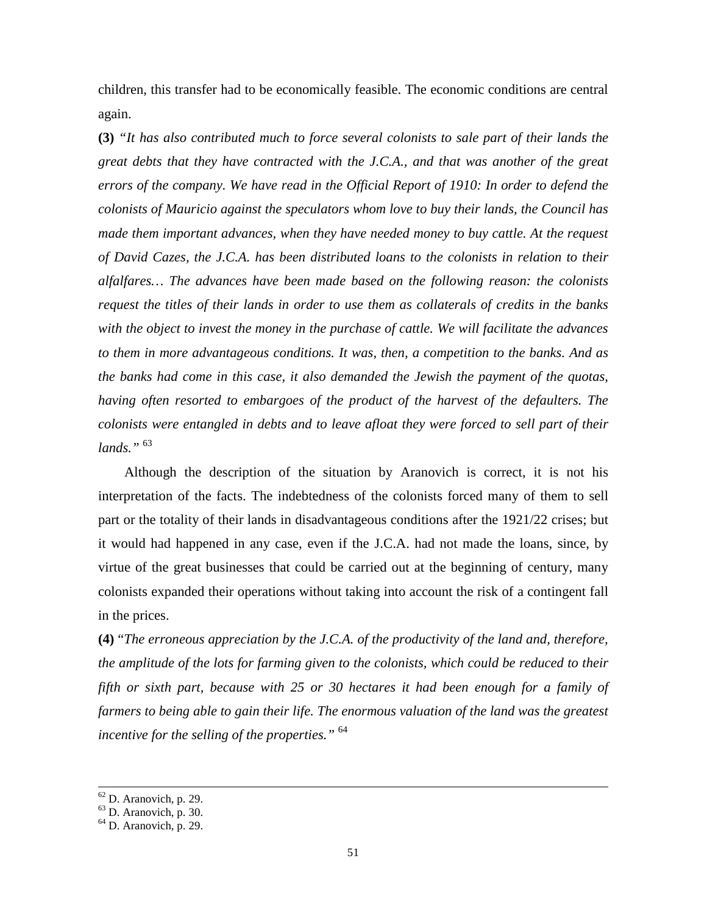children, this transfer had to be economically feasible. The economic conditions are central again.

**(3)** "*It has also contributed much to force several colonists to sale part of their lands the great debts that they have contracted with the J.C.A., and that was another of the great errors of the company. We have read in the Official Report of 1910: In order to defend the colonists of Mauricio against the speculators whom love to buy their lands, the Council has made them important advances, when they have needed money to buy cattle. At the request of David Cazes, the J.C.A. has been distributed loans to the colonists in relation to their alfalfares… The advances have been made based on the following reason: the colonists request the titles of their lands in order to use them as collaterals of credits in the banks with the object to invest the money in the purchase of cattle. We will facilitate the advances to them in more advantageous conditions. It was, then, a competition to the banks. And as the banks had come in this case, it also demanded the Jewish the payment of the quotas, having often resorted to embargoes of the product of the harvest of the defaulters. The colonists were entangled in debts and to leave afloat they were forced to sell part of their lands.*" [63]

Although the description of the situation by Aranovich is correct, it is not his interpretation of the facts. The indebtedness of the colonists forced many of them to sell part or the totality of their lands in disadvantageous conditions after the 1921/22 crises; but it would had happened in any case, even if the J.C.A. had not made the loans, since, by virtue of the great businesses that could be carried out at the beginning of century, many colonists expanded their operations without taking into account the risk of a contingent fall in the prices.

**(4)** "*The erroneous appreciation by the J.C.A. of the productivity of the land and, therefore, the amplitude of the lots for farming given to the colonists, which could be reduced to their fifth or sixth part, because with 25 or 30 hectares it had been enough for a family of farmers to being able to gain their life. The enormous valuation of the land was the greatest incentive for the selling of the properties.*" [64]

---

[62] D. Aranovich, p. 29.
[63] D. Aranovich, p. 30.
[64] D. Aranovich, p. 29.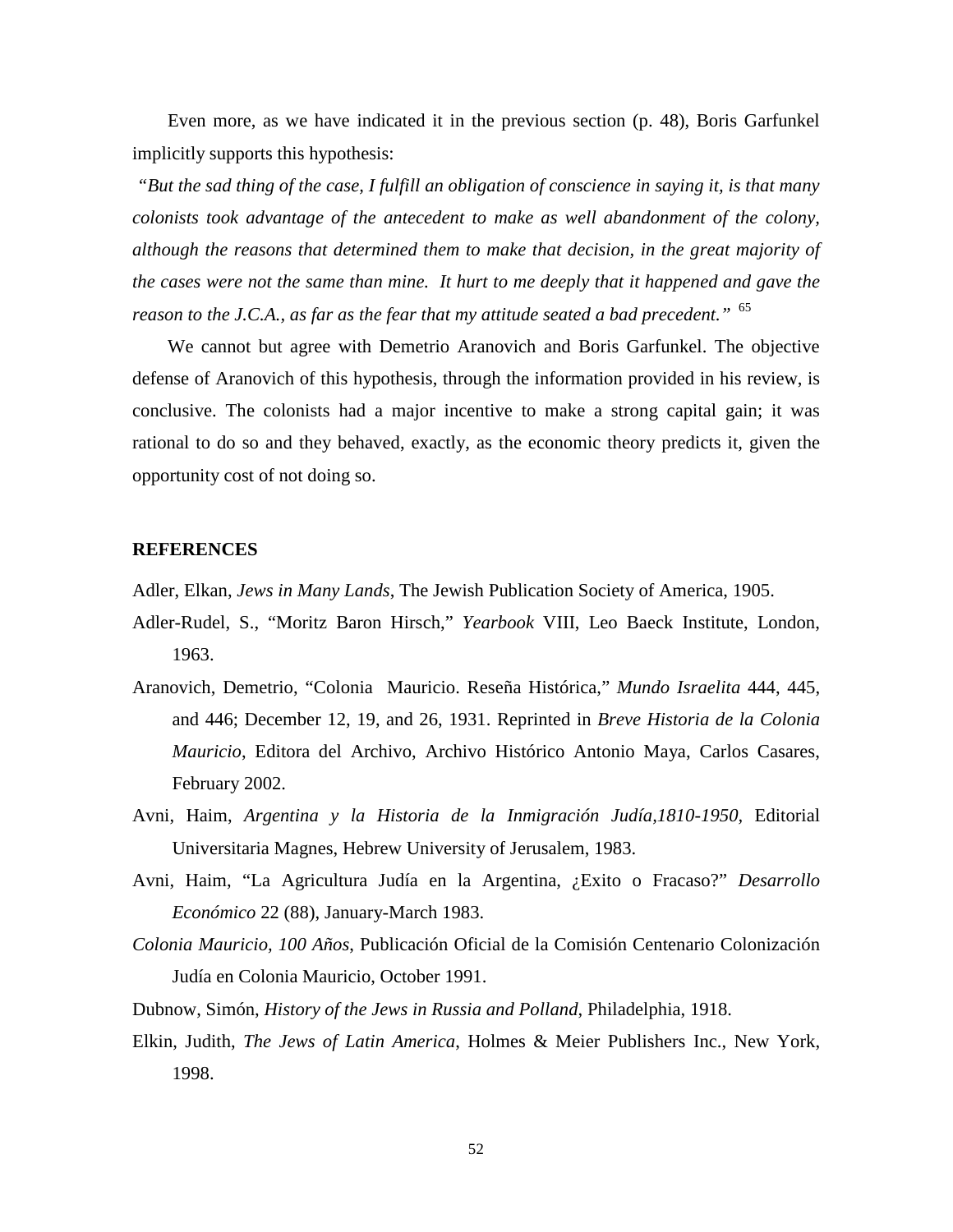Even more, as we have indicated it in the previous section (p. 48), Boris Garfunkel implicitly supports this hypothesis:

"*But the sad thing of the case, I fulfill an obligation of conscience in saying it, is that many colonists took advantage of the antecedent to make as well abandonment of the colony, although the reasons that determined them to make that decision, in the great majority of the cases were not the same than mine. It hurt to me deeply that it happened and gave the reason to the J.C.A., as far as the fear that my attitude seated a bad precedent.*" [65]

We cannot but agree with Demetrio Aranovich and Boris Garfunkel. The objective defense of Aranovich of this hypothesis, through the information provided in his review, is conclusive. The colonists had a major incentive to make a strong capital gain; it was rational to do so and they behaved, exactly, as the economic theory predicts it, given the opportunity cost of not doing so.

## REFERENCES

Adler, Elkan, *Jews in Many Lands*, The Jewish Publication Society of America, 1905.

Adler-Rudel, S., "Moritz Baron Hirsch," *Yearbook* VIII, Leo Baeck Institute, London, 1963.

Aranovich, Demetrio, "Colonia Mauricio. Reseña Histórica," *Mundo Israelita* 444, 445, and 446; December 12, 19, and 26, 1931. Reprinted in *Breve Historia de la Colonia Mauricio*, Editora del Archivo, Archivo Histórico Antonio Maya, Carlos Casares, February 2002.

Avni, Haim, *Argentina y la Historia de la Inmigración Judía,1810-1950,* Editorial Universitaria Magnes, Hebrew University of Jerusalem, 1983.

Avni, Haim, "La Agricultura Judía en la Argentina, ¿Exito o Fracaso?" *Desarrollo Económico* 22 (88), January-March 1983.

*Colonia Mauricio, 100 Años*, Publicación Oficial de la Comisión Centenario Colonización Judía en Colonia Mauricio, October 1991.

Dubnow, Simón, *History of the Jews in Russia and Polland*, Philadelphia, 1918.

Elkin, Judith, *The Jews of Latin America*, Holmes & Meier Publishers Inc., New York, 1998.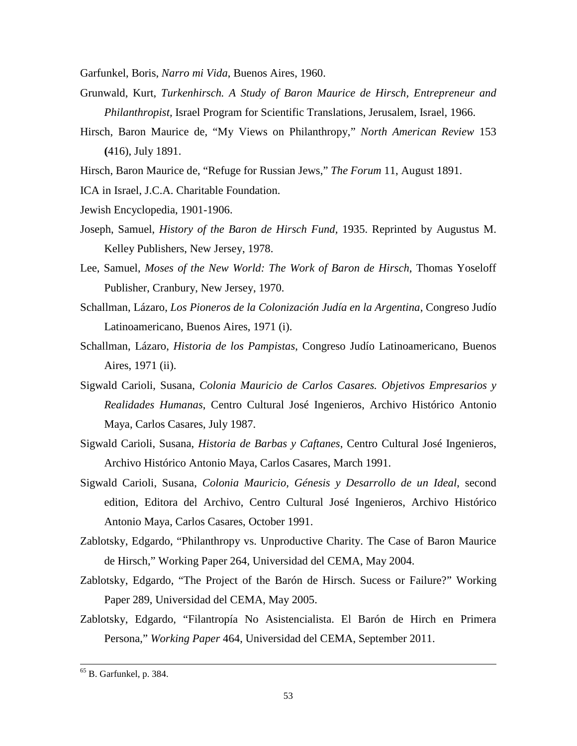Garfunkel, Boris, *Narro mi Vida*, Buenos Aires, 1960.

Grunwald, Kurt, *Turkenhirsch. A Study of Baron Maurice de Hirsch, Entrepreneur and Philanthropist,* Israel Program for Scientific Translations, Jerusalem, Israel, 1966.

Hirsch, Baron Maurice de, "My Views on Philanthropy," *North American Review* 153 **(**416), July 1891.

Hirsch, Baron Maurice de, "Refuge for Russian Jews," *The Forum* 11, August 1891.

ICA in Israel, J.C.A. Charitable Foundation.

Jewish Encyclopedia, 1901-1906.

Joseph, Samuel, *History of the Baron de Hirsch Fund,* 1935. Reprinted by Augustus M. Kelley Publishers, New Jersey, 1978.

Lee, Samuel, *Moses of the New World: The Work of Baron de Hirsch*, Thomas Yoseloff Publisher, Cranbury, New Jersey, 1970.

Schallman, Lázaro, *Los Pioneros de la Colonización Judía en la Argentina*, Congreso Judío Latinoamericano, Buenos Aires, 1971 (i).

Schallman, Lázaro, *Historia de los Pampistas*, Congreso Judío Latinoamericano, Buenos Aires, 1971 (ii).

Sigwald Carioli, Susana, *Colonia Mauricio de Carlos Casares. Objetivos Empresarios y Realidades Humanas*, Centro Cultural José Ingenieros, Archivo Histórico Antonio Maya, Carlos Casares, July 1987.

Sigwald Carioli, Susana, *Historia de Barbas y Caftanes,* Centro Cultural José Ingenieros, Archivo Histórico Antonio Maya, Carlos Casares, March 1991.

Sigwald Carioli, Susana, *Colonia Mauricio, Génesis y Desarrollo de un Ideal*, second edition, Editora del Archivo, Centro Cultural José Ingenieros, Archivo Histórico Antonio Maya, Carlos Casares, October 1991.

Zablotsky, Edgardo, "Philanthropy vs. Unproductive Charity. The Case of Baron Maurice de Hirsch," Working Paper 264, Universidad del CEMA, May 2004.

Zablotsky, Edgardo, "The Project of the Barón de Hirsch. Sucess or Failure?" Working Paper 289, Universidad del CEMA, May 2005.

Zablotsky, Edgardo, "Filantropía No Asistencialista. El Barón de Hirch en Primera Persona," *Working Paper* 464, Universidad del CEMA, September 2011.

---

[65] B. Garfunkel, p. 384.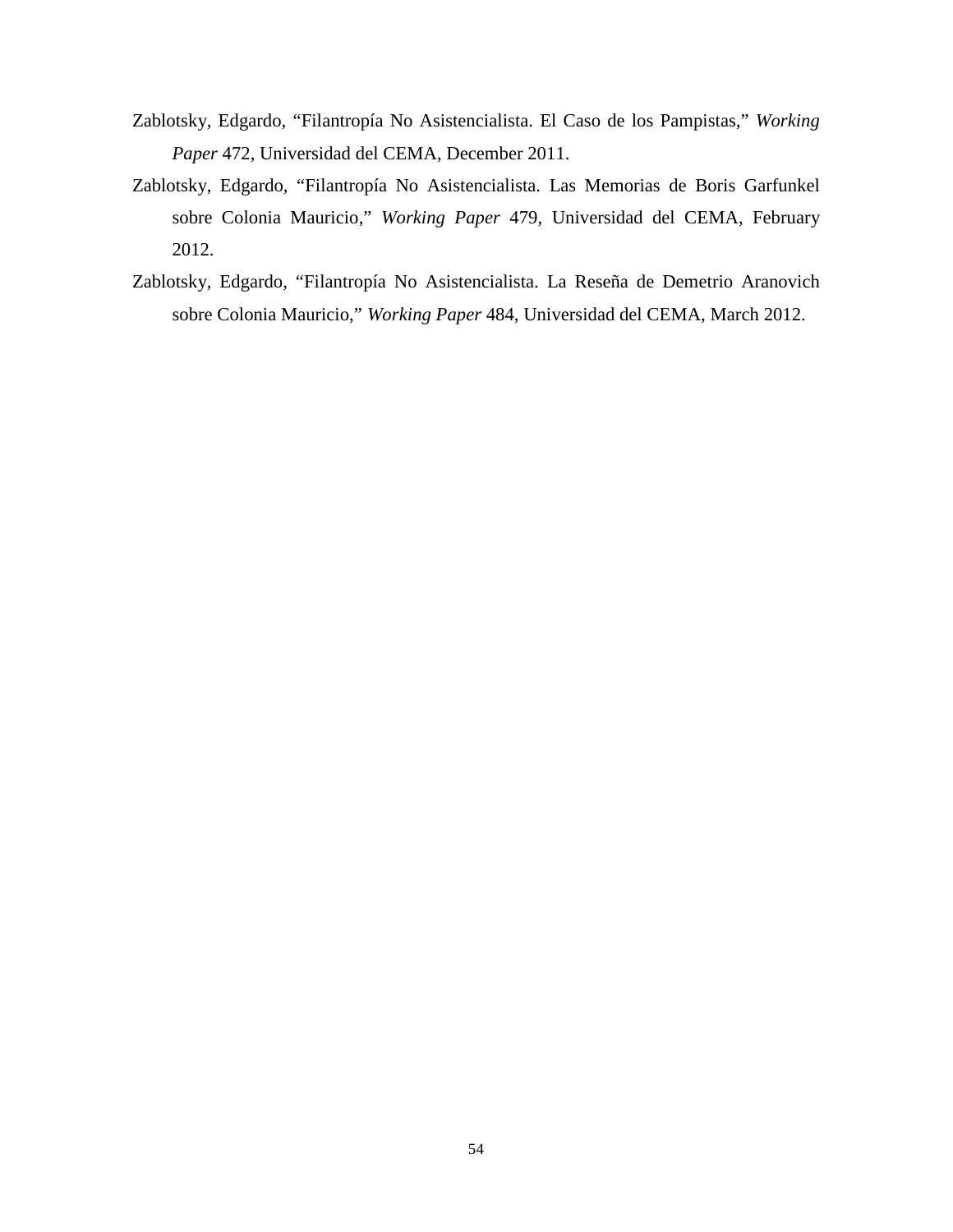Zablotsky, Edgardo, “Filantropía No Asistencialista. El Caso de los Pampistas,” *Working Paper* 472, Universidad del CEMA, December 2011.

Zablotsky, Edgardo, “Filantropía No Asistencialista. Las Memorias de Boris Garfunkel sobre Colonia Mauricio,” *Working Paper* 479, Universidad del CEMA, February 2012.

Zablotsky, Edgardo, “Filantropía No Asistencialista. La Reseña de Demetrio Aranovich sobre Colonia Mauricio,” *Working Paper* 484, Universidad del CEMA, March 2012.